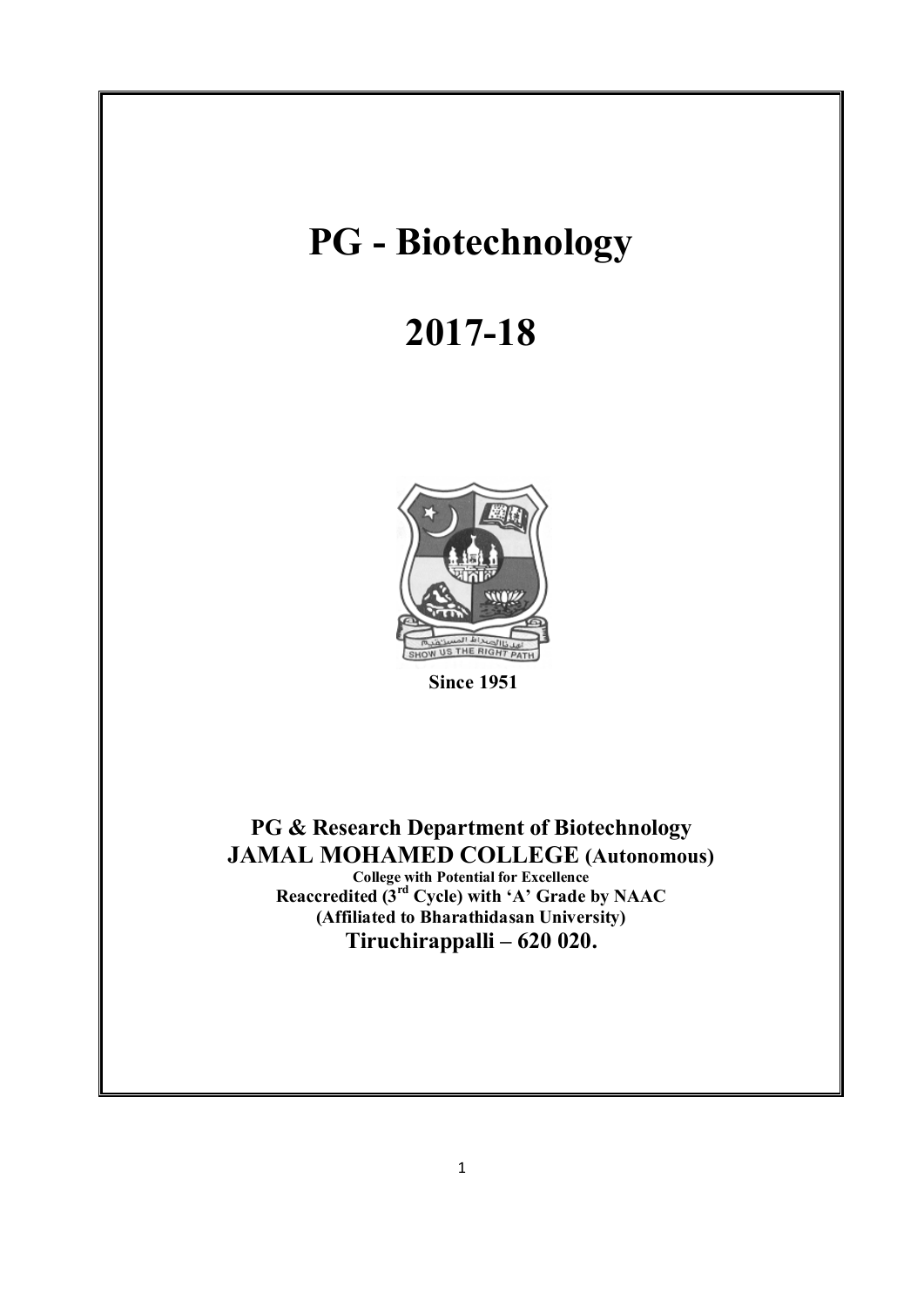# PG - Biotechnology

# 2017-18

Since 1951

**PG & Research Department of Biotechnology**

**JAMAL MOHAMED COLLEGE (Autonomous)**

**College with Potential for Excellence**

**Reaccredited (3rd Cycle) with 'A' Grade by NAAC**

**(Affiliated to Bharathidasan University)**

**Tiruchirappalli – 620 020.**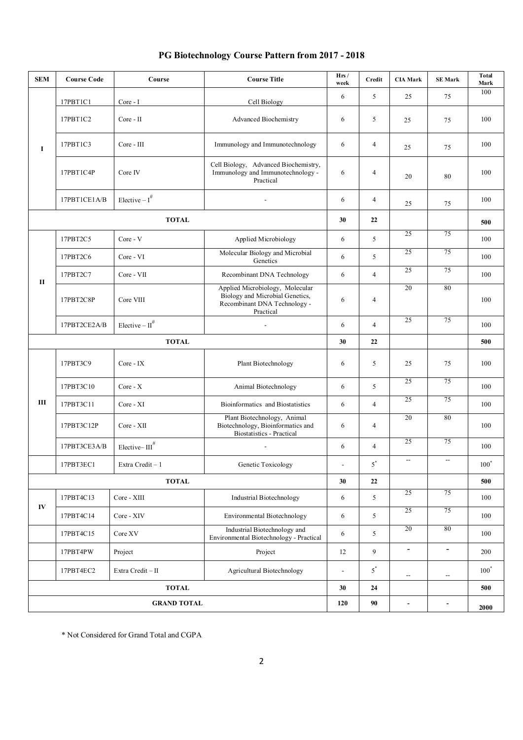# PG Biotechnology Course Pattern from 2017 - 2018

| SEM | Course Code | Course | Course Title | Hrs / week | Credit | CIA Mark | SE Mark | Total Mark |
|---|---|---|---|---|---|---|---|---|
| I | 17PBT1C1 | Core - I | Cell Biology | 6 | 5 | 25 | 75 | 100 |
| | 17PBT1C2 | Core - II | Advanced Biochemistry | 6 | 5 | 25 | 75 | 100 |
| | 17PBT1C3 | Core - III | Immunology and Immunotechnology | 6 | 4 | 25 | 75 | 100 |
| | 17PBT1C4P | Core IV | Cell Biology, Advanced Biochemistry, Immunology and Immunotechnology - Practical | 6 | 4 | 20 | 80 | 100 |
| | 17PBT1CE1A/B | Elective – I# | - | 6 | 4 | 25 | 75 | 100 |
| **TOTAL** | | | | **30** | **22** | | | **500** |
| II | 17PBT2C5 | Core - V | Applied Microbiology | 6 | 5 | 25 | 75 | 100 |
| | 17PBT2C6 | Core - VI | Molecular Biology and Microbial Genetics | 6 | 5 | 25 | 75 | 100 |
| | 17PBT2C7 | Core - VII | Recombinant DNA Technology | 6 | 4 | 25 | 75 | 100 |
| | 17PBT2C8P | Core VIII | Applied Microbiology, Molecular Biology and Microbial Genetics, Recombinant DNA Technology - Practical | 6 | 4 | 20 | 80 | 100 |
| | 17PBT2CE2A/B | Elective – II# | - | 6 | 4 | 25 | 75 | 100 |
| **TOTAL** | | | | **30** | **22** | | | **500** |
| III | 17PBT3C9 | Core - IX | Plant Biotechnology | 6 | 5 | 25 | 75 | 100 |
| | 17PBT3C10 | Core - X | Animal Biotechnology | 6 | 5 | 25 | 75 | 100 |
| | 17PBT3C11 | Core - XI | Bioinformatics and Biostatistics | 6 | 4 | 25 | 75 | 100 |
| | 17PBT3C12P | Core - XII | Plant Biotechnology, Animal Biotechnology, Bioinformatics and Biostatistics - Practical | 6 | 4 | 20 | 80 | 100 |
| | 17PBT3CE3A/B | Elective– III# | - | 6 | 4 | 25 | 75 | 100 |
| | 17PBT3EC1 | Extra Credit – 1 | Genetic Toxicology | - | 5* | -- | -- | 100* |
| **TOTAL** | | | | **30** | **22** | | | **500** |
| IV | 17PBT4C13 | Core - XIII | Industrial Biotechnology | 6 | 5 | 25 | 75 | 100 |
| | 17PBT4C14 | Core - XIV | Environmental Biotechnology | 6 | 5 | 25 | 75 | 100 |
| | 17PBT4C15 | Core XV | Industrial Biotechnology and Environmental Biotechnology - Practical | 6 | 5 | 20 | 80 | 100 |
| | 17PBT4PW | Project | Project | 12 | 9 | - | - | 200 |
| | 17PBT4EC2 | Extra Credit – II | Agricultural Biotechnology | - | 5* | -- | -- | 100* |
| **TOTAL** | | | | **30** | **24** | | | **500** |
| **GRAND TOTAL** | | | | **120** | **90** | - | - | **2000** |

* Not Considered for Grand Total and CGPA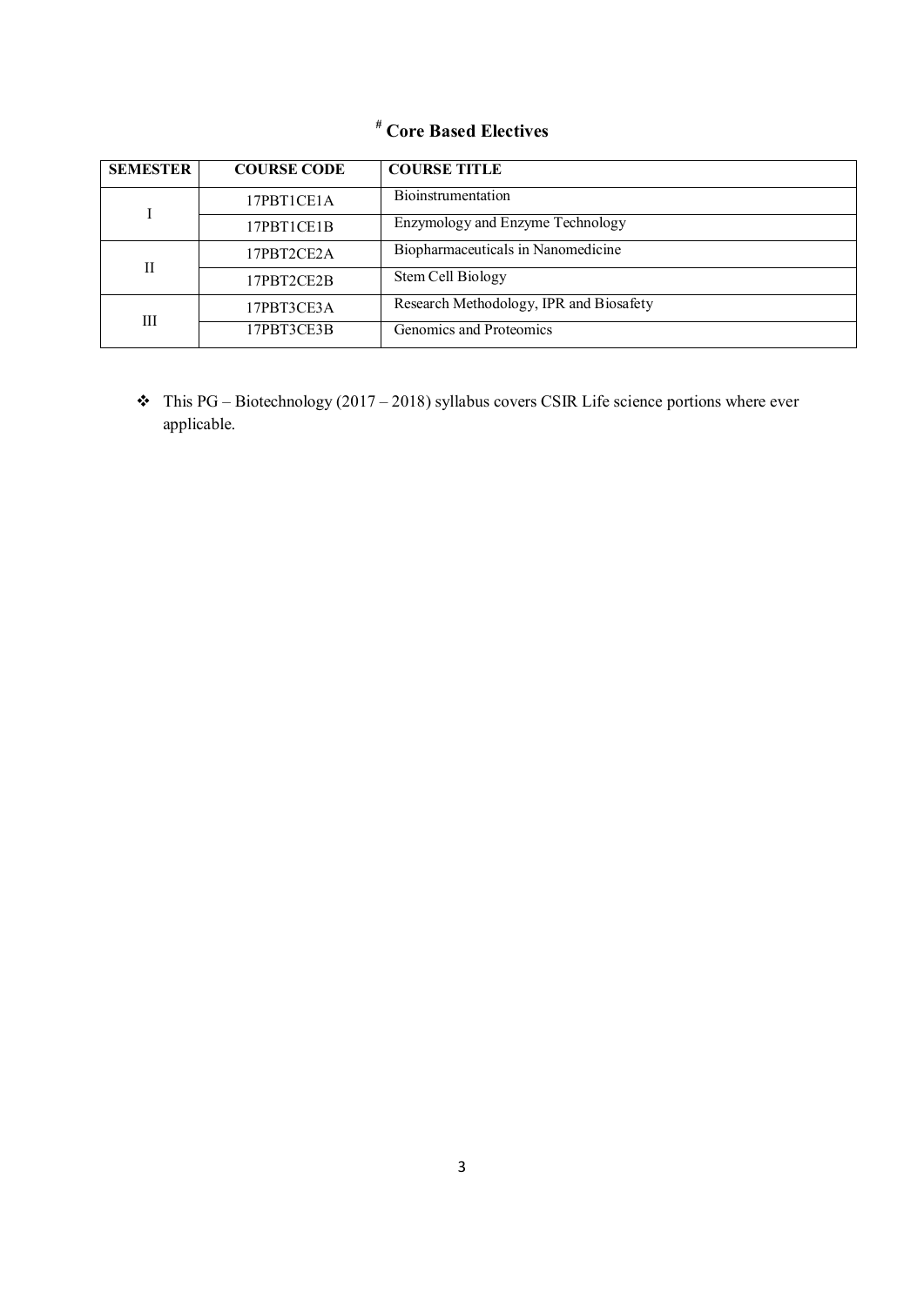## # Core Based Electives

| SEMESTER | COURSE CODE | COURSE TITLE |
|---|---|---|
| I | 17PBT1CE1A | Bioinstrumentation |
| | 17PBT1CE1B | Enzymology and Enzyme Technology |
| II | 17PBT2CE2A | Biopharmaceuticals in Nanomedicine |
| | 17PBT2CE2B | Stem Cell Biology |
| III | 17PBT3CE3A | Research Methodology, IPR and Biosafety |
| | 17PBT3CE3B | Genomics and Proteomics |

- This PG – Biotechnology (2017 – 2018) syllabus covers CSIR Life science portions where ever applicable.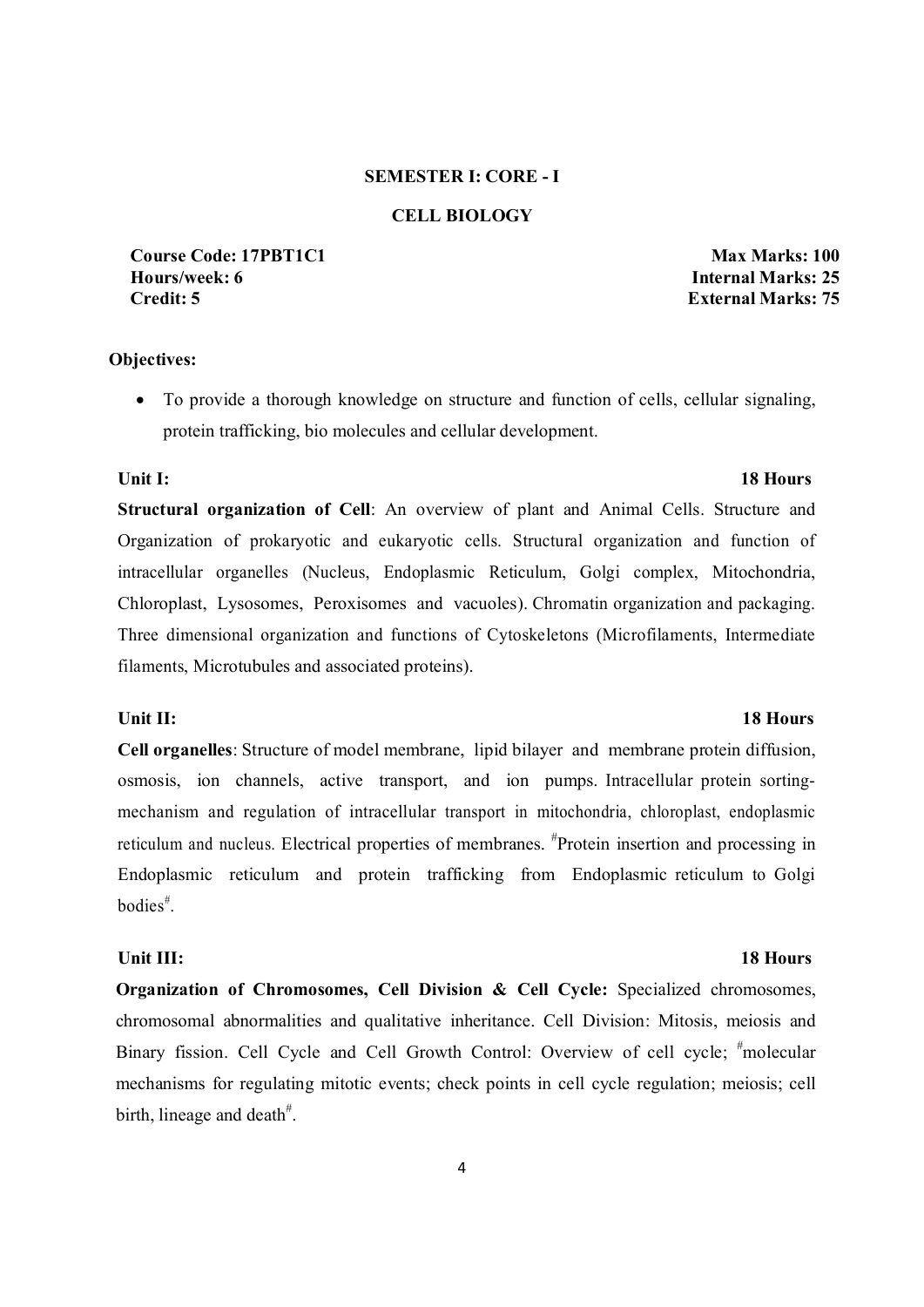**SEMESTER I: CORE - I**

**CELL BIOLOGY**

**Course Code: 17PBT1C1** — **Max Marks: 100**
**Hours/week: 6** — **Internal Marks: 25**
**Credit: 5** — **External Marks: 75**

**Objectives:**

- To provide a thorough knowledge on structure and function of cells, cellular signaling, protein trafficking, bio molecules and cellular development.

**Unit I:** **18 Hours**

**Structural organization of Cell**: An overview of plant and Animal Cells. Structure and Organization of prokaryotic and eukaryotic cells. Structural organization and function of intracellular organelles (Nucleus, Endoplasmic Reticulum, Golgi complex, Mitochondria, Chloroplast, Lysosomes, Peroxisomes and vacuoles). Chromatin organization and packaging. Three dimensional organization and functions of Cytoskeletons (Microfilaments, Intermediate filaments, Microtubules and associated proteins).

**Unit II:** **18 Hours**

**Cell organelles**: Structure of model membrane, lipid bilayer and membrane protein diffusion, osmosis, ion channels, active transport, and ion pumps. Intracellular protein sorting-mechanism and regulation of intracellular transport in mitochondria, chloroplast, endoplasmic reticulum and nucleus. Electrical properties of membranes. #Protein insertion and processing in Endoplasmic reticulum and protein trafficking from Endoplasmic reticulum to Golgi bodies#.

**Unit III:** **18 Hours**

**Organization of Chromosomes, Cell Division & Cell Cycle:** Specialized chromosomes, chromosomal abnormalities and qualitative inheritance. Cell Division: Mitosis, meiosis and Binary fission. Cell Cycle and Cell Growth Control: Overview of cell cycle; #molecular mechanisms for regulating mitotic events; check points in cell cycle regulation; meiosis; cell birth, lineage and death#.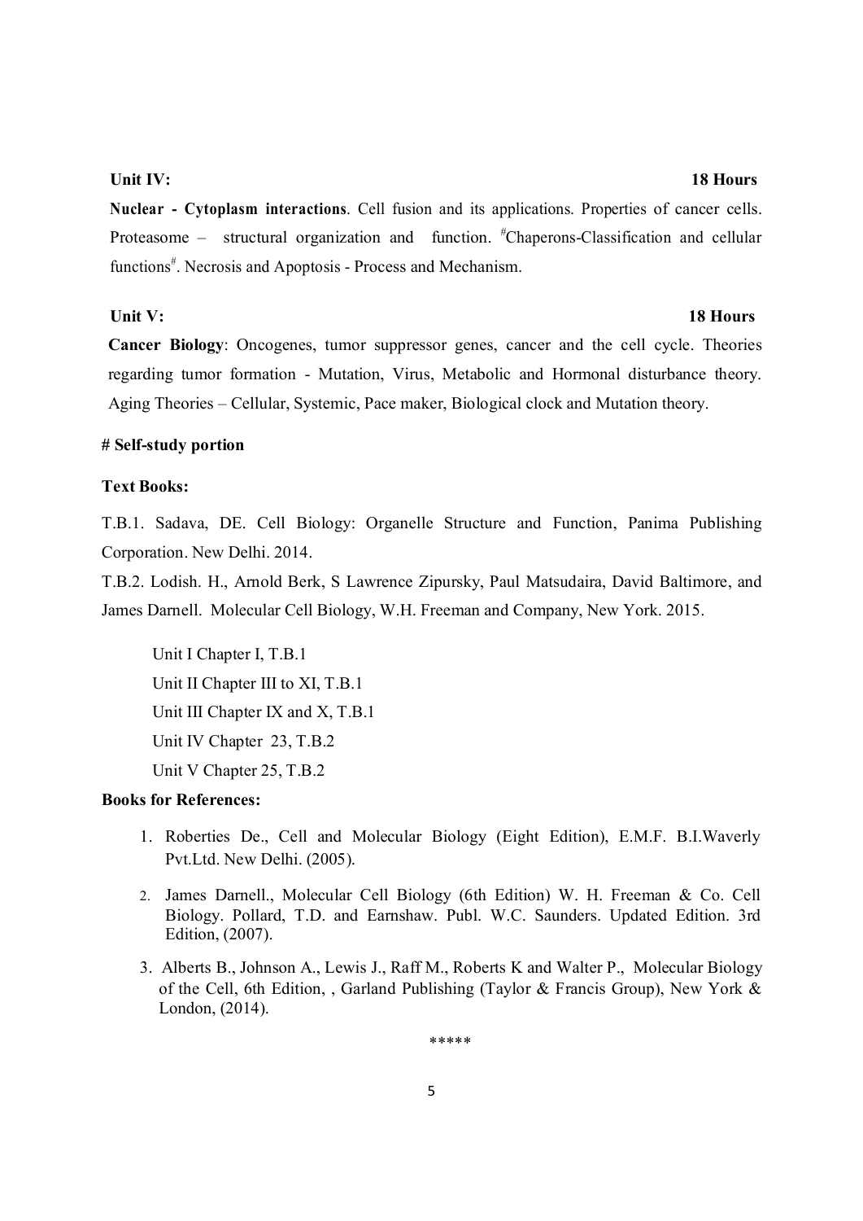**Unit IV: 18 Hours**

**Nuclear - Cytoplasm interactions**. Cell fusion and its applications. Properties of cancer cells. Proteasome – structural organization and function. #Chaperons-Classification and cellular functions#. Necrosis and Apoptosis - Process and Mechanism.

**Unit V: 18 Hours**

**Cancer Biology**: Oncogenes, tumor suppressor genes, cancer and the cell cycle. Theories regarding tumor formation - Mutation, Virus, Metabolic and Hormonal disturbance theory. Aging Theories – Cellular, Systemic, Pace maker, Biological clock and Mutation theory.

**# Self-study portion**

**Text Books:**

T.B.1. Sadava, DE. Cell Biology: Organelle Structure and Function, Panima Publishing Corporation. New Delhi. 2014.

T.B.2. Lodish. H., Arnold Berk, S Lawrence Zipursky, Paul Matsudaira, David Baltimore, and James Darnell. Molecular Cell Biology, W.H. Freeman and Company, New York. 2015.

Unit I Chapter I, T.B.1

Unit II Chapter III to XI, T.B.1

Unit III Chapter IX and X, T.B.1

Unit IV Chapter 23, T.B.2

Unit V Chapter 25, T.B.2

**Books for References:**

1. Roberties De., Cell and Molecular Biology (Eight Edition), E.M.F. B.I.Waverly Pvt.Ltd. New Delhi. (2005).
2. James Darnell., Molecular Cell Biology (6th Edition) W. H. Freeman & Co. Cell Biology. Pollard, T.D. and Earnshaw. Publ. W.C. Saunders. Updated Edition. 3rd Edition, (2007).
3. Alberts B., Johnson A., Lewis J., Raff M., Roberts K and Walter P., Molecular Biology of the Cell, 6th Edition, , Garland Publishing (Taylor & Francis Group), New York & London, (2014).

*****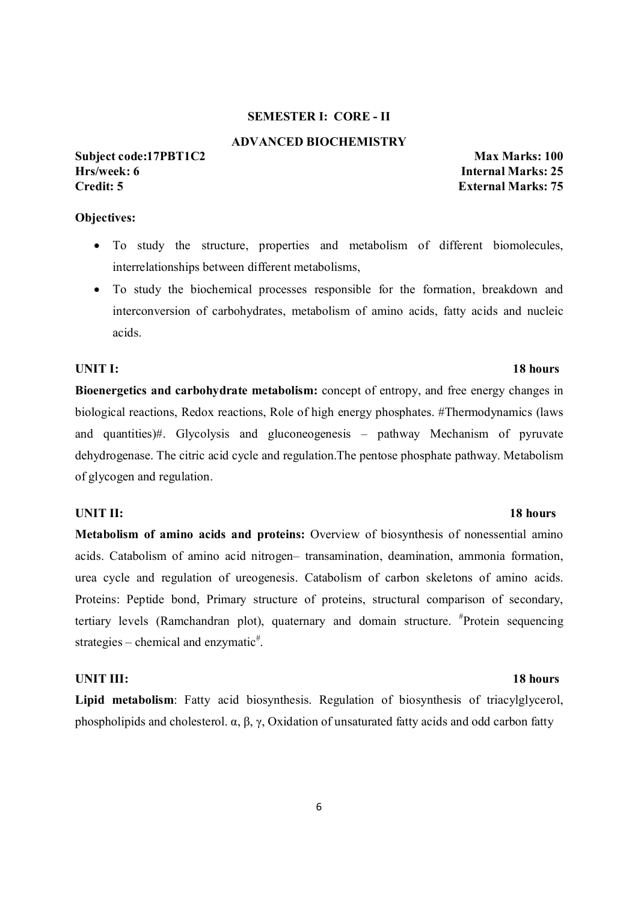**SEMESTER I: CORE - II**

**ADVANCED BIOCHEMISTRY**

**Subject code:17PBT1C2** **Max Marks: 100**
**Hrs/week: 6** **Internal Marks: 25**
**Credit: 5** **External Marks: 75**

**Objectives:**

- To study the structure, properties and metabolism of different biomolecules, interrelationships between different metabolisms,
- To study the biochemical processes responsible for the formation, breakdown and interconversion of carbohydrates, metabolism of amino acids, fatty acids and nucleic acids.

**UNIT I:** **18 hours**

**Bioenergetics and carbohydrate metabolism:** concept of entropy, and free energy changes in biological reactions, Redox reactions, Role of high energy phosphates. #Thermodynamics (laws and quantities)#. Glycolysis and gluconeogenesis – pathway Mechanism of pyruvate dehydrogenase. The citric acid cycle and regulation.The pentose phosphate pathway. Metabolism of glycogen and regulation.

**UNIT II:** **18 hours**

**Metabolism of amino acids and proteins:** Overview of biosynthesis of nonessential amino acids. Catabolism of amino acid nitrogen– transamination, deamination, ammonia formation, urea cycle and regulation of ureogenesis. Catabolism of carbon skeletons of amino acids. Proteins: Peptide bond, Primary structure of proteins, structural comparison of secondary, tertiary levels (Ramchandran plot), quaternary and domain structure. #Protein sequencing strategies – chemical and enzymatic#.

**UNIT III:** **18 hours**

**Lipid metabolism**: Fatty acid biosynthesis. Regulation of biosynthesis of triacylglycerol, phospholipids and cholesterol. α, β, γ, Oxidation of unsaturated fatty acids and odd carbon fatty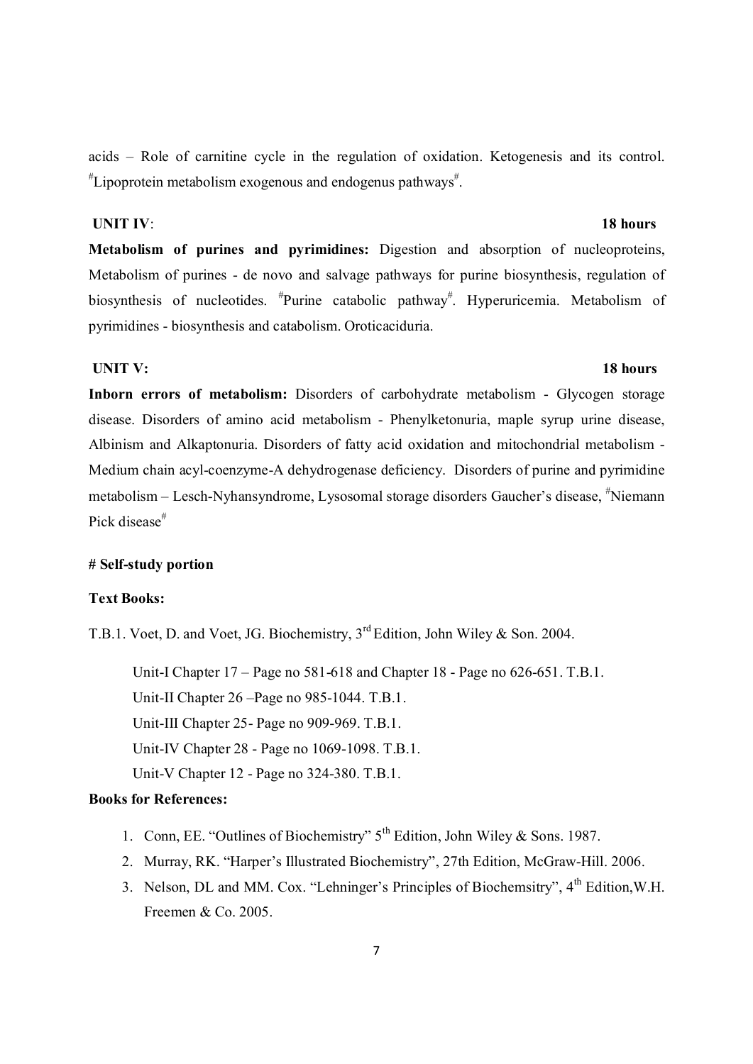acids – Role of carnitine cycle in the regulation of oxidation. Ketogenesis and its control. #Lipoprotein metabolism exogenous and endogenus pathways#.

**UNIT IV**: **18 hours**

**Metabolism of purines and pyrimidines:** Digestion and absorption of nucleoproteins, Metabolism of purines - de novo and salvage pathways for purine biosynthesis, regulation of biosynthesis of nucleotides. #Purine catabolic pathway#. Hyperuricemia. Metabolism of pyrimidines - biosynthesis and catabolism. Oroticaciduria.

**UNIT V:** **18 hours**

**Inborn errors of metabolism:** Disorders of carbohydrate metabolism - Glycogen storage disease. Disorders of amino acid metabolism - Phenylketonuria, maple syrup urine disease, Albinism and Alkaptonuria. Disorders of fatty acid oxidation and mitochondrial metabolism - Medium chain acyl-coenzyme-A dehydrogenase deficiency. Disorders of purine and pyrimidine metabolism – Lesch-Nyhansyndrome, Lysosomal storage disorders Gaucher's disease, #Niemann Pick disease#

**# Self-study portion**

**Text Books:**

T.B.1. Voet, D. and Voet, JG. Biochemistry, 3rd Edition, John Wiley & Son. 2004.

Unit-I Chapter 17 – Page no 581-618 and Chapter 18 - Page no 626-651. T.B.1.

Unit-II Chapter 26 –Page no 985-1044. T.B.1.

Unit-III Chapter 25- Page no 909-969. T.B.1.

Unit-IV Chapter 28 - Page no 1069-1098. T.B.1.

Unit-V Chapter 12 - Page no 324-380. T.B.1.

**Books for References:**

1. Conn, EE. "Outlines of Biochemistry" 5th Edition, John Wiley & Sons. 1987.
2. Murray, RK. "Harper's Illustrated Biochemistry", 27th Edition, McGraw-Hill. 2006.
3. Nelson, DL and MM. Cox. "Lehninger's Principles of Biochemsitry", 4th Edition,W.H. Freemen & Co. 2005.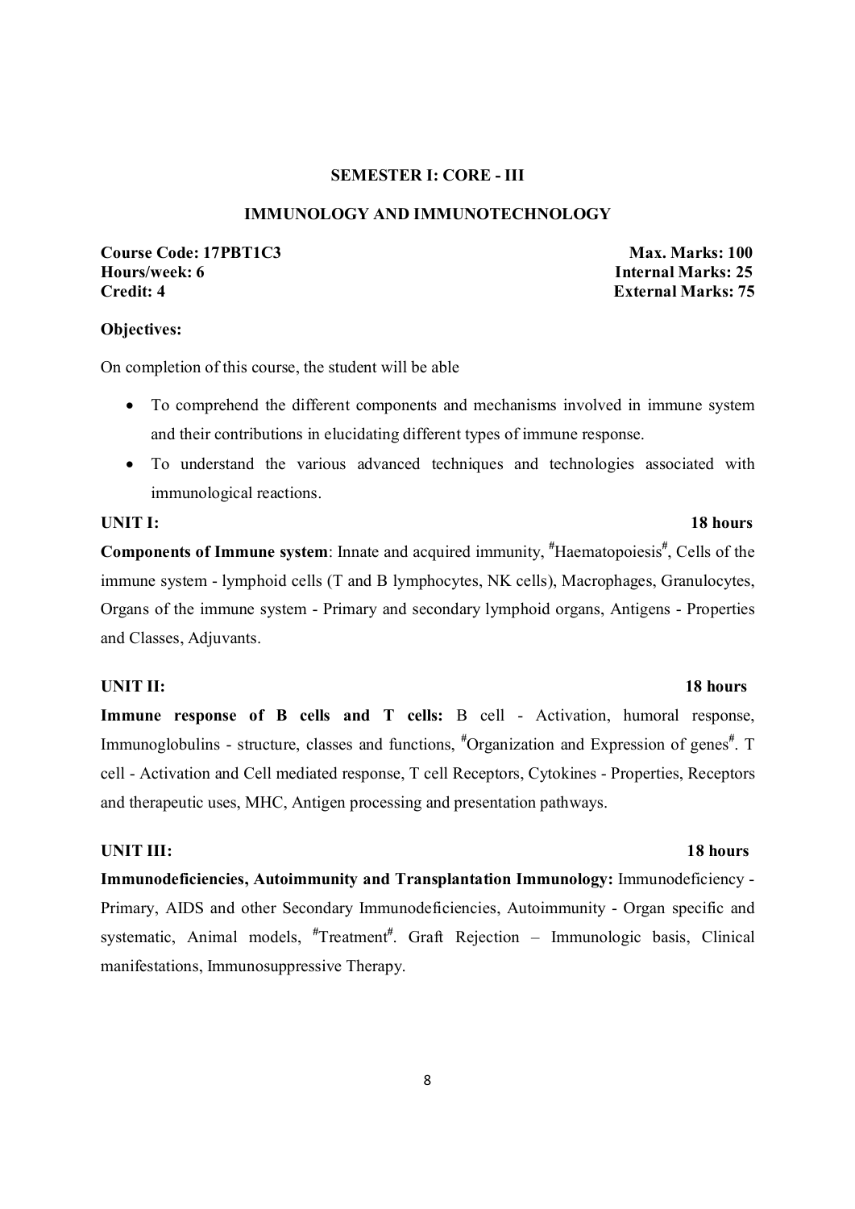## SEMESTER I: CORE - III

## IMMUNOLOGY AND IMMUNOTECHNOLOGY

| | |
|---|---|
| **Course Code: 17PBT1C3** | **Max. Marks: 100** |
| **Hours/week: 6** | **Internal Marks: 25** |
| **Credit: 4** | **External Marks: 75** |

**Objectives:**

On completion of this course, the student will be able

- To comprehend the different components and mechanisms involved in immune system and their contributions in elucidating different types of immune response.
- To understand the various advanced techniques and technologies associated with immunological reactions.

**UNIT I: 18 hours**

**Components of Immune system**: Innate and acquired immunity, #Haematopoiesis#, Cells of the immune system - lymphoid cells (T and B lymphocytes, NK cells), Macrophages, Granulocytes, Organs of the immune system - Primary and secondary lymphoid organs, Antigens - Properties and Classes, Adjuvants.

**UNIT II: 18 hours**

**Immune response of B cells and T cells:** B cell - Activation, humoral response, Immunoglobulins - structure, classes and functions, #Organization and Expression of genes#. T cell - Activation and Cell mediated response, T cell Receptors, Cytokines - Properties, Receptors and therapeutic uses, MHC, Antigen processing and presentation pathways.

**UNIT III: 18 hours**

**Immunodeficiencies, Autoimmunity and Transplantation Immunology:** Immunodeficiency - Primary, AIDS and other Secondary Immunodeficiencies, Autoimmunity - Organ specific and systematic, Animal models, #Treatment#. Graft Rejection – Immunologic basis, Clinical manifestations, Immunosuppressive Therapy.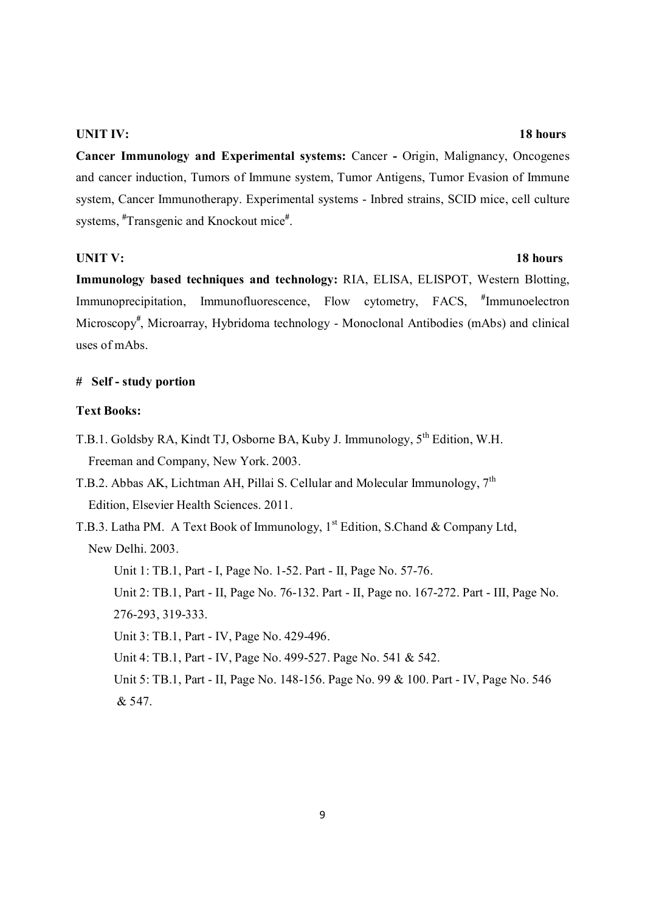**UNIT IV: 18 hours**

**Cancer Immunology and Experimental systems:** Cancer **-** Origin, Malignancy, Oncogenes and cancer induction, Tumors of Immune system, Tumor Antigens, Tumor Evasion of Immune system, Cancer Immunotherapy. Experimental systems - Inbred strains, SCID mice, cell culture systems, #Transgenic and Knockout mice#.

**UNIT V: 18 hours**

**Immunology based techniques and technology:** RIA, ELISA, ELISPOT, Western Blotting, Immunoprecipitation, Immunofluorescence, Flow cytometry, FACS, #Immunoelectron Microscopy#, Microarray, Hybridoma technology - Monoclonal Antibodies (mAbs) and clinical uses of mAbs.

**# Self - study portion**

**Text Books:**

T.B.1. Goldsby RA, Kindt TJ, Osborne BA, Kuby J. Immunology, 5th Edition, W.H. Freeman and Company, New York. 2003.

T.B.2. Abbas AK, Lichtman AH, Pillai S. Cellular and Molecular Immunology, 7th Edition, Elsevier Health Sciences. 2011.

T.B.3. Latha PM. A Text Book of Immunology, 1st Edition, S.Chand & Company Ltd, New Delhi. 2003.

Unit 1: TB.1, Part - I, Page No. 1-52. Part - II, Page No. 57-76.

Unit 2: TB.1, Part - II, Page No. 76-132. Part - II, Page no. 167-272. Part - III, Page No. 276-293, 319-333.

Unit 3: TB.1, Part - IV, Page No. 429-496.

Unit 4: TB.1, Part - IV, Page No. 499-527. Page No. 541 & 542.

Unit 5: TB.1, Part - II, Page No. 148-156. Page No. 99 & 100. Part - IV, Page No. 546 & 547.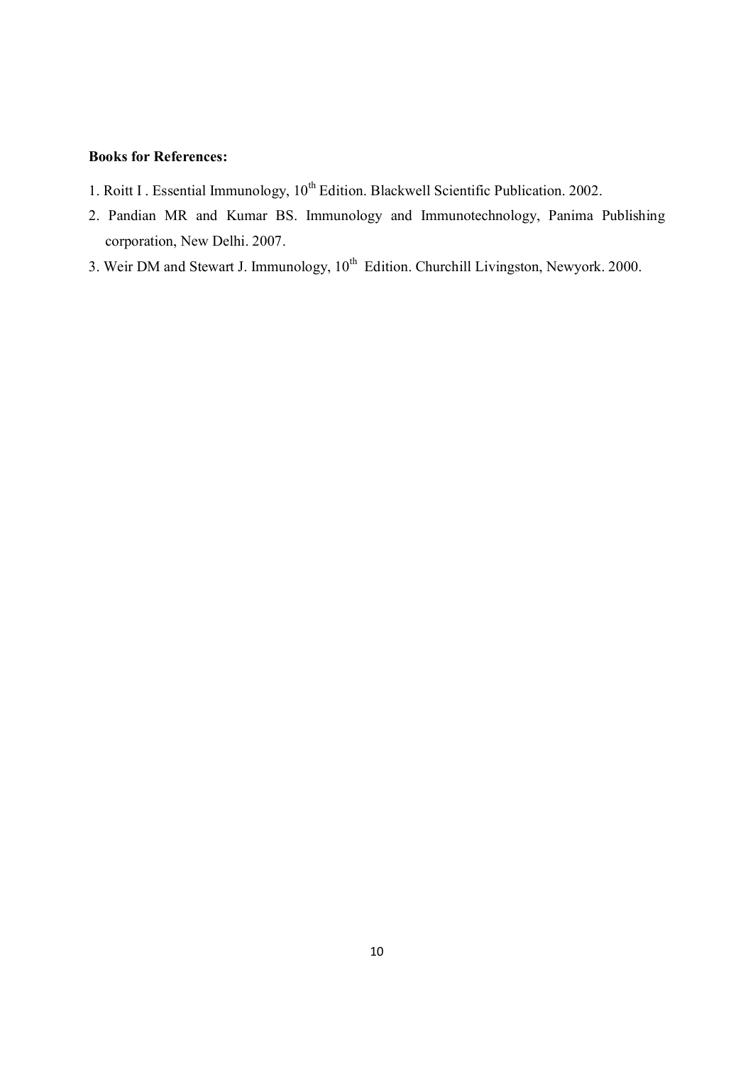**Books for References:**

1. Roitt I . Essential Immunology, $10^{th}$ Edition. Blackwell Scientific Publication. 2002.
2. Pandian MR and Kumar BS. Immunology and Immunotechnology, Panima Publishing corporation, New Delhi. 2007.
3. Weir DM and Stewart J. Immunology, $10^{th}$ Edition. Churchill Livingston, Newyork. 2000.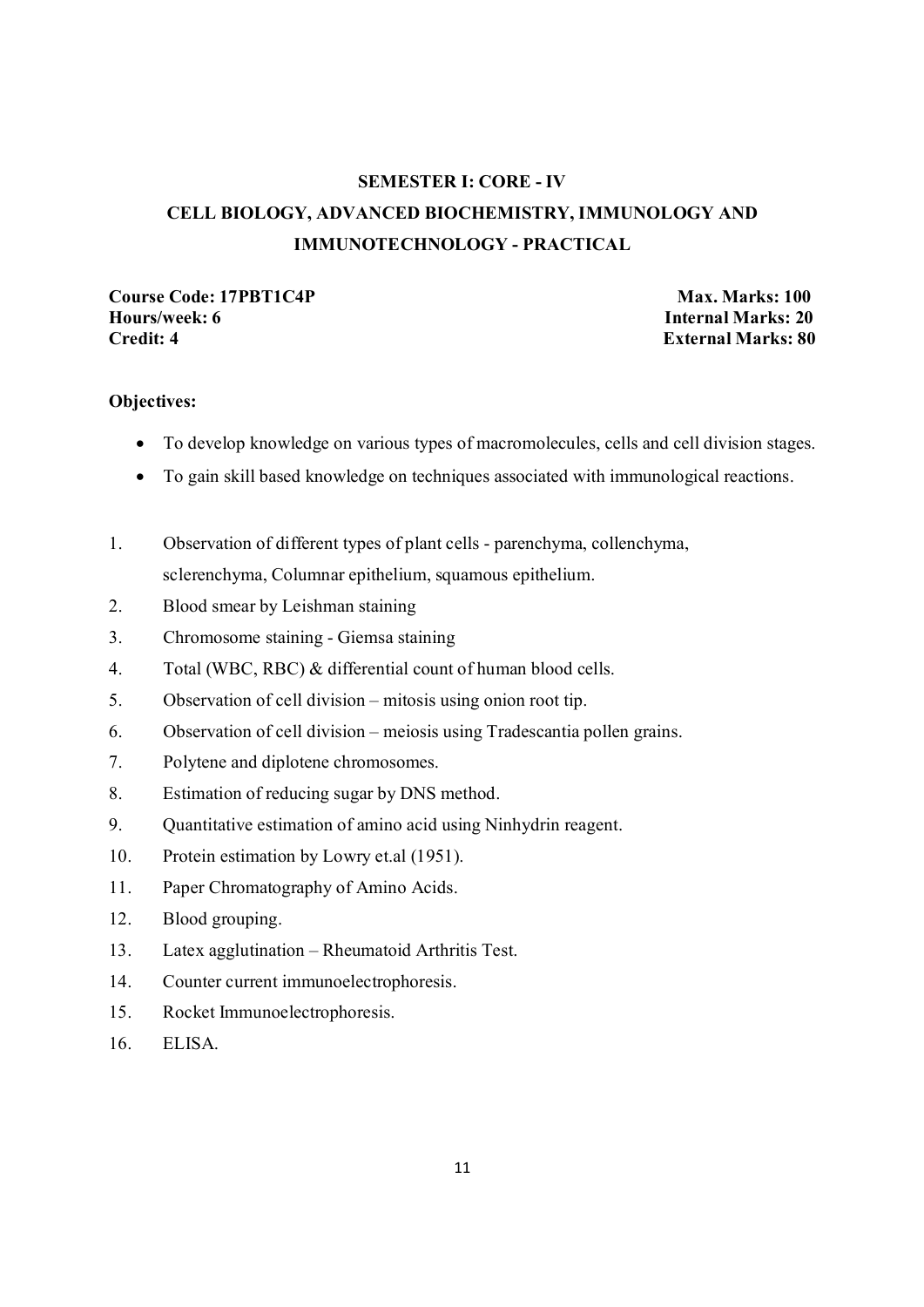## SEMESTER I: CORE - IV

## CELL BIOLOGY, ADVANCED BIOCHEMISTRY, IMMUNOLOGY AND IMMUNOTECHNOLOGY - PRACTICAL

**Course Code: 17PBT1C4P** | **Max. Marks: 100**
**Hours/week: 6** | **Internal Marks: 20**
**Credit: 4** | **External Marks: 80**

**Objectives:**

- To develop knowledge on various types of macromolecules, cells and cell division stages.
- To gain skill based knowledge on techniques associated with immunological reactions.

1. Observation of different types of plant cells - parenchyma, collenchyma, sclerenchyma, Columnar epithelium, squamous epithelium.
2. Blood smear by Leishman staining
3. Chromosome staining - Giemsa staining
4. Total (WBC, RBC) & differential count of human blood cells.
5. Observation of cell division – mitosis using onion root tip.
6. Observation of cell division – meiosis using Tradescantia pollen grains.
7. Polytene and diplotene chromosomes.
8. Estimation of reducing sugar by DNS method.
9. Quantitative estimation of amino acid using Ninhydrin reagent.
10. Protein estimation by Lowry et.al (1951).
11. Paper Chromatography of Amino Acids.
12. Blood grouping.
13. Latex agglutination – Rheumatoid Arthritis Test.
14. Counter current immunoelectrophoresis.
15. Rocket Immunoelectrophoresis.
16. ELISA.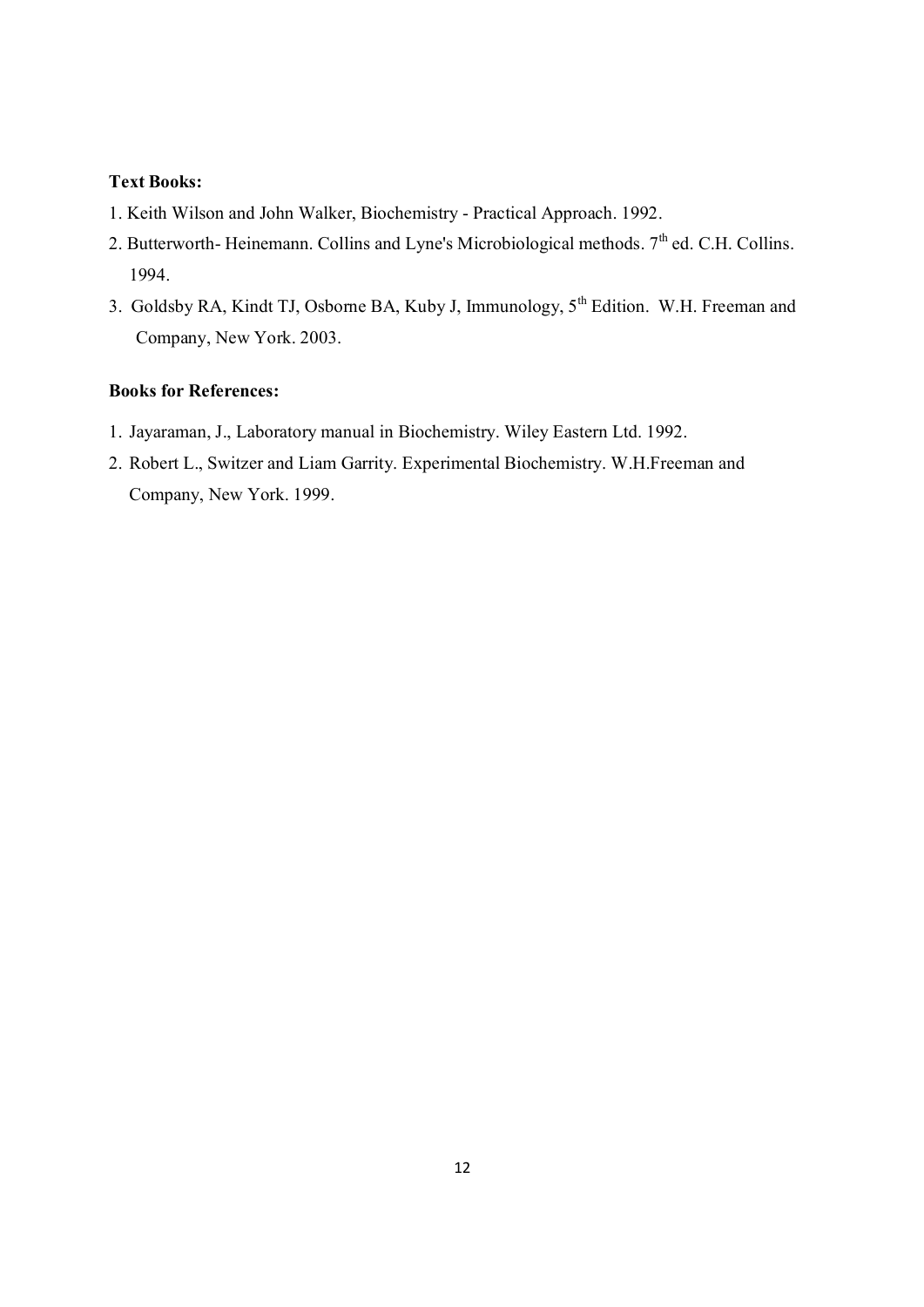**Text Books:**

1. Keith Wilson and John Walker, Biochemistry - Practical Approach. 1992.
2. Butterworth- Heinemann. Collins and Lyne's Microbiological methods. 7th ed. C.H. Collins. 1994.
3. Goldsby RA, Kindt TJ, Osborne BA, Kuby J, Immunology, 5th Edition. W.H. Freeman and Company, New York. 2003.

**Books for References:**

1. Jayaraman, J., Laboratory manual in Biochemistry. Wiley Eastern Ltd. 1992.
2. Robert L., Switzer and Liam Garrity. Experimental Biochemistry. W.H.Freeman and Company, New York. 1999.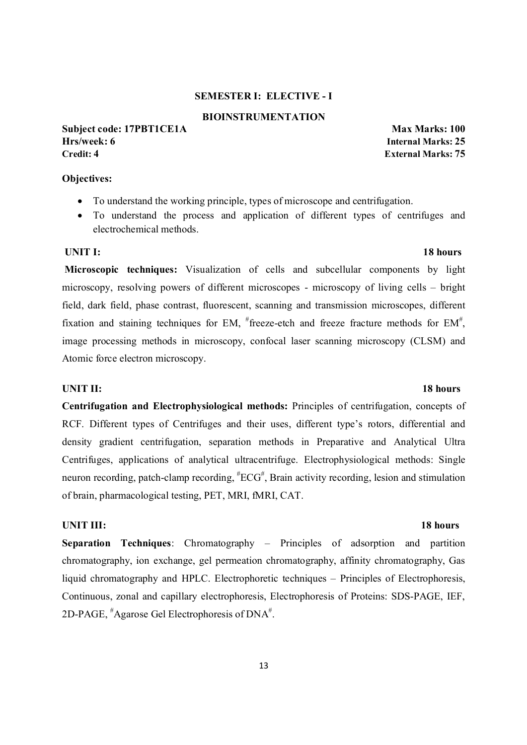## SEMESTER I: ELECTIVE - I

## BIOINSTRUMENTATION

**Subject code: 17PBT1CE1A** — **Max Marks: 100**
**Hrs/week: 6** — **Internal Marks: 25**
**Credit: 4** — **External Marks: 75**

**Objectives:**

- To understand the working principle, types of microscope and centrifugation.
- To understand the process and application of different types of centrifuges and electrochemical methods.

**UNIT I:** **18 hours**

**Microscopic techniques:** Visualization of cells and subcellular components by light microscopy, resolving powers of different microscopes - microscopy of living cells – bright field, dark field, phase contrast, fluorescent, scanning and transmission microscopes, different fixation and staining techniques for EM, #freeze-etch and freeze fracture methods for EM#, image processing methods in microscopy, confocal laser scanning microscopy (CLSM) and Atomic force electron microscopy.

**UNIT II:** **18 hours**

**Centrifugation and Electrophysiological methods:** Principles of centrifugation, concepts of RCF. Different types of Centrifuges and their uses, different type's rotors, differential and density gradient centrifugation, separation methods in Preparative and Analytical Ultra Centrifuges, applications of analytical ultracentrifuge. Electrophysiological methods: Single neuron recording, patch-clamp recording, #ECG#, Brain activity recording, lesion and stimulation of brain, pharmacological testing, PET, MRI, fMRI, CAT.

**UNIT III:** **18 hours**

**Separation Techniques**: Chromatography – Principles of adsorption and partition chromatography, ion exchange, gel permeation chromatography, affinity chromatography, Gas liquid chromatography and HPLC. Electrophoretic techniques – Principles of Electrophoresis, Continuous, zonal and capillary electrophoresis, Electrophoresis of Proteins: SDS-PAGE, IEF, 2D-PAGE, #Agarose Gel Electrophoresis of DNA#.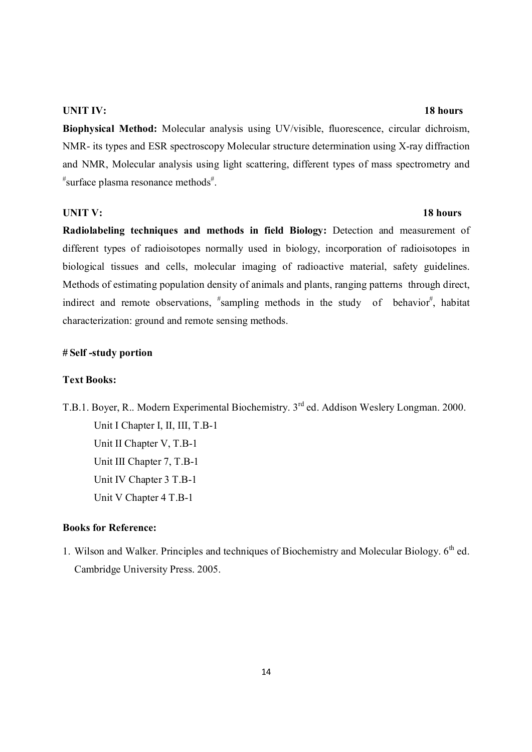**UNIT IV:** **18 hours**

**Biophysical Method:** Molecular analysis using UV/visible, fluorescence, circular dichroism, NMR- its types and ESR spectroscopy Molecular structure determination using X-ray diffraction and NMR, Molecular analysis using light scattering, different types of mass spectrometry and #surface plasma resonance methods#.

**UNIT V:** **18 hours**

**Radiolabeling techniques and methods in field Biology:** Detection and measurement of different types of radioisotopes normally used in biology, incorporation of radioisotopes in biological tissues and cells, molecular imaging of radioactive material, safety guidelines. Methods of estimating population density of animals and plants, ranging patterns through direct, indirect and remote observations, #sampling methods in the study of behavior#, habitat characterization: ground and remote sensing methods.

**# Self -study portion**

**Text Books:**

T.B.1. Boyer, R.. Modern Experimental Biochemistry. 3rd ed. Addison Weslery Longman. 2000.

Unit I Chapter I, II, III, T.B-1
Unit II Chapter V, T.B-1
Unit III Chapter 7, T.B-1
Unit IV Chapter 3 T.B-1
Unit V Chapter 4 T.B-1

**Books for Reference:**

1. Wilson and Walker. Principles and techniques of Biochemistry and Molecular Biology. 6th ed. Cambridge University Press. 2005.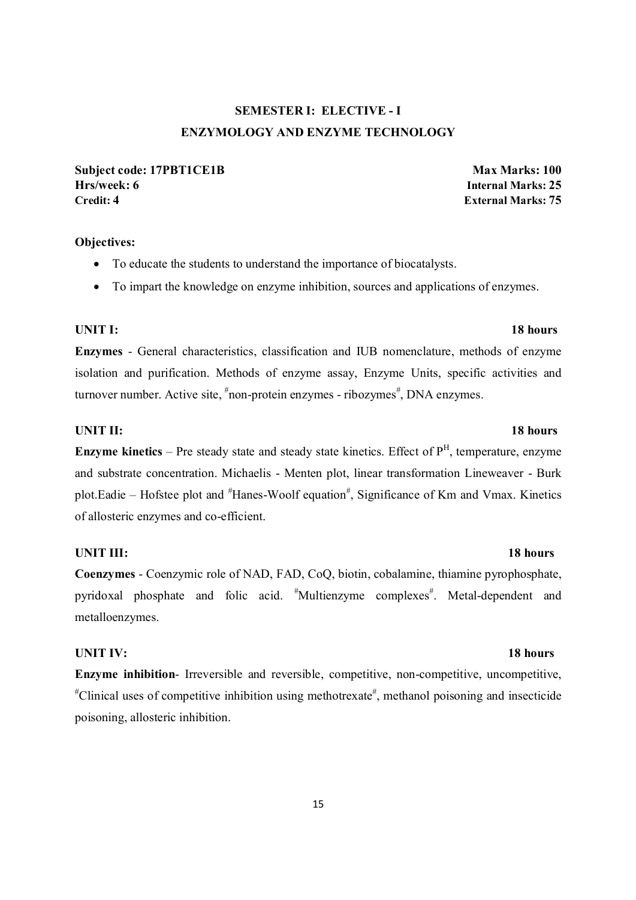## SEMESTER I: ELECTIVE - I
## ENZYMOLOGY AND ENZYME TECHNOLOGY

**Subject code: 17PBT1CE1B** **Max Marks: 100**
**Hrs/week: 6** **Internal Marks: 25**
**Credit: 4** **External Marks: 75**

**Objectives:**

- To educate the students to understand the importance of biocatalysts.
- To impart the knowledge on enzyme inhibition, sources and applications of enzymes.

**UNIT I:** **18 hours**

**Enzymes** - General characteristics, classification and IUB nomenclature, methods of enzyme isolation and purification. Methods of enzyme assay, Enzyme Units, specific activities and turnover number. Active site, #non-protein enzymes - ribozymes#, DNA enzymes.

**UNIT II:** **18 hours**

**Enzyme kinetics** – Pre steady state and steady state kinetics. Effect of $P^H$, temperature, enzyme and substrate concentration. Michaelis - Menten plot, linear transformation Lineweaver - Burk plot.Eadie – Hofstee plot and #Hanes-Woolf equation#, Significance of Km and Vmax. Kinetics of allosteric enzymes and co-efficient.

**UNIT III:** **18 hours**

**Coenzymes** - Coenzymic role of NAD, FAD, CoQ, biotin, cobalamine, thiamine pyrophosphate, pyridoxal phosphate and folic acid. #Multienzyme complexes#. Metal-dependent and metalloenzymes.

**UNIT IV:** **18 hours**

**Enzyme inhibition**- Irreversible and reversible, competitive, non-competitive, uncompetitive, #Clinical uses of competitive inhibition using methotrexate#, methanol poisoning and insecticide poisoning, allosteric inhibition.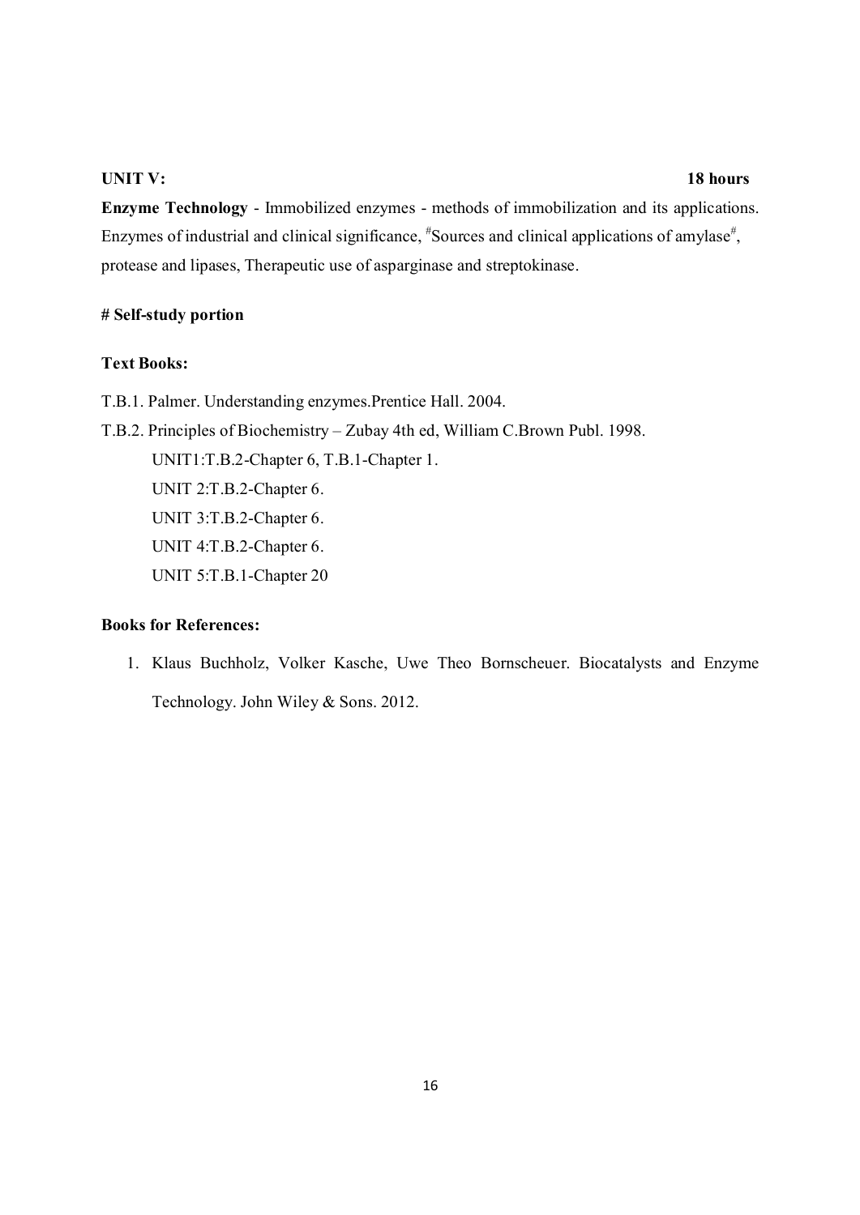**UNIT V: 18 hours**

**Enzyme Technology** - Immobilized enzymes - methods of immobilization and its applications. Enzymes of industrial and clinical significance, #Sources and clinical applications of amylase#, protease and lipases, Therapeutic use of asparginase and streptokinase.

**# Self-study portion**

**Text Books:**

T.B.1. Palmer. Understanding enzymes.Prentice Hall. 2004.

T.B.2. Principles of Biochemistry – Zubay 4th ed, William C.Brown Publ. 1998.

UNIT1:T.B.2-Chapter 6, T.B.1-Chapter 1.

UNIT 2:T.B.2-Chapter 6.

UNIT 3:T.B.2-Chapter 6.

UNIT 4:T.B.2-Chapter 6.

UNIT 5:T.B.1-Chapter 20

**Books for References:**

1. Klaus Buchholz, Volker Kasche, Uwe Theo Bornscheuer. Biocatalysts and Enzyme Technology. John Wiley & Sons. 2012.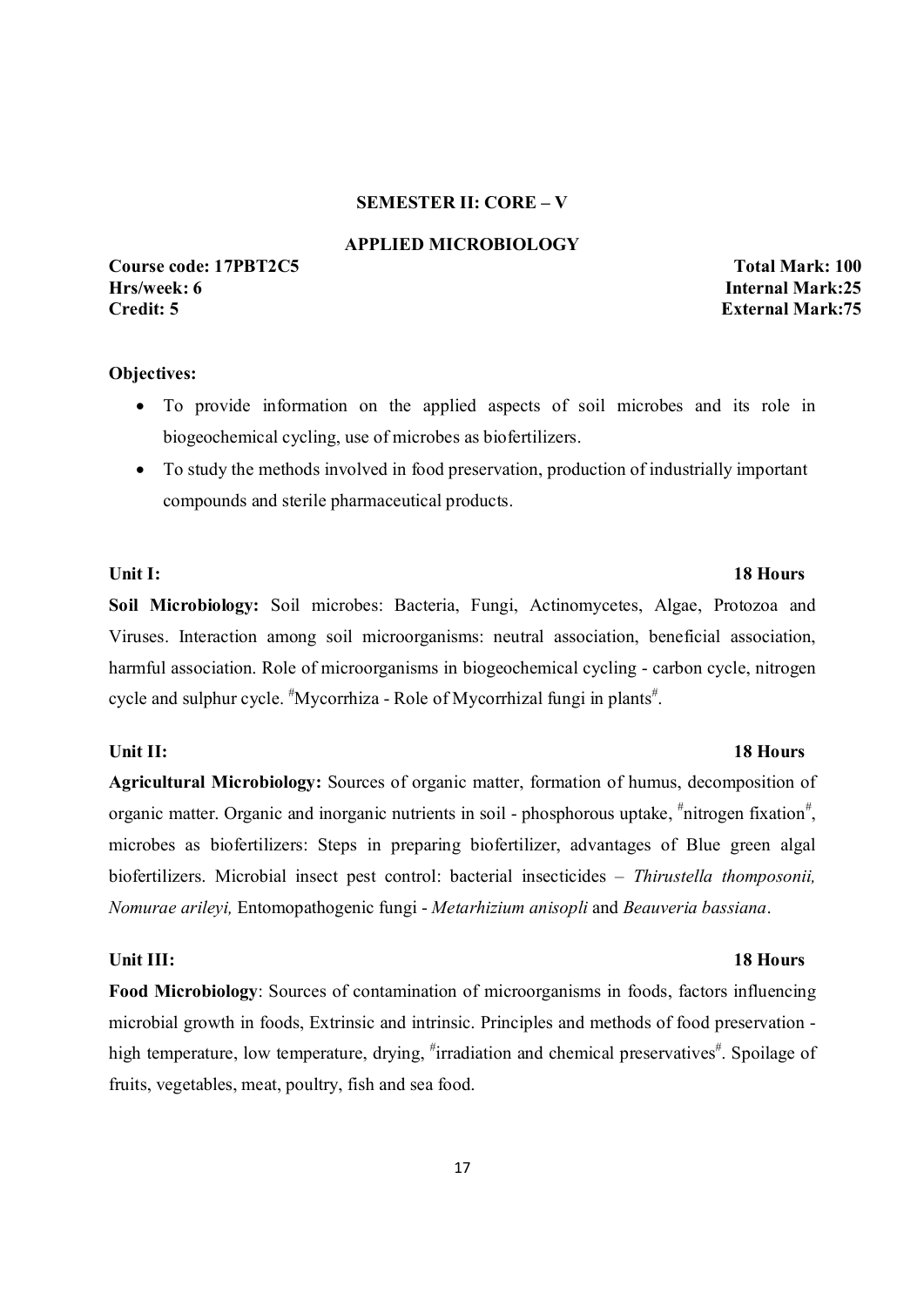## SEMESTER II: CORE – V

## APPLIED MICROBIOLOGY

**Course code: 17PBT2C5** **Total Mark: 100**
**Hrs/week: 6** **Internal Mark:25**
**Credit: 5** **External Mark:75**

**Objectives:**

- To provide information on the applied aspects of soil microbes and its role in biogeochemical cycling, use of microbes as biofertilizers.
- To study the methods involved in food preservation, production of industrially important compounds and sterile pharmaceutical products.

**Unit I:** **18 Hours**

**Soil Microbiology:** Soil microbes: Bacteria, Fungi, Actinomycetes, Algae, Protozoa and Viruses. Interaction among soil microorganisms: neutral association, beneficial association, harmful association. Role of microorganisms in biogeochemical cycling - carbon cycle, nitrogen cycle and sulphur cycle. #Mycorrhiza - Role of Mycorrhizal fungi in plants#.

**Unit II:** **18 Hours**

**Agricultural Microbiology:** Sources of organic matter, formation of humus, decomposition of organic matter. Organic and inorganic nutrients in soil - phosphorous uptake, #nitrogen fixation#, microbes as biofertilizers: Steps in preparing biofertilizer, advantages of Blue green algal biofertilizers. Microbial insect pest control: bacterial insecticides – *Thirustella thomposonii, Nomurae arileyi,* Entomopathogenic fungi - *Metarhizium anisopli* and *Beauveria bassiana*.

**Unit III:** **18 Hours**

**Food Microbiology**: Sources of contamination of microorganisms in foods, factors influencing microbial growth in foods, Extrinsic and intrinsic. Principles and methods of food preservation - high temperature, low temperature, drying, #irradiation and chemical preservatives#. Spoilage of fruits, vegetables, meat, poultry, fish and sea food.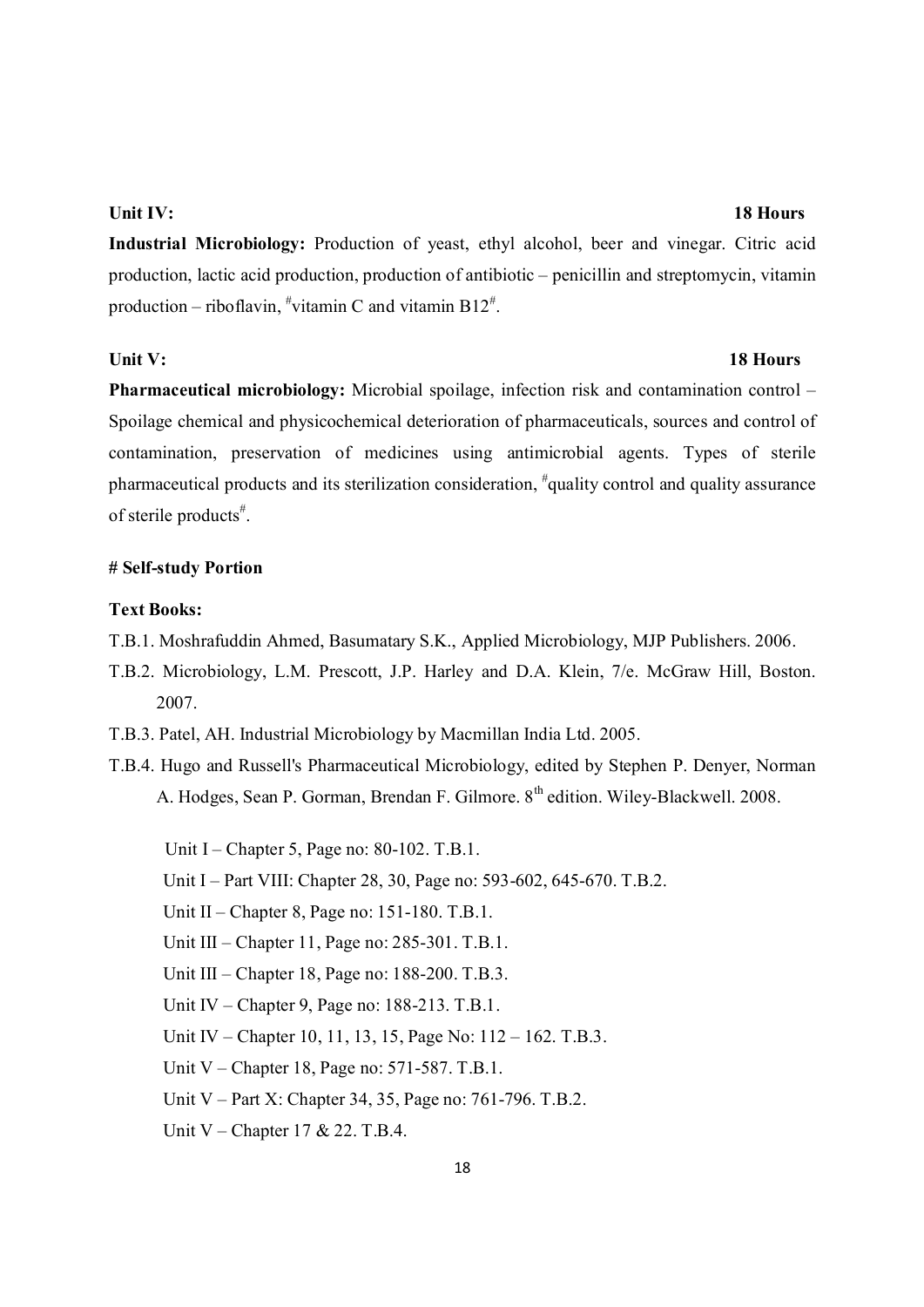**Unit IV: 18 Hours**

**Industrial Microbiology:** Production of yeast, ethyl alcohol, beer and vinegar. Citric acid production, lactic acid production, production of antibiotic – penicillin and streptomycin, vitamin production – riboflavin, #vitamin C and vitamin B12#.

**Unit V: 18 Hours**

**Pharmaceutical microbiology:** Microbial spoilage, infection risk and contamination control – Spoilage chemical and physicochemical deterioration of pharmaceuticals, sources and control of contamination, preservation of medicines using antimicrobial agents. Types of sterile pharmaceutical products and its sterilization consideration, #quality control and quality assurance of sterile products#.

**# Self-study Portion**

**Text Books:**

T.B.1. Moshrafuddin Ahmed, Basumatary S.K., Applied Microbiology, MJP Publishers. 2006.

T.B.2. Microbiology, L.M. Prescott, J.P. Harley and D.A. Klein, 7/e. McGraw Hill, Boston. 2007.

T.B.3. Patel, AH. Industrial Microbiology by Macmillan India Ltd. 2005.

T.B.4. Hugo and Russell's Pharmaceutical Microbiology, edited by Stephen P. Denyer, Norman A. Hodges, Sean P. Gorman, Brendan F. Gilmore. 8th edition. Wiley-Blackwell. 2008.

Unit I – Chapter 5, Page no: 80-102. T.B.1.

Unit I – Part VIII: Chapter 28, 30, Page no: 593-602, 645-670. T.B.2.

Unit II – Chapter 8, Page no: 151-180. T.B.1.

Unit III – Chapter 11, Page no: 285-301. T.B.1.

Unit III – Chapter 18, Page no: 188-200. T.B.3.

Unit IV – Chapter 9, Page no: 188-213. T.B.1.

Unit IV – Chapter 10, 11, 13, 15, Page No: 112 – 162. T.B.3.

Unit V – Chapter 18, Page no: 571-587. T.B.1.

Unit V – Part X: Chapter 34, 35, Page no: 761-796. T.B.2.

Unit V – Chapter 17 & 22. T.B.4.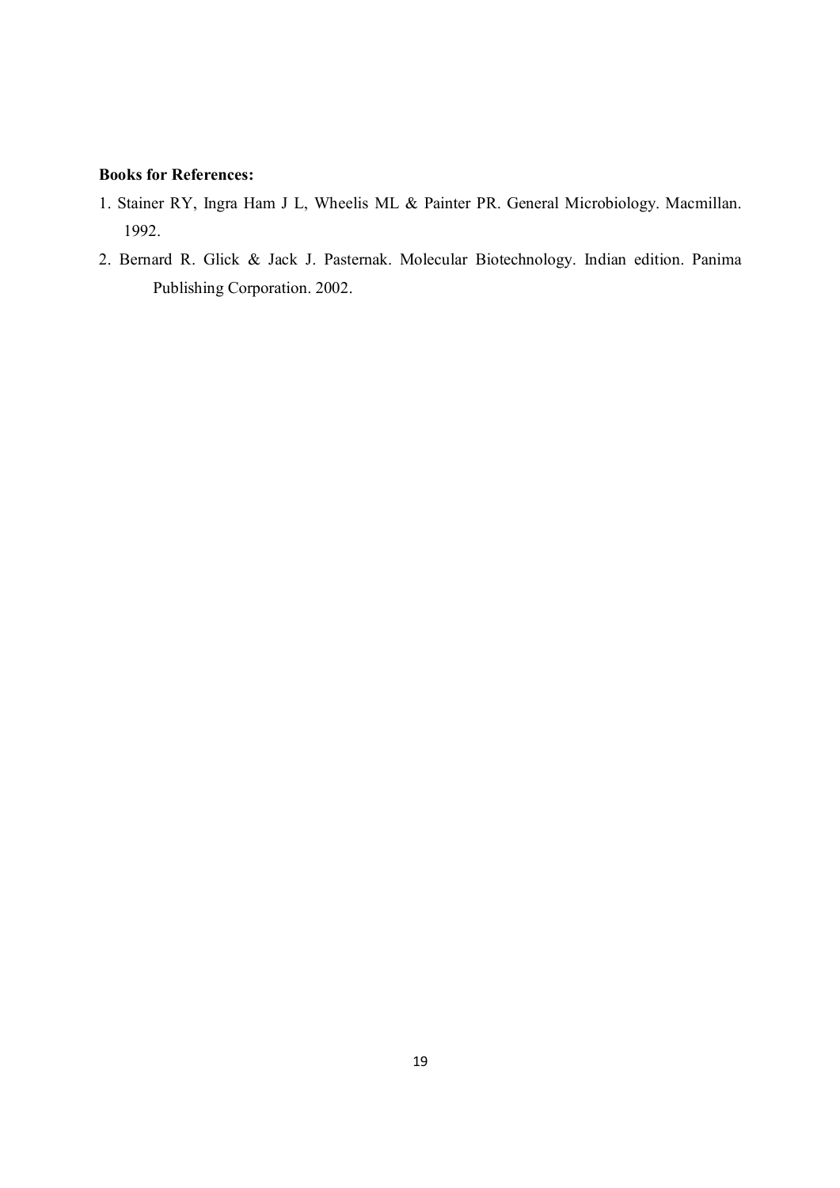**Books for References:**

1. Stainer RY, Ingra Ham J L, Wheelis ML & Painter PR. General Microbiology. Macmillan. 1992.
2. Bernard R. Glick & Jack J. Pasternak. Molecular Biotechnology. Indian edition. Panima Publishing Corporation. 2002.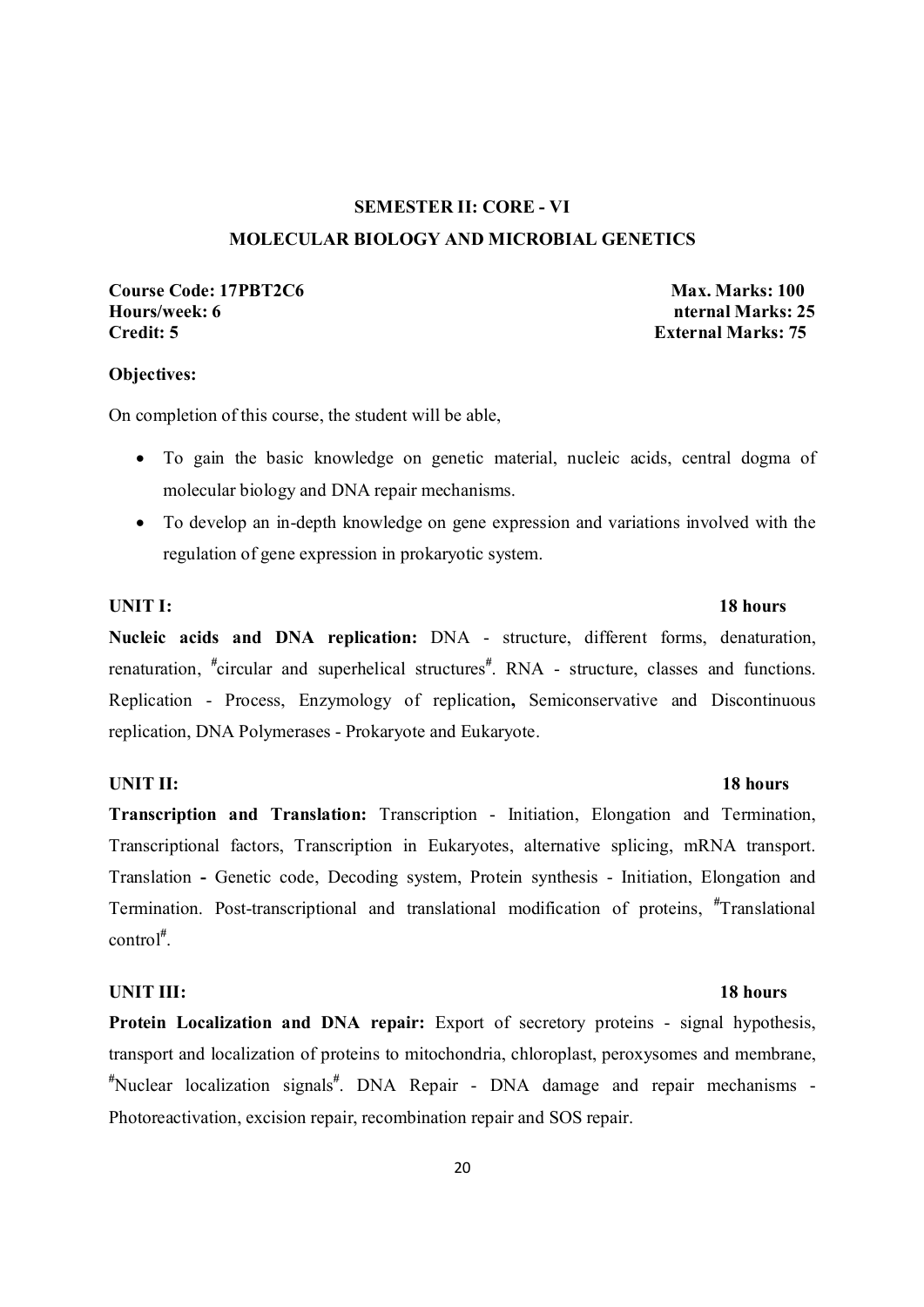## SEMESTER II: CORE - VI

## MOLECULAR BIOLOGY AND MICROBIAL GENETICS

**Course Code: 17PBT2C6** **Max. Marks: 100**
**Hours/week: 6** **nternal Marks: 25**
**Credit: 5** **External Marks: 75**

**Objectives:**

On completion of this course, the student will be able,

- To gain the basic knowledge on genetic material, nucleic acids, central dogma of molecular biology and DNA repair mechanisms.
- To develop an in-depth knowledge on gene expression and variations involved with the regulation of gene expression in prokaryotic system.

**UNIT I:** **18 hours**

**Nucleic acids and DNA replication:** DNA - structure, different forms, denaturation, renaturation, #circular and superhelical structures#. RNA - structure, classes and functions. Replication - Process, Enzymology of replication**,** Semiconservative and Discontinuous replication, DNA Polymerases - Prokaryote and Eukaryote.

**UNIT II:** **18 hours**

**Transcription and Translation:** Transcription - Initiation, Elongation and Termination, Transcriptional factors, Transcription in Eukaryotes, alternative splicing, mRNA transport. Translation **-** Genetic code, Decoding system, Protein synthesis - Initiation, Elongation and Termination. Post-transcriptional and translational modification of proteins, #Translational control#.

**UNIT III:** **18 hours**

**Protein Localization and DNA repair:** Export of secretory proteins - signal hypothesis, transport and localization of proteins to mitochondria, chloroplast, peroxysomes and membrane, #Nuclear localization signals#. DNA Repair - DNA damage and repair mechanisms - Photoreactivation, excision repair, recombination repair and SOS repair.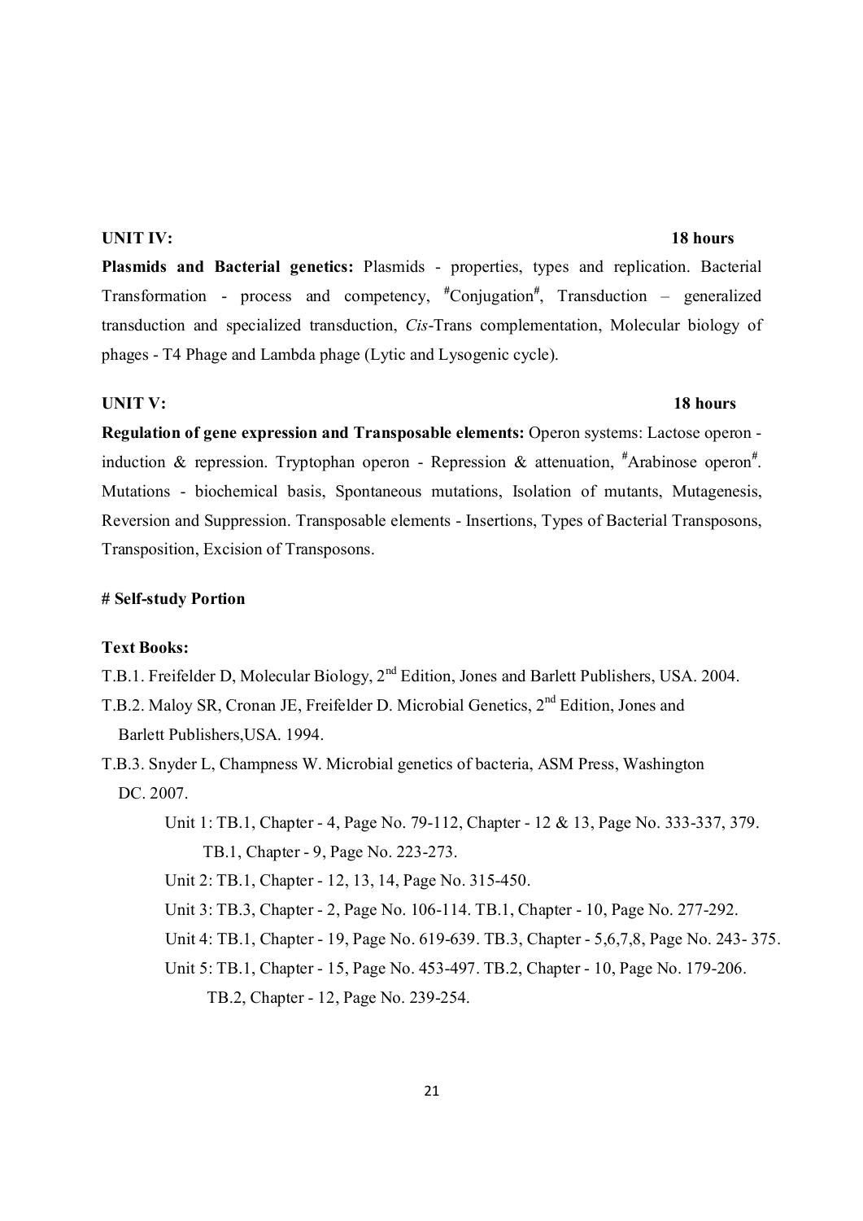**UNIT IV:** **18 hours**

**Plasmids and Bacterial genetics:** Plasmids - properties, types and replication. Bacterial Transformation - process and competency, #Conjugation#, Transduction – generalized transduction and specialized transduction, *Cis*-Trans complementation, Molecular biology of phages - T4 Phage and Lambda phage (Lytic and Lysogenic cycle).

**UNIT V:** **18 hours**

**Regulation of gene expression and Transposable elements:** Operon systems: Lactose operon - induction & repression. Tryptophan operon - Repression & attenuation, #Arabinose operon#. Mutations - biochemical basis, Spontaneous mutations, Isolation of mutants, Mutagenesis, Reversion and Suppression. Transposable elements - Insertions, Types of Bacterial Transposons, Transposition, Excision of Transposons.

**# Self-study Portion**

**Text Books:**

T.B.1. Freifelder D, Molecular Biology, 2nd Edition, Jones and Barlett Publishers, USA. 2004.

T.B.2. Maloy SR, Cronan JE, Freifelder D. Microbial Genetics, 2nd Edition, Jones and Barlett Publishers,USA. 1994.

T.B.3. Snyder L, Champness W. Microbial genetics of bacteria, ASM Press, Washington DC. 2007.

Unit 1: TB.1, Chapter - 4, Page No. 79-112, Chapter - 12 & 13, Page No. 333-337, 379. TB.1, Chapter - 9, Page No. 223-273.

Unit 2: TB.1, Chapter - 12, 13, 14, Page No. 315-450.

Unit 3: TB.3, Chapter - 2, Page No. 106-114. TB.1, Chapter - 10, Page No. 277-292.

Unit 4: TB.1, Chapter - 19, Page No. 619-639. TB.3, Chapter - 5,6,7,8, Page No. 243- 375.

Unit 5: TB.1, Chapter - 15, Page No. 453-497. TB.2, Chapter - 10, Page No. 179-206. TB.2, Chapter - 12, Page No. 239-254.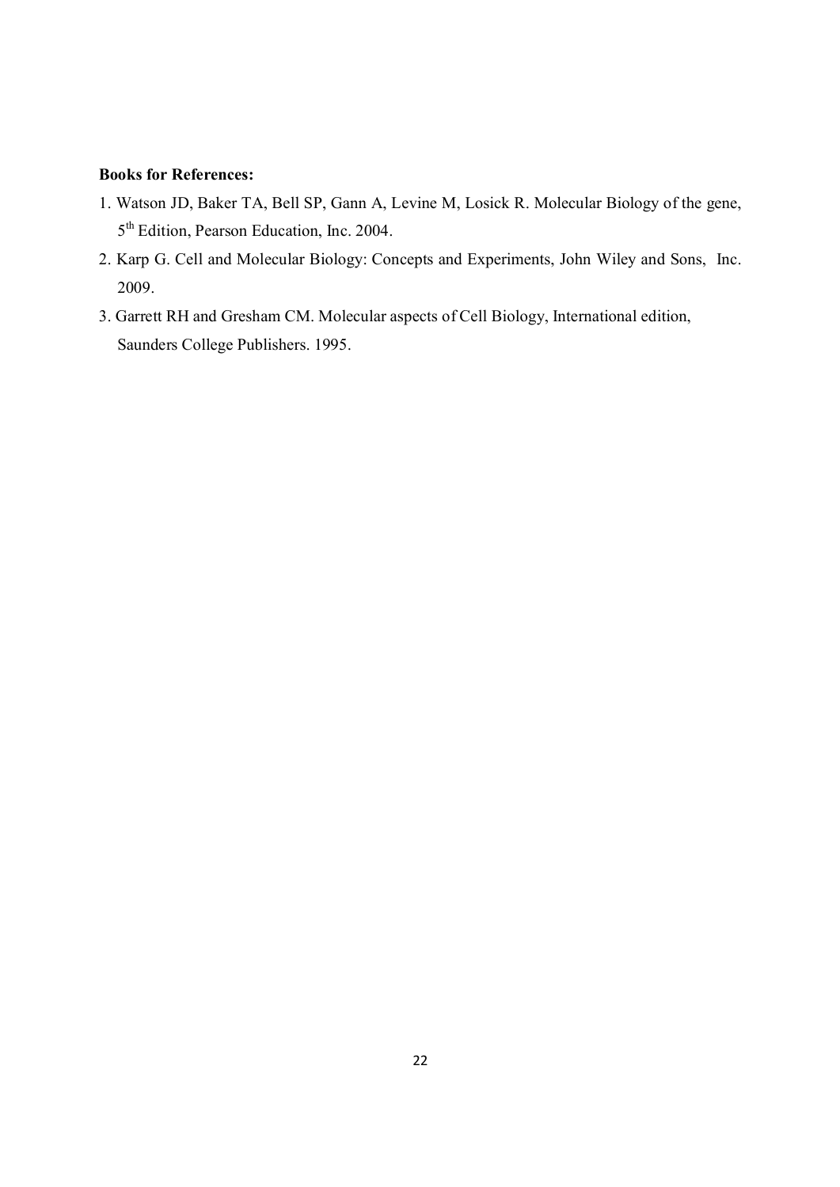**Books for References:**

1. Watson JD, Baker TA, Bell SP, Gann A, Levine M, Losick R. Molecular Biology of the gene, $5^{th}$ Edition, Pearson Education, Inc. 2004.
2. Karp G. Cell and Molecular Biology: Concepts and Experiments, John Wiley and Sons, Inc. 2009.
3. Garrett RH and Gresham CM. Molecular aspects of Cell Biology, International edition, Saunders College Publishers. 1995.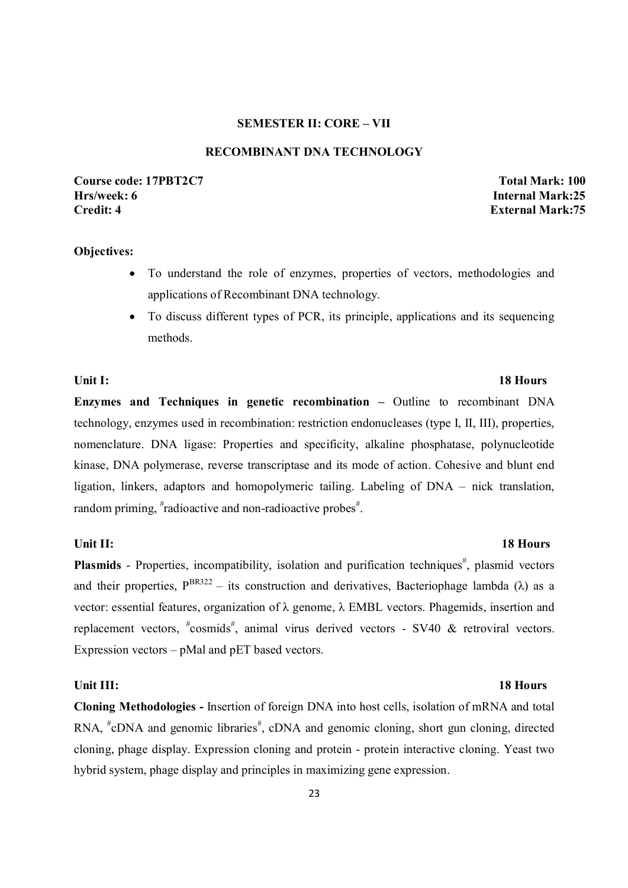**SEMESTER II: CORE – VII**

**RECOMBINANT DNA TECHNOLOGY**

**Course code: 17PBT2C7** **Total Mark: 100**
**Hrs/week: 6** **Internal Mark:25**
**Credit: 4** **External Mark:75**

**Objectives:**

- To understand the role of enzymes, properties of vectors, methodologies and applications of Recombinant DNA technology.
- To discuss different types of PCR, its principle, applications and its sequencing methods.

**Unit I:** **18 Hours**

**Enzymes and Techniques in genetic recombination –** Outline to recombinant DNA technology, enzymes used in recombination: restriction endonucleases (type I, II, III), properties, nomenclature. DNA ligase: Properties and specificity, alkaline phosphatase, polynucleotide kinase, DNA polymerase, reverse transcriptase and its mode of action. Cohesive and blunt end ligation, linkers, adaptors and homopolymeric tailing. Labeling of DNA – nick translation, random priming, #radioactive and non-radioactive probes#.

**Unit II:** **18 Hours**

**Plasmids** - Properties, incompatibility, isolation and purification techniques#, plasmid vectors and their properties, $P^{BR322}$ – its construction and derivatives, Bacteriophage lambda (λ) as a vector: essential features, organization of λ genome, λ EMBL vectors. Phagemids, insertion and replacement vectors, #cosmids#, animal virus derived vectors - SV40 & retroviral vectors. Expression vectors – pMal and pET based vectors.

**Unit III:** **18 Hours**

**Cloning Methodologies -** Insertion of foreign DNA into host cells, isolation of mRNA and total RNA, #cDNA and genomic libraries#, cDNA and genomic cloning, short gun cloning, directed cloning, phage display. Expression cloning and protein - protein interactive cloning. Yeast two hybrid system, phage display and principles in maximizing gene expression.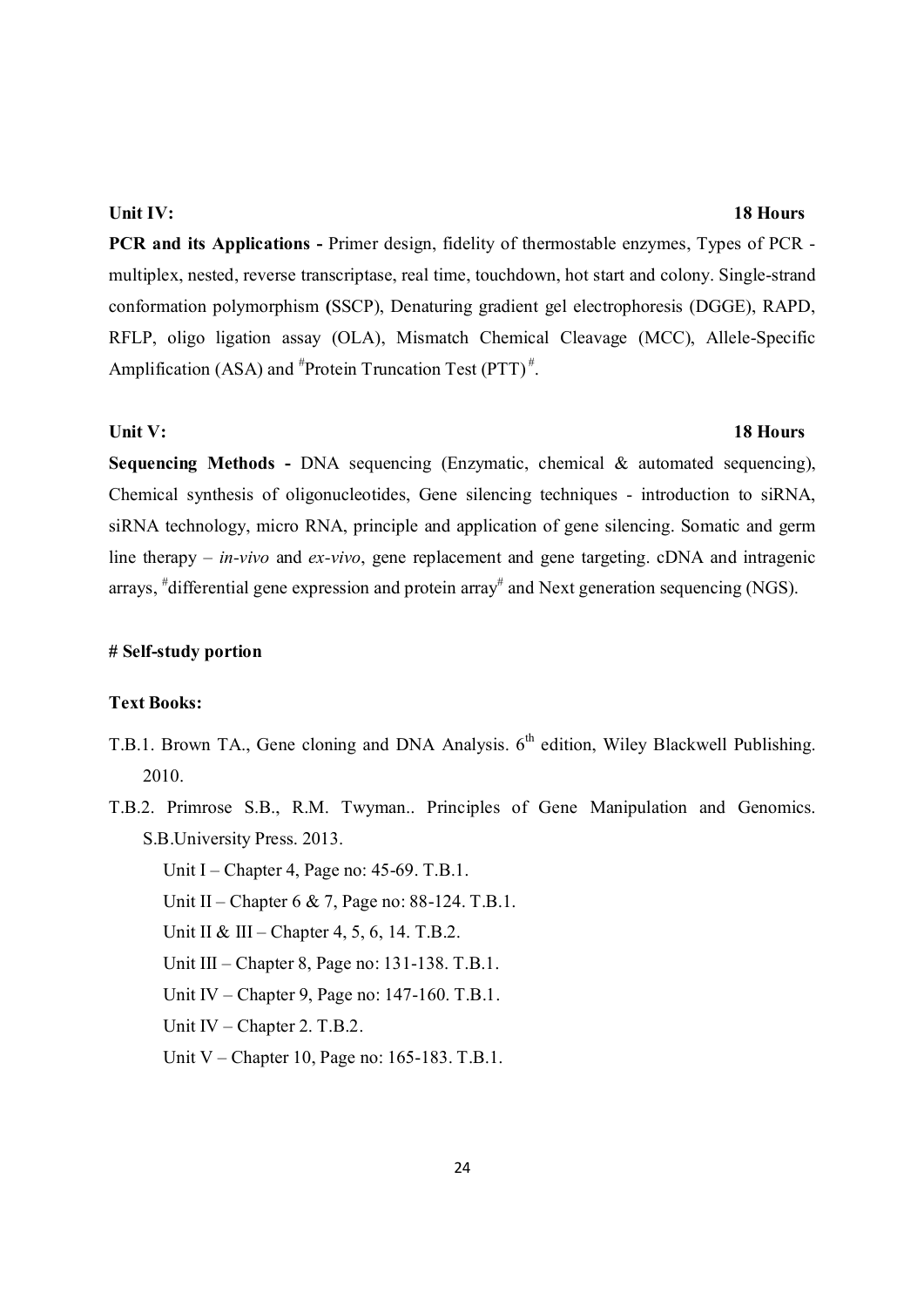**Unit IV: 18 Hours**

**PCR and its Applications -** Primer design, fidelity of thermostable enzymes, Types of PCR - multiplex, nested, reverse transcriptase, real time, touchdown, hot start and colony. Single-strand conformation polymorphism **(**SSCP), Denaturing gradient gel electrophoresis (DGGE), RAPD, RFLP, oligo ligation assay (OLA), Mismatch Chemical Cleavage (MCC), Allele-Specific Amplification (ASA) and #Protein Truncation Test (PTT)#.

**Unit V: 18 Hours**

**Sequencing Methods -** DNA sequencing (Enzymatic, chemical & automated sequencing), Chemical synthesis of oligonucleotides, Gene silencing techniques - introduction to siRNA, siRNA technology, micro RNA, principle and application of gene silencing. Somatic and germ line therapy – *in-vivo* and *ex-vivo*, gene replacement and gene targeting. cDNA and intragenic arrays, #differential gene expression and protein array# and Next generation sequencing (NGS).

**# Self-study portion**

**Text Books:**

T.B.1. Brown TA., Gene cloning and DNA Analysis. 6th edition, Wiley Blackwell Publishing. 2010.

T.B.2. Primrose S.B., R.M. Twyman.. Principles of Gene Manipulation and Genomics. S.B.University Press. 2013.

Unit I – Chapter 4, Page no: 45-69. T.B.1.

Unit II – Chapter 6 & 7, Page no: 88-124. T.B.1.

Unit II & III – Chapter 4, 5, 6, 14. T.B.2.

Unit III – Chapter 8, Page no: 131-138. T.B.1.

Unit IV – Chapter 9, Page no: 147-160. T.B.1.

Unit IV – Chapter 2. T.B.2.

Unit V – Chapter 10, Page no: 165-183. T.B.1.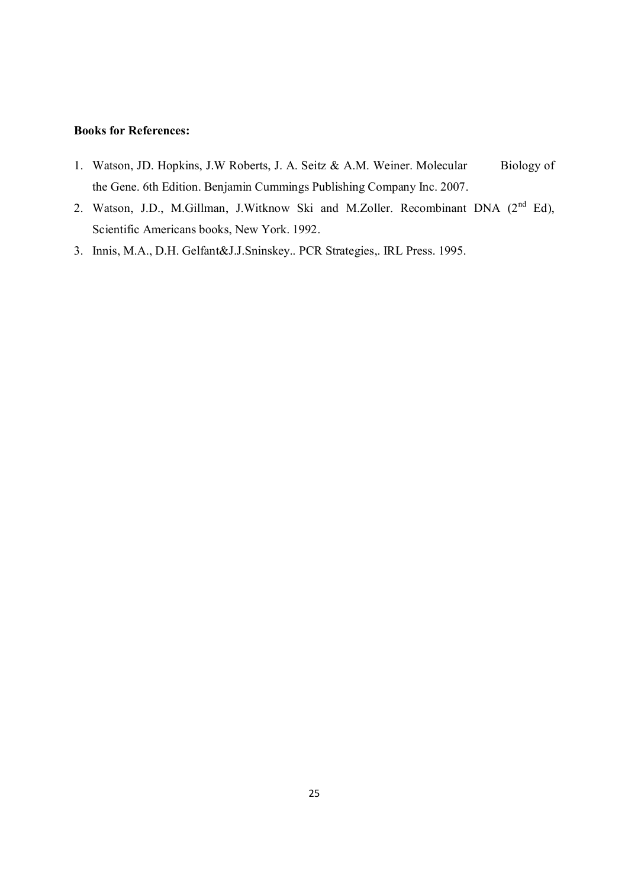**Books for References:**

1. Watson, JD. Hopkins, J.W Roberts, J. A. Seitz & A.M. Weiner. Molecular Biology of the Gene. 6th Edition. Benjamin Cummings Publishing Company Inc. 2007.
2. Watson, J.D., M.Gillman, J.Witknow Ski and M.Zoller. Recombinant DNA (2nd Ed), Scientific Americans books, New York. 1992.
3. Innis, M.A., D.H. Gelfant&J.J.Sninskey.. PCR Strategies,. IRL Press. 1995.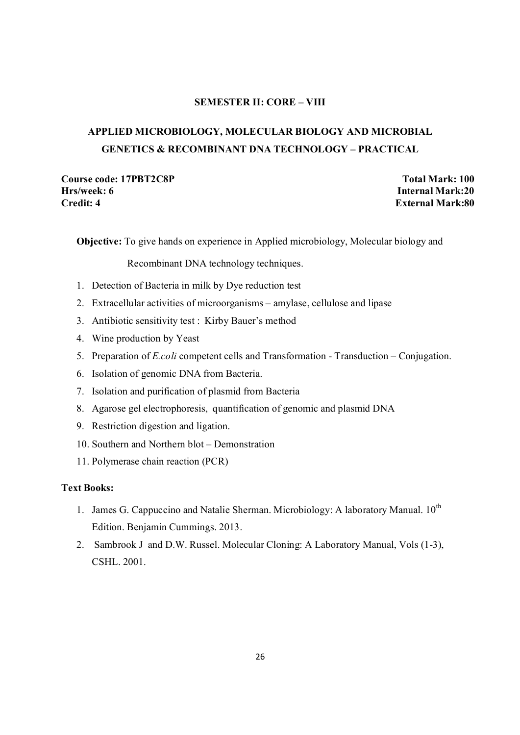**SEMESTER II: CORE – VIII**

## APPLIED MICROBIOLOGY, MOLECULAR BIOLOGY AND MICROBIAL GENETICS & RECOMBINANT DNA TECHNOLOGY – PRACTICAL

| | |
|---|---|
| **Course code: 17PBT2C8P** | **Total Mark: 100** |
| **Hrs/week: 6** | **Internal Mark:20** |
| **Credit: 4** | **External Mark:80** |

**Objective:** To give hands on experience in Applied microbiology, Molecular biology and Recombinant DNA technology techniques.

1. Detection of Bacteria in milk by Dye reduction test
2. Extracellular activities of microorganisms – amylase, cellulose and lipase
3. Antibiotic sensitivity test : Kirby Bauer's method
4. Wine production by Yeast
5. Preparation of *E.coli* competent cells and Transformation - Transduction – Conjugation.
6. Isolation of genomic DNA from Bacteria.
7. Isolation and purification of plasmid from Bacteria
8. Agarose gel electrophoresis, quantification of genomic and plasmid DNA
9. Restriction digestion and ligation.
10. Southern and Northern blot – Demonstration
11. Polymerase chain reaction (PCR)

**Text Books:**

1. James G. Cappuccino and Natalie Sherman. Microbiology: A laboratory Manual. 10th Edition. Benjamin Cummings. 2013.
2. Sambrook J and D.W. Russel. Molecular Cloning: A Laboratory Manual, Vols (1-3), CSHL. 2001.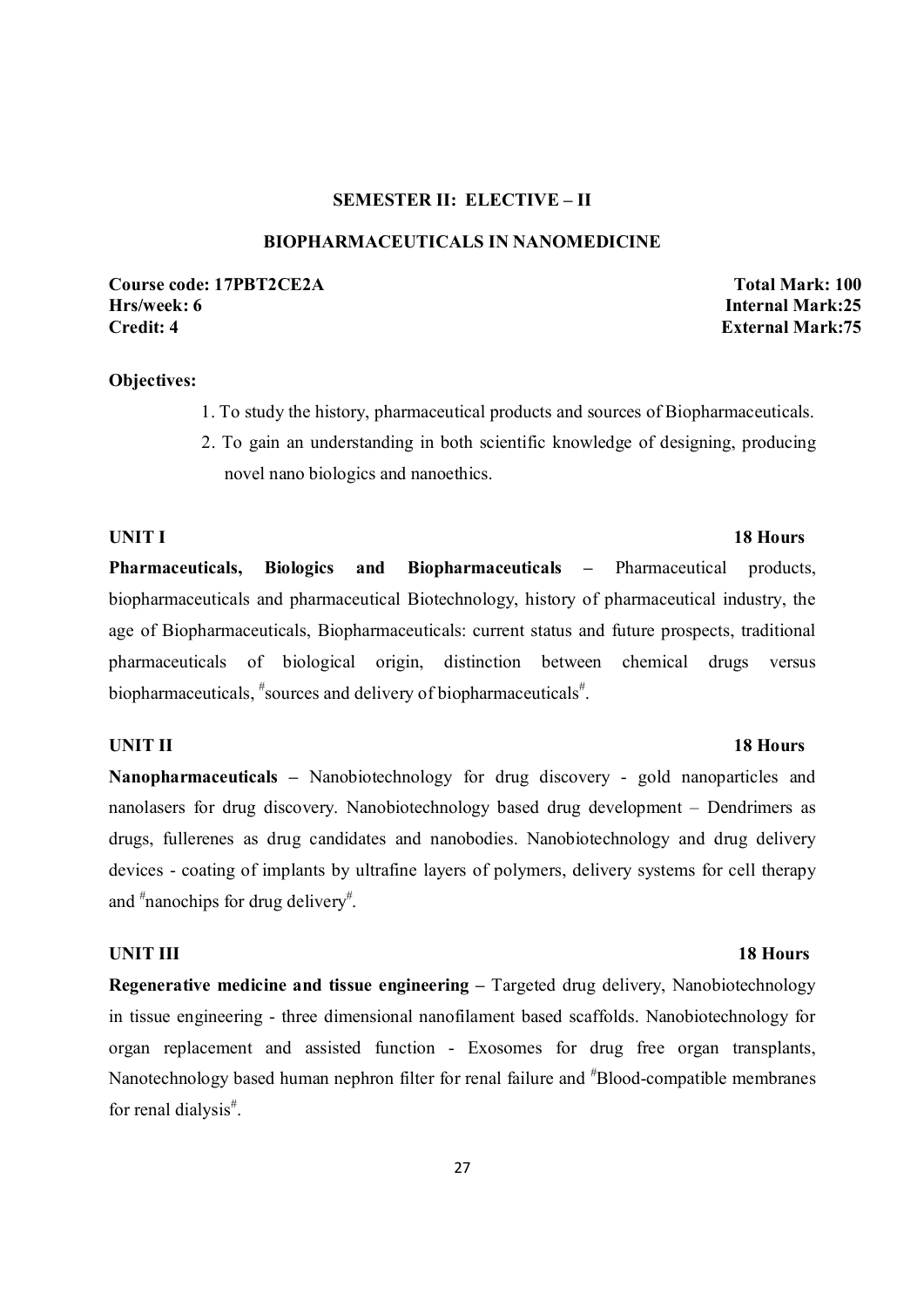**SEMESTER II: ELECTIVE – II**

**BIOPHARMACEUTICALS IN NANOMEDICINE**

**Course code: 17PBT2CE2A** | **Total Mark: 100**
**Hrs/week: 6** | **Internal Mark:25**
**Credit: 4** | **External Mark:75**

**Objectives:**

1. To study the history, pharmaceutical products and sources of Biopharmaceuticals.
2. To gain an understanding in both scientific knowledge of designing, producing novel nano biologics and nanoethics.

**UNIT I** **18 Hours**

**Pharmaceuticals, Biologics and Biopharmaceuticals –** Pharmaceutical products, biopharmaceuticals and pharmaceutical Biotechnology, history of pharmaceutical industry, the age of Biopharmaceuticals, Biopharmaceuticals: current status and future prospects, traditional pharmaceuticals of biological origin, distinction between chemical drugs versus biopharmaceuticals, #sources and delivery of biopharmaceuticals#.

**UNIT II** **18 Hours**

**Nanopharmaceuticals –** Nanobiotechnology for drug discovery - gold nanoparticles and nanolasers for drug discovery. Nanobiotechnology based drug development – Dendrimers as drugs, fullerenes as drug candidates and nanobodies. Nanobiotechnology and drug delivery devices - coating of implants by ultrafine layers of polymers, delivery systems for cell therapy and #nanochips for drug delivery#.

**UNIT III** **18 Hours**

**Regenerative medicine and tissue engineering –** Targeted drug delivery, Nanobiotechnology in tissue engineering - three dimensional nanofilament based scaffolds. Nanobiotechnology for organ replacement and assisted function - Exosomes for drug free organ transplants, Nanotechnology based human nephron filter for renal failure and #Blood-compatible membranes for renal dialysis#.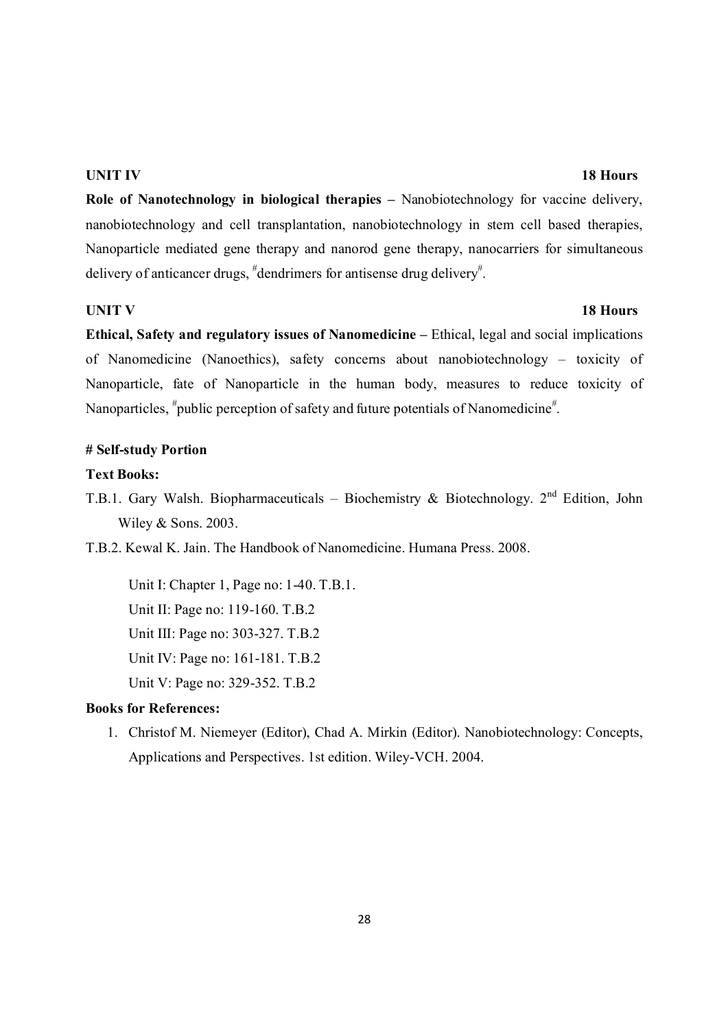**UNIT IV** **18 Hours**

**Role of Nanotechnology in biological therapies –** Nanobiotechnology for vaccine delivery, nanobiotechnology and cell transplantation, nanobiotechnology in stem cell based therapies, Nanoparticle mediated gene therapy and nanorod gene therapy, nanocarriers for simultaneous delivery of anticancer drugs, #dendrimers for antisense drug delivery#.

**UNIT V** **18 Hours**

**Ethical, Safety and regulatory issues of Nanomedicine –** Ethical, legal and social implications of Nanomedicine (Nanoethics), safety concerns about nanobiotechnology – toxicity of Nanoparticle, fate of Nanoparticle in the human body, measures to reduce toxicity of Nanoparticles, #public perception of safety and future potentials of Nanomedicine#.

**# Self-study Portion**

**Text Books:**

T.B.1. Gary Walsh. Biopharmaceuticals – Biochemistry & Biotechnology. 2nd Edition, John Wiley & Sons. 2003.

T.B.2. Kewal K. Jain. The Handbook of Nanomedicine. Humana Press. 2008.

Unit I: Chapter 1, Page no: 1-40. T.B.1.
Unit II: Page no: 119-160. T.B.2
Unit III: Page no: 303-327. T.B.2
Unit IV: Page no: 161-181. T.B.2
Unit V: Page no: 329-352. T.B.2

**Books for References:**

1. Christof M. Niemeyer (Editor), Chad A. Mirkin (Editor). Nanobiotechnology: Concepts, Applications and Perspectives. 1st edition. Wiley-VCH. 2004.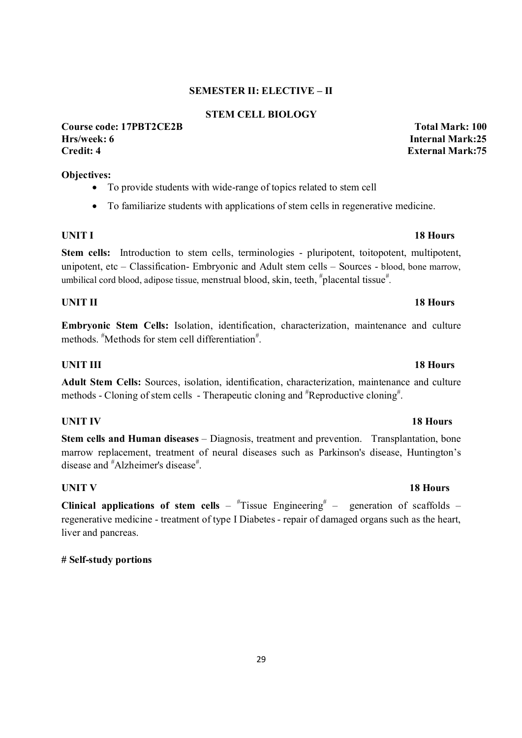## SEMESTER II: ELECTIVE – II

## STEM CELL BIOLOGY

**Course code: 17PBT2CE2B** **Total Mark: 100**
**Hrs/week: 6** **Internal Mark:25**
**Credit: 4** **External Mark:75**

**Objectives:**

- To provide students with wide-range of topics related to stem cell
- To familiarize students with applications of stem cells in regenerative medicine.

**UNIT I** **18 Hours**

**Stem cells:** Introduction to stem cells, terminologies - pluripotent, toitopotent, multipotent, unipotent, etc – Classification- Embryonic and Adult stem cells – Sources - blood, bone marrow, umbilical cord blood, adipose tissue, menstrual blood, skin, teeth, #placental tissue#.

**UNIT II** **18 Hours**

**Embryonic Stem Cells:** Isolation, identification, characterization, maintenance and culture methods. #Methods for stem cell differentiation#.

**UNIT III** **18 Hours**

**Adult Stem Cells:** Sources, isolation, identification, characterization, maintenance and culture methods - Cloning of stem cells - Therapeutic cloning and #Reproductive cloning#.

**UNIT IV** **18 Hours**

**Stem cells and Human diseases** – Diagnosis, treatment and prevention. Transplantation, bone marrow replacement, treatment of neural diseases such as Parkinson's disease, Huntington's disease and #Alzheimer's disease#.

**UNIT V** **18 Hours**

**Clinical applications of stem cells** – #Tissue Engineering# – generation of scaffolds – regenerative medicine - treatment of type I Diabetes - repair of damaged organs such as the heart, liver and pancreas.

**# Self-study portions**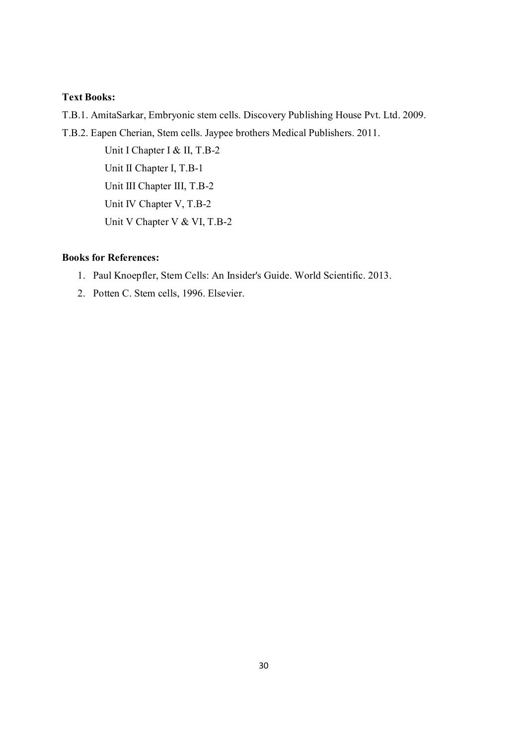**Text Books:**

T.B.1. AmitaSarkar, Embryonic stem cells. Discovery Publishing House Pvt. Ltd. 2009.

T.B.2. Eapen Cherian, Stem cells. Jaypee brothers Medical Publishers. 2011.

Unit I Chapter I & II, T.B-2

Unit II Chapter I, T.B-1

Unit III Chapter III, T.B-2

Unit IV Chapter V, T.B-2

Unit V Chapter V & VI, T.B-2

**Books for References:**

1. Paul Knoepfler, Stem Cells: An Insider's Guide. World Scientific. 2013.
2. Potten C. Stem cells, 1996. Elsevier.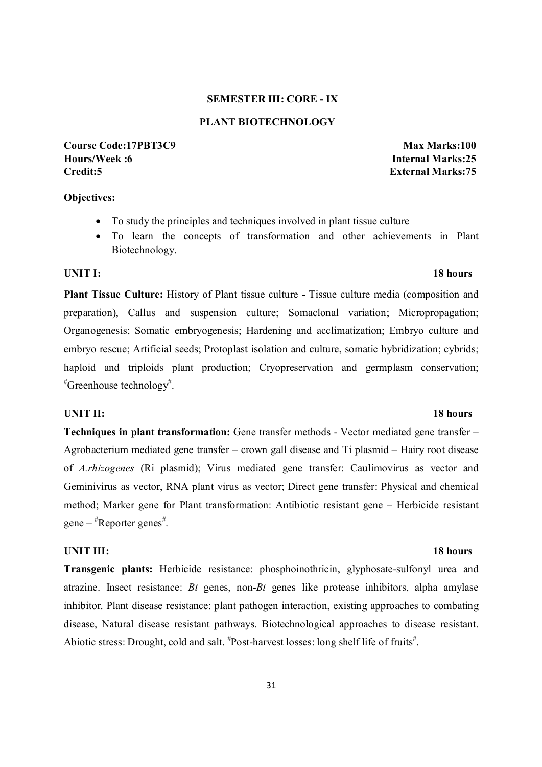**SEMESTER III: CORE - IX**

**PLANT BIOTECHNOLOGY**

| | |
|---|---|
| **Course Code:17PBT3C9** | **Max Marks:100** |
| **Hours/Week :6** | **Internal Marks:25** |
| **Credit:5** | **External Marks:75** |

**Objectives:**

- To study the principles and techniques involved in plant tissue culture
- To learn the concepts of transformation and other achievements in Plant Biotechnology.

**UNIT I: 18 hours**

**Plant Tissue Culture:** History of Plant tissue culture **-** Tissue culture media (composition and preparation), Callus and suspension culture; Somaclonal variation; Micropropagation; Organogenesis; Somatic embryogenesis; Hardening and acclimatization; Embryo culture and embryo rescue; Artificial seeds; Protoplast isolation and culture, somatic hybridization; cybrids; haploid and triploids plant production; Cryopreservation and germplasm conservation; #Greenhouse technology#.

**UNIT II: 18 hours**

**Techniques in plant transformation:** Gene transfer methods - Vector mediated gene transfer – Agrobacterium mediated gene transfer – crown gall disease and Ti plasmid – Hairy root disease of *A.rhizogenes* (Ri plasmid); Virus mediated gene transfer: Caulimovirus as vector and Geminivirus as vector, RNA plant virus as vector; Direct gene transfer: Physical and chemical method; Marker gene for Plant transformation: Antibiotic resistant gene – Herbicide resistant gene – #Reporter genes#.

**UNIT III: 18 hours**

**Transgenic plants:** Herbicide resistance: phosphoinothricin, glyphosate-sulfonyl urea and atrazine. Insect resistance: *Bt* genes, non-*Bt* genes like protease inhibitors, alpha amylase inhibitor. Plant disease resistance: plant pathogen interaction, existing approaches to combating disease, Natural disease resistant pathways. Biotechnological approaches to disease resistant. Abiotic stress: Drought, cold and salt. #Post-harvest losses: long shelf life of fruits#.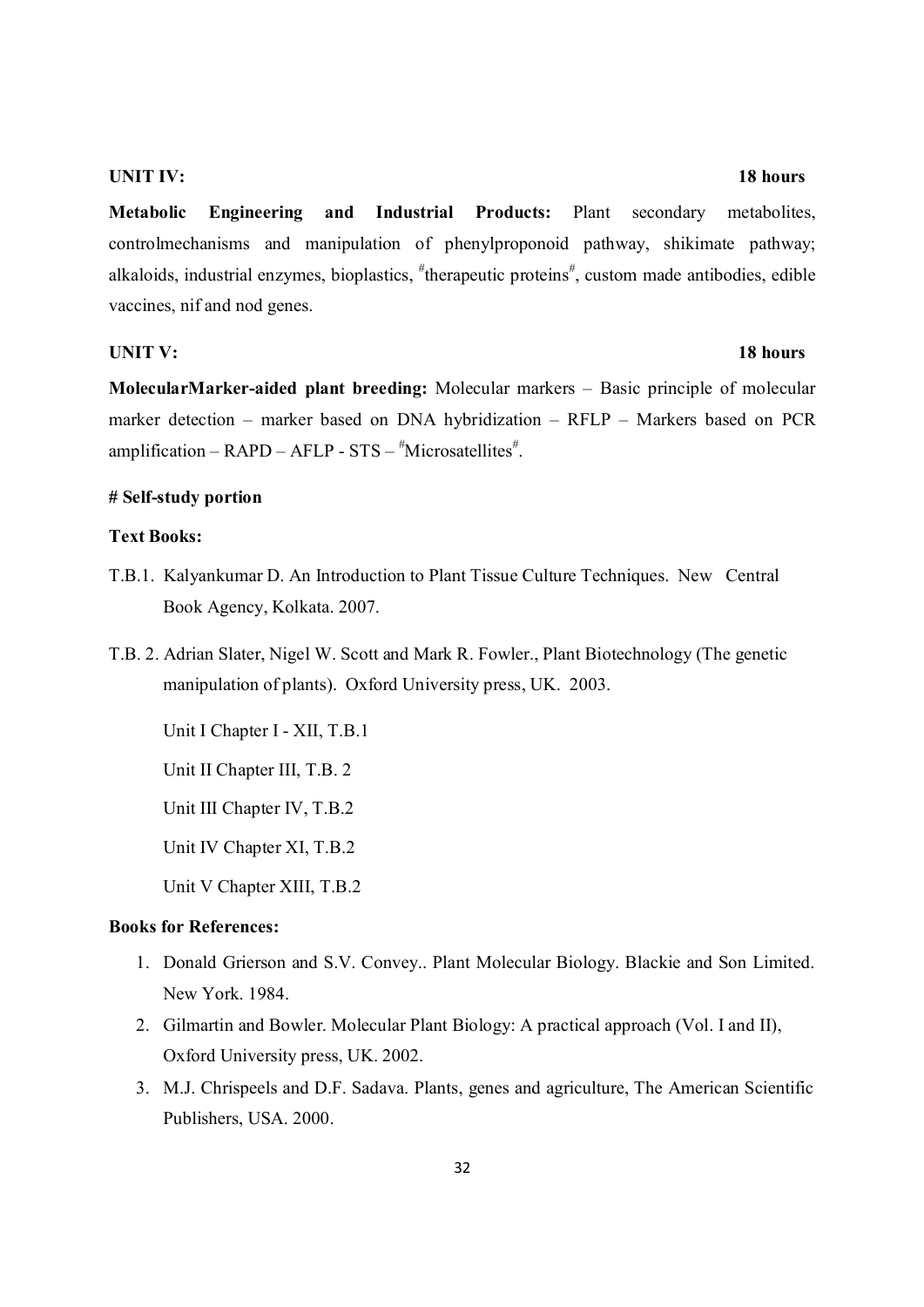**UNIT IV:** **18 hours**

**Metabolic Engineering and Industrial Products:** Plant secondary metabolites, controlmechanisms and manipulation of phenylproponoid pathway, shikimate pathway; alkaloids, industrial enzymes, bioplastics, #therapeutic proteins#, custom made antibodies, edible vaccines, nif and nod genes.

**UNIT V:** **18 hours**

**MolecularMarker-aided plant breeding:** Molecular markers – Basic principle of molecular marker detection – marker based on DNA hybridization – RFLP – Markers based on PCR amplification – RAPD – AFLP - STS – #Microsatellites#.

**# Self-study portion**

**Text Books:**

T.B.1. Kalyankumar D. An Introduction to Plant Tissue Culture Techniques. New Central Book Agency, Kolkata. 2007.

T.B. 2. Adrian Slater, Nigel W. Scott and Mark R. Fowler., Plant Biotechnology (The genetic manipulation of plants). Oxford University press, UK. 2003.

Unit I Chapter I - XII, T.B.1

Unit II Chapter III, T.B. 2

Unit III Chapter IV, T.B.2

Unit IV Chapter XI, T.B.2

Unit V Chapter XIII, T.B.2

**Books for References:**

1. Donald Grierson and S.V. Convey.. Plant Molecular Biology. Blackie and Son Limited. New York. 1984.
2. Gilmartin and Bowler. Molecular Plant Biology: A practical approach (Vol. I and II), Oxford University press, UK. 2002.
3. M.J. Chrispeels and D.F. Sadava. Plants, genes and agriculture, The American Scientific Publishers, USA. 2000.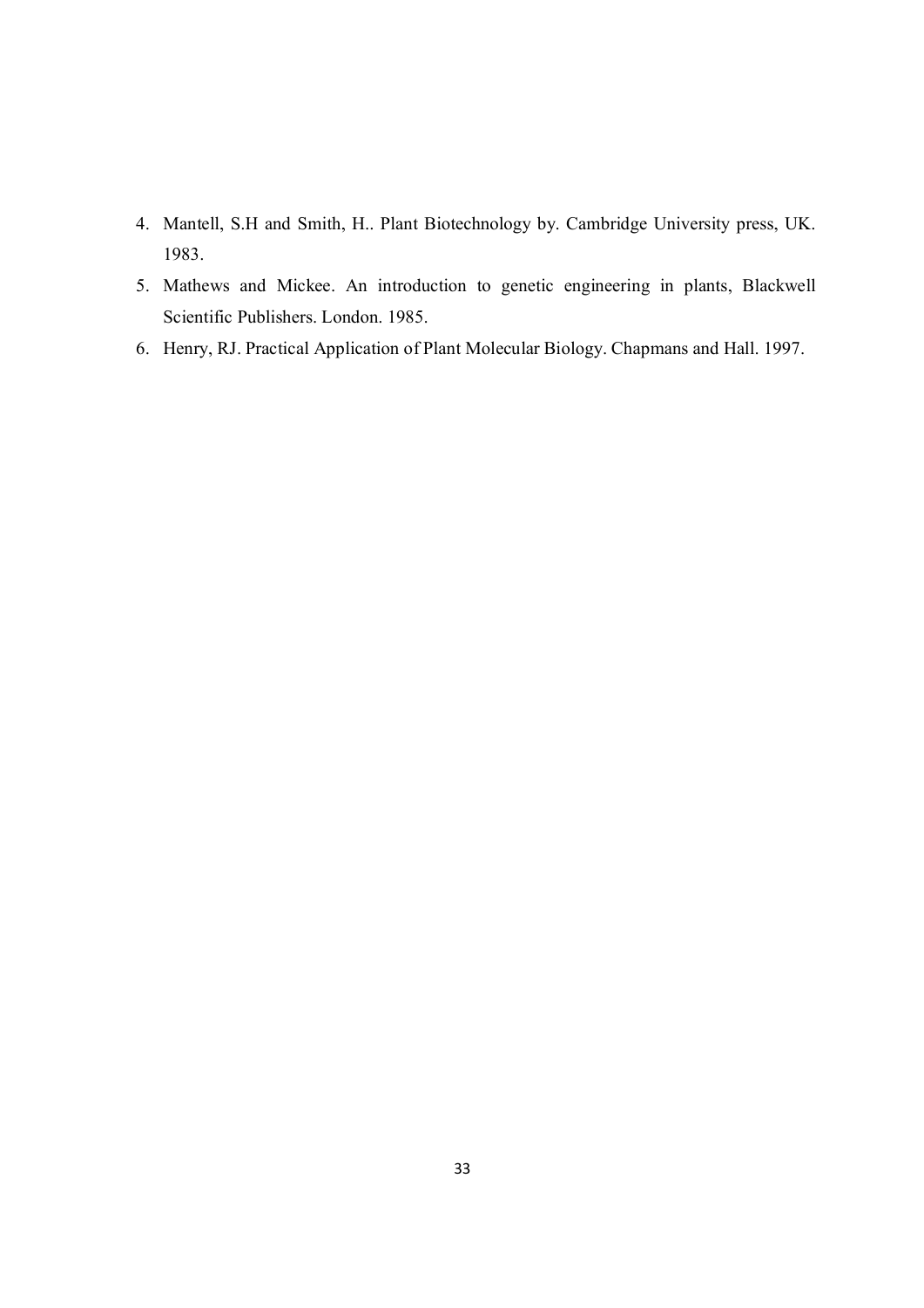4. Mantell, S.H and Smith, H.. Plant Biotechnology by. Cambridge University press, UK. 1983.
5. Mathews and Mickee. An introduction to genetic engineering in plants, Blackwell Scientific Publishers. London. 1985.
6. Henry, RJ. Practical Application of Plant Molecular Biology. Chapmans and Hall. 1997.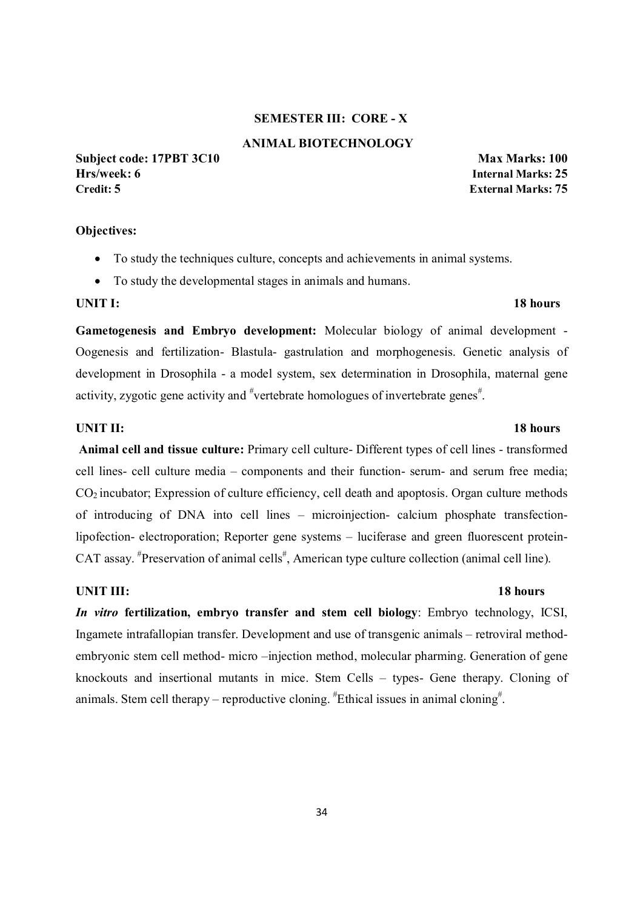**SEMESTER III: CORE - X**

**ANIMAL BIOTECHNOLOGY**

**Subject code: 17PBT 3C10** **Max Marks: 100**
**Hrs/week: 6** **Internal Marks: 25**
**Credit: 5** **External Marks: 75**

**Objectives:**

- To study the techniques culture, concepts and achievements in animal systems.
- To study the developmental stages in animals and humans.

**UNIT I:** **18 hours**

**Gametogenesis and Embryo development:** Molecular biology of animal development - Oogenesis and fertilization- Blastula- gastrulation and morphogenesis. Genetic analysis of development in Drosophila - a model system, sex determination in Drosophila, maternal gene activity, zygotic gene activity and #vertebrate homologues of invertebrate genes#.

**UNIT II:** **18 hours**

**Animal cell and tissue culture:** Primary cell culture- Different types of cell lines - transformed cell lines- cell culture media – components and their function- serum- and serum free media; $CO_2$ incubator; Expression of culture efficiency, cell death and apoptosis. Organ culture methods of introducing of DNA into cell lines – microinjection- calcium phosphate transfection- lipofection- electroporation; Reporter gene systems – luciferase and green fluorescent protein- CAT assay. #Preservation of animal cells#, American type culture collection (animal cell line).

**UNIT III:** **18 hours**

***In vitro* fertilization, embryo transfer and stem cell biology**: Embryo technology, ICSI, Ingamete intrafallopian transfer. Development and use of transgenic animals – retroviral method- embryonic stem cell method- micro –injection method, molecular pharming. Generation of gene knockouts and insertional mutants in mice. Stem Cells – types- Gene therapy. Cloning of animals. Stem cell therapy – reproductive cloning. #Ethical issues in animal cloning#.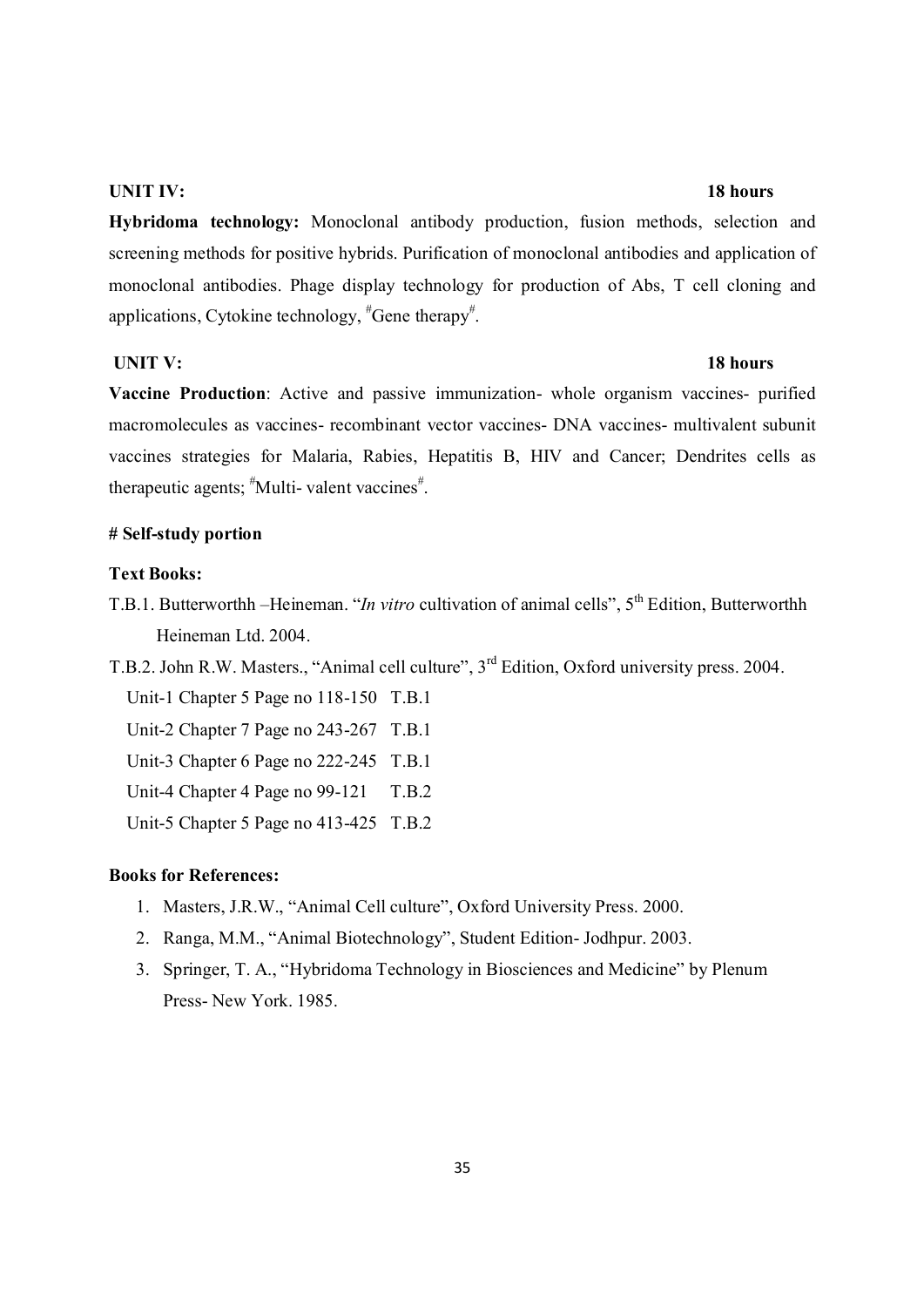**UNIT IV:** **18 hours**

**Hybridoma technology:** Monoclonal antibody production, fusion methods, selection and screening methods for positive hybrids. Purification of monoclonal antibodies and application of monoclonal antibodies. Phage display technology for production of Abs, T cell cloning and applications, Cytokine technology, #Gene therapy#.

**UNIT V:** **18 hours**

**Vaccine Production**: Active and passive immunization- whole organism vaccines- purified macromolecules as vaccines- recombinant vector vaccines- DNA vaccines- multivalent subunit vaccines strategies for Malaria, Rabies, Hepatitis B, HIV and Cancer; Dendrites cells as therapeutic agents; #Multi- valent vaccines#.

**# Self-study portion**

**Text Books:**

T.B.1. Butterworthh –Heineman. "*In vitro* cultivation of animal cells", 5th Edition, Butterworthh Heineman Ltd. 2004.

T.B.2. John R.W. Masters., "Animal cell culture", 3rd Edition, Oxford university press. 2004.

Unit-1 Chapter 5 Page no 118-150 T.B.1

Unit-2 Chapter 7 Page no 243-267 T.B.1

Unit-3 Chapter 6 Page no 222-245 T.B.1

Unit-4 Chapter 4 Page no 99-121 T.B.2

Unit-5 Chapter 5 Page no 413-425 T.B.2

**Books for References:**

1. Masters, J.R.W., "Animal Cell culture", Oxford University Press. 2000.
2. Ranga, M.M., "Animal Biotechnology", Student Edition- Jodhpur. 2003.
3. Springer, T. A., "Hybridoma Technology in Biosciences and Medicine" by Plenum Press- New York. 1985.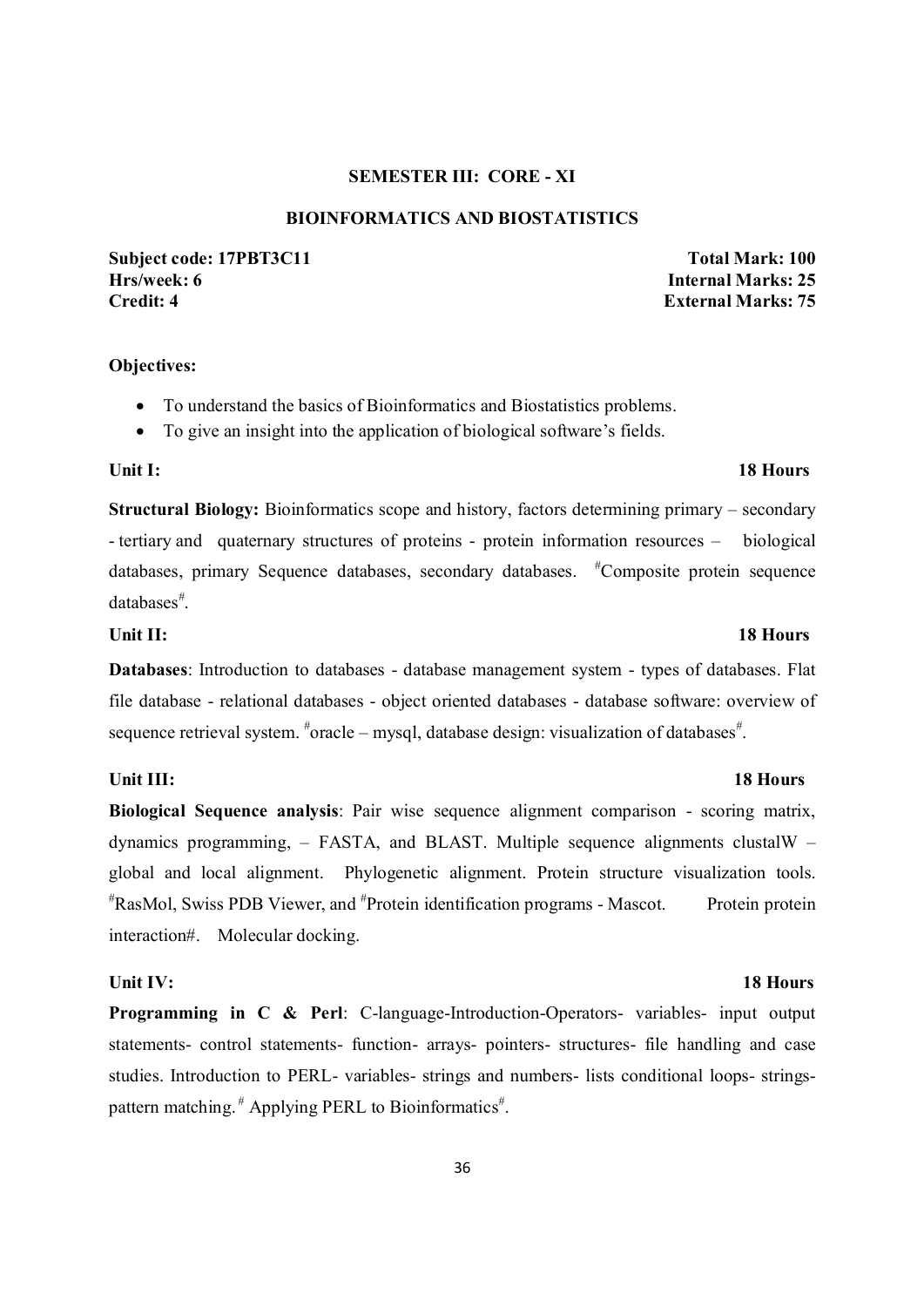**SEMESTER III: CORE - XI**

**BIOINFORMATICS AND BIOSTATISTICS**

**Subject code: 17PBT3C11** | **Total Mark: 100**
**Hrs/week: 6** | **Internal Marks: 25**
**Credit: 4** | **External Marks: 75**

**Objectives:**

- To understand the basics of Bioinformatics and Biostatistics problems.
- To give an insight into the application of biological software's fields.

**Unit I:** **18 Hours**

**Structural Biology:** Bioinformatics scope and history, factors determining primary – secondary - tertiary and quaternary structures of proteins - protein information resources – biological databases, primary Sequence databases, secondary databases. #Composite protein sequence databases#.

**Unit II:** **18 Hours**

**Databases**: Introduction to databases - database management system - types of databases. Flat file database - relational databases - object oriented databases - database software: overview of sequence retrieval system. #oracle – mysql, database design: visualization of databases#.

**Unit III:** **18 Hours**

**Biological Sequence analysis**: Pair wise sequence alignment comparison - scoring matrix, dynamics programming, – FASTA, and BLAST. Multiple sequence alignments clustalW – global and local alignment. Phylogenetic alignment. Protein structure visualization tools. #RasMol, Swiss PDB Viewer, and #Protein identification programs - Mascot. Protein protein interaction#. Molecular docking.

**Unit IV:** **18 Hours**

**Programming in C & Perl**: C-language-Introduction-Operators- variables- input output statements- control statements- function- arrays- pointers- structures- file handling and case studies. Introduction to PERL- variables- strings and numbers- lists conditional loops- strings-pattern matching. # Applying PERL to Bioinformatics#.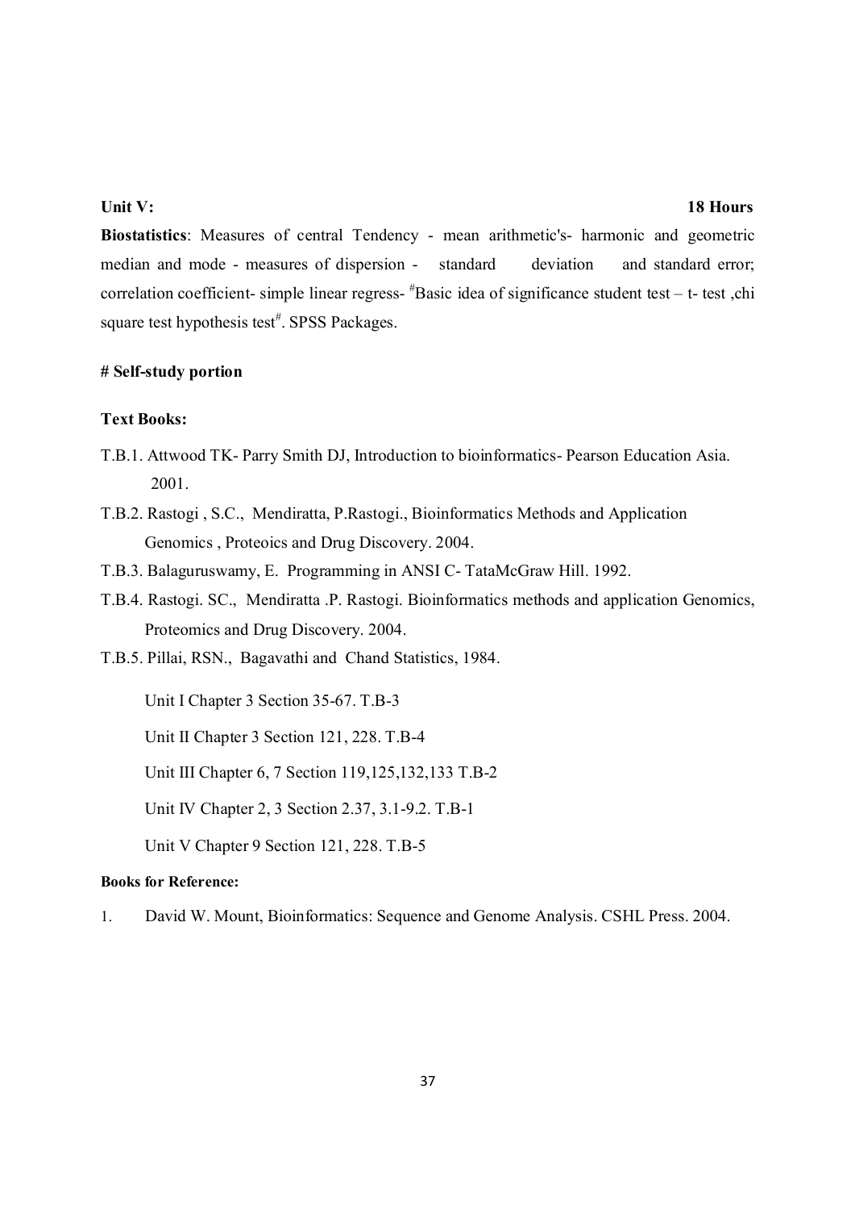**Unit V: 18 Hours**

**Biostatistics**: Measures of central Tendency - mean arithmetic's- harmonic and geometric median and mode - measures of dispersion - standard deviation and standard error; correlation coefficient- simple linear regress- #Basic idea of significance student test – t- test ,chi square test hypothesis test#. SPSS Packages.

**# Self-study portion**

**Text Books:**

T.B.1. Attwood TK- Parry Smith DJ, Introduction to bioinformatics- Pearson Education Asia. 2001.

T.B.2. Rastogi , S.C., Mendiratta, P.Rastogi., Bioinformatics Methods and Application Genomics , Proteoics and Drug Discovery. 2004.

T.B.3. Balaguruswamy, E. Programming in ANSI C- TataMcGraw Hill. 1992.

T.B.4. Rastogi. SC., Mendiratta .P. Rastogi. Bioinformatics methods and application Genomics, Proteomics and Drug Discovery. 2004.

T.B.5. Pillai, RSN., Bagavathi and Chand Statistics, 1984.

Unit I Chapter 3 Section 35-67. T.B-3

Unit II Chapter 3 Section 121, 228. T.B-4

Unit III Chapter 6, 7 Section 119,125,132,133 T.B-2

Unit IV Chapter 2, 3 Section 2.37, 3.1-9.2. T.B-1

Unit V Chapter 9 Section 121, 228. T.B-5

**Books for Reference:**

1. David W. Mount, Bioinformatics: Sequence and Genome Analysis. CSHL Press. 2004.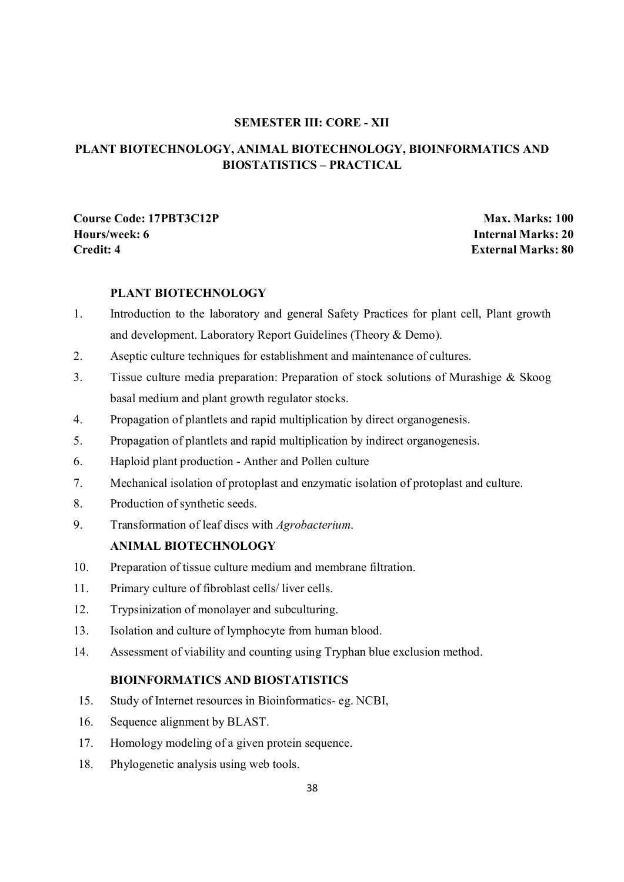**SEMESTER III: CORE - XII**

**PLANT BIOTECHNOLOGY, ANIMAL BIOTECHNOLOGY, BIOINFORMATICS AND BIOSTATISTICS – PRACTICAL**

| | |
|---|---|
| **Course Code: 17PBT3C12P** | **Max. Marks: 100** |
| **Hours/week: 6** | **Internal Marks: 20** |
| **Credit: 4** | **External Marks: 80** |

**PLANT BIOTECHNOLOGY**

1. Introduction to the laboratory and general Safety Practices for plant cell, Plant growth and development. Laboratory Report Guidelines (Theory & Demo).
2. Aseptic culture techniques for establishment and maintenance of cultures.
3. Tissue culture media preparation: Preparation of stock solutions of Murashige & Skoog basal medium and plant growth regulator stocks.
4. Propagation of plantlets and rapid multiplication by direct organogenesis.
5. Propagation of plantlets and rapid multiplication by indirect organogenesis.
6. Haploid plant production - Anther and Pollen culture
7. Mechanical isolation of protoplast and enzymatic isolation of protoplast and culture.
8. Production of synthetic seeds.
9. Transformation of leaf discs with *Agrobacterium*.

**ANIMAL BIOTECHNOLOGY**

10. Preparation of tissue culture medium and membrane filtration.
11. Primary culture of fibroblast cells/ liver cells.
12. Trypsinization of monolayer and subculturing.
13. Isolation and culture of lymphocyte from human blood.
14. Assessment of viability and counting using Tryphan blue exclusion method.

**BIOINFORMATICS AND BIOSTATISTICS**

15. Study of Internet resources in Bioinformatics- eg. NCBI,
16. Sequence alignment by BLAST.
17. Homology modeling of a given protein sequence.
18. Phylogenetic analysis using web tools.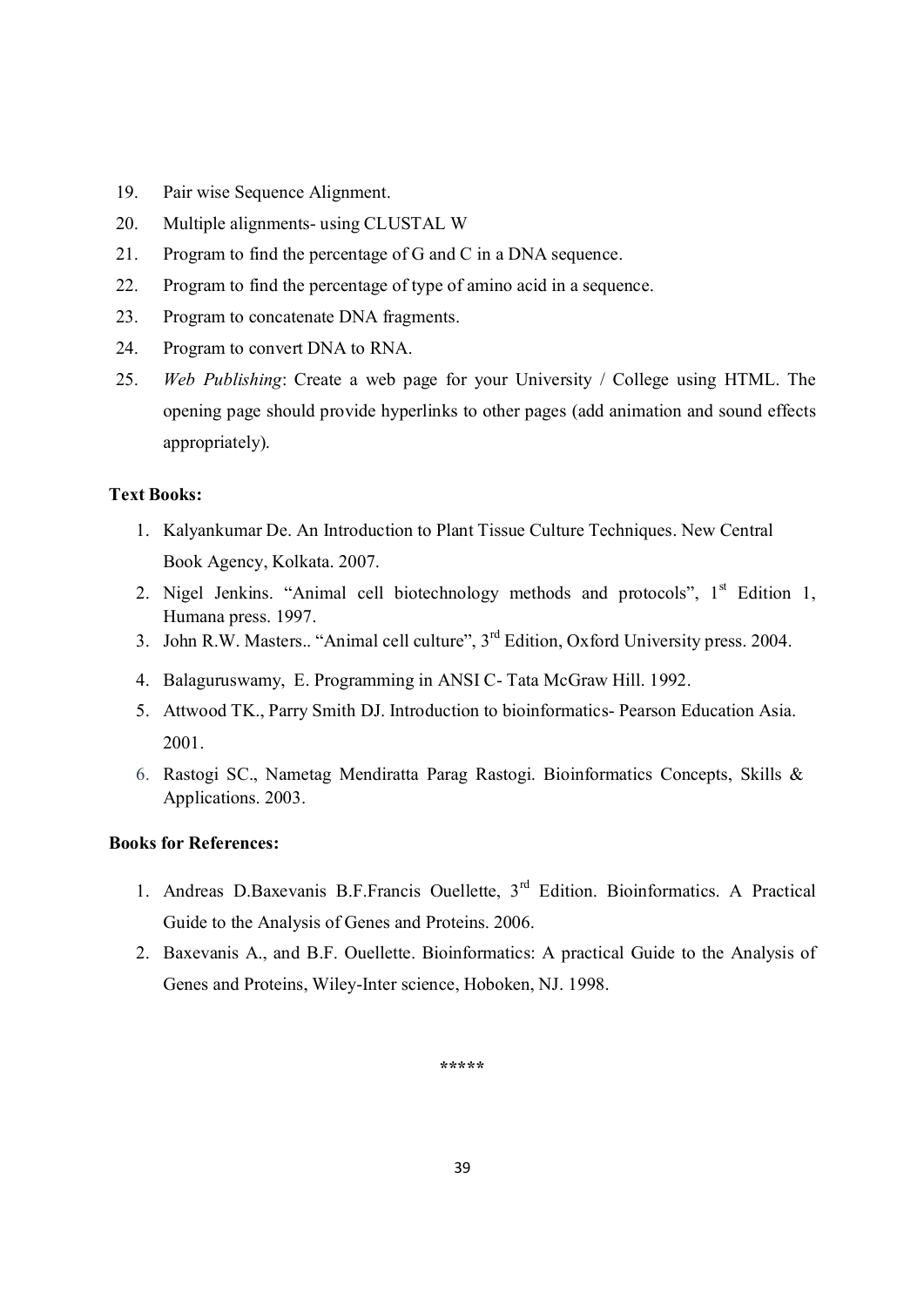19. Pair wise Sequence Alignment.
20. Multiple alignments- using CLUSTAL W
21. Program to find the percentage of G and C in a DNA sequence.
22. Program to find the percentage of type of amino acid in a sequence.
23. Program to concatenate DNA fragments.
24. Program to convert DNA to RNA.
25. *Web Publishing*: Create a web page for your University / College using HTML. The opening page should provide hyperlinks to other pages (add animation and sound effects appropriately).

**Text Books:**

1. Kalyankumar De. An Introduction to Plant Tissue Culture Techniques. New Central Book Agency, Kolkata. 2007.
2. Nigel Jenkins. "Animal cell biotechnology methods and protocols", 1st Edition 1, Humana press. 1997.
3. John R.W. Masters.. "Animal cell culture", 3rd Edition, Oxford University press. 2004.
4. Balaguruswamy, E. Programming in ANSI C- Tata McGraw Hill. 1992.
5. Attwood TK., Parry Smith DJ. Introduction to bioinformatics- Pearson Education Asia. 2001.
6. Rastogi SC., Nametag Mendiratta Parag Rastogi. Bioinformatics Concepts, Skills & Applications. 2003.

**Books for References:**

1. Andreas D.Baxevanis B.F.Francis Ouellette, 3rd Edition. Bioinformatics. A Practical Guide to the Analysis of Genes and Proteins. 2006.
2. Baxevanis A., and B.F. Ouellette. Bioinformatics: A practical Guide to the Analysis of Genes and Proteins, Wiley-Inter science, Hoboken, NJ. 1998.

*****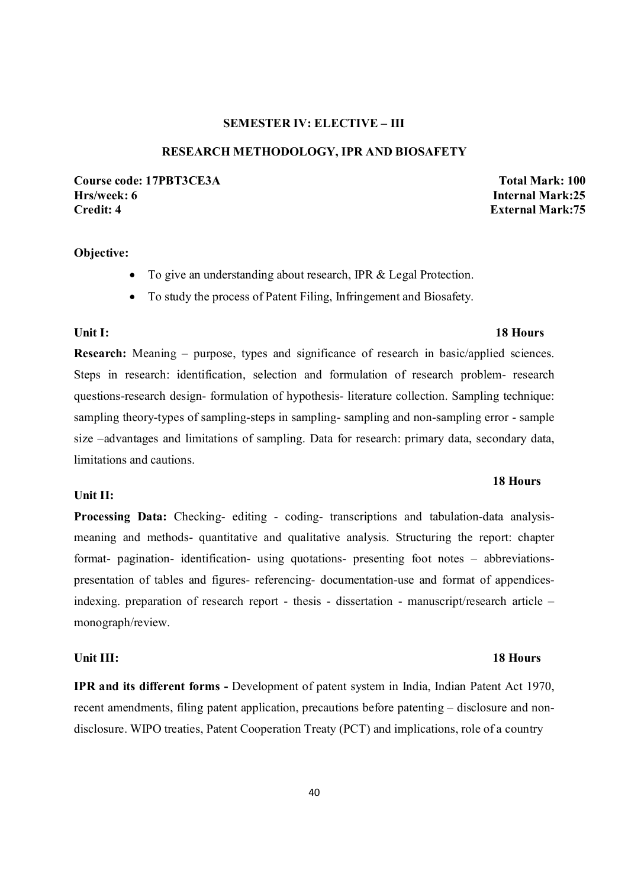**SEMESTER IV: ELECTIVE – III**

**RESEARCH METHODOLOGY, IPR AND BIOSAFETY**

**Course code: 17PBT3CE3A** **Total Mark: 100**
**Hrs/week: 6** **Internal Mark:25**
**Credit: 4** **External Mark:75**

**Objective:**

- To give an understanding about research, IPR & Legal Protection.
- To study the process of Patent Filing, Infringement and Biosafety.

**Unit I:** **18 Hours**

**Research:** Meaning – purpose, types and significance of research in basic/applied sciences. Steps in research: identification, selection and formulation of research problem- research questions-research design- formulation of hypothesis- literature collection. Sampling technique: sampling theory-types of sampling-steps in sampling- sampling and non-sampling error - sample size –advantages and limitations of sampling. Data for research: primary data, secondary data, limitations and cautions.

**Unit II:** **18 Hours**

**Processing Data:** Checking- editing - coding- transcriptions and tabulation-data analysis- meaning and methods- quantitative and qualitative analysis. Structuring the report: chapter format- pagination- identification- using quotations- presenting foot notes – abbreviations- presentation of tables and figures- referencing- documentation-use and format of appendices- indexing. preparation of research report - thesis - dissertation - manuscript/research article – monograph/review.

**Unit III:** **18 Hours**

**IPR and its different forms -** Development of patent system in India, Indian Patent Act 1970, recent amendments, filing patent application, precautions before patenting – disclosure and non-disclosure. WIPO treaties, Patent Cooperation Treaty (PCT) and implications, role of a country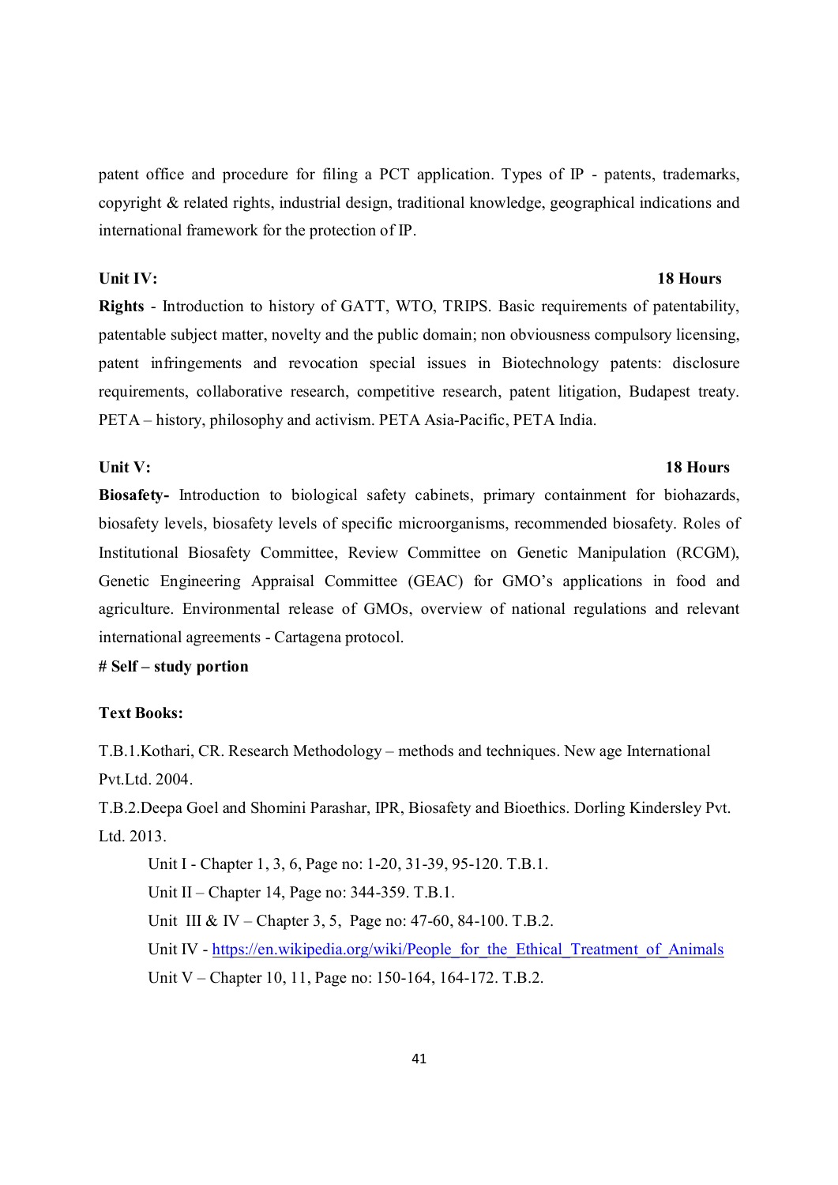patent office and procedure for filing a PCT application. Types of IP - patents, trademarks, copyright & related rights, industrial design, traditional knowledge, geographical indications and international framework for the protection of IP.

**Unit IV:** **18 Hours**

**Rights** - Introduction to history of GATT, WTO, TRIPS. Basic requirements of patentability, patentable subject matter, novelty and the public domain; non obviousness compulsory licensing, patent infringements and revocation special issues in Biotechnology patents: disclosure requirements, collaborative research, competitive research, patent litigation, Budapest treaty. PETA – history, philosophy and activism. PETA Asia-Pacific, PETA India.

**Unit V:** **18 Hours**

**Biosafety-** Introduction to biological safety cabinets, primary containment for biohazards, biosafety levels, biosafety levels of specific microorganisms, recommended biosafety. Roles of Institutional Biosafety Committee, Review Committee on Genetic Manipulation (RCGM), Genetic Engineering Appraisal Committee (GEAC) for GMO's applications in food and agriculture. Environmental release of GMOs, overview of national regulations and relevant international agreements - Cartagena protocol.

**# Self – study portion**

**Text Books:**

T.B.1.Kothari, CR. Research Methodology – methods and techniques. New age International Pvt.Ltd. 2004.

T.B.2.Deepa Goel and Shomini Parashar, IPR, Biosafety and Bioethics. Dorling Kindersley Pvt. Ltd. 2013.

Unit I - Chapter 1, 3, 6, Page no: 1-20, 31-39, 95-120. T.B.1.

Unit II – Chapter 14, Page no: 344-359. T.B.1.

Unit III & IV – Chapter 3, 5, Page no: 47-60, 84-100. T.B.2.

Unit IV - https://en.wikipedia.org/wiki/People_for_the_Ethical_Treatment_of_Animals

Unit V – Chapter 10, 11, Page no: 150-164, 164-172. T.B.2.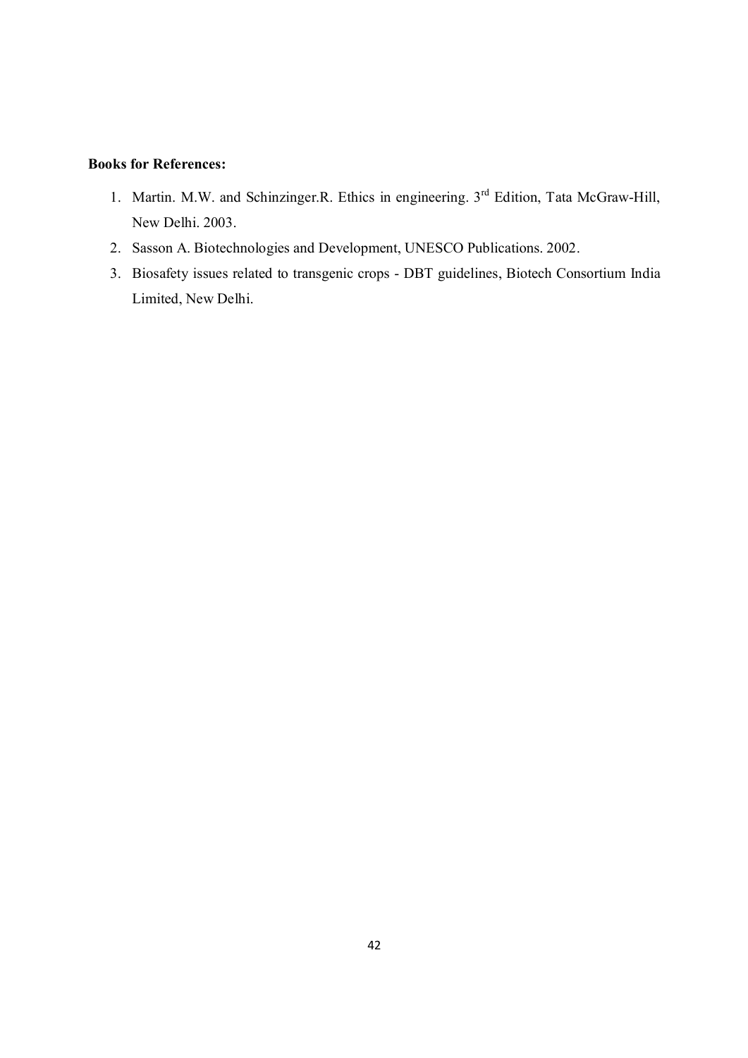**Books for References:**

1. Martin. M.W. and Schinzinger.R. Ethics in engineering. $3^{rd}$ Edition, Tata McGraw-Hill, New Delhi. 2003.
2. Sasson A. Biotechnologies and Development, UNESCO Publications. 2002.
3. Biosafety issues related to transgenic crops - DBT guidelines, Biotech Consortium India Limited, New Delhi.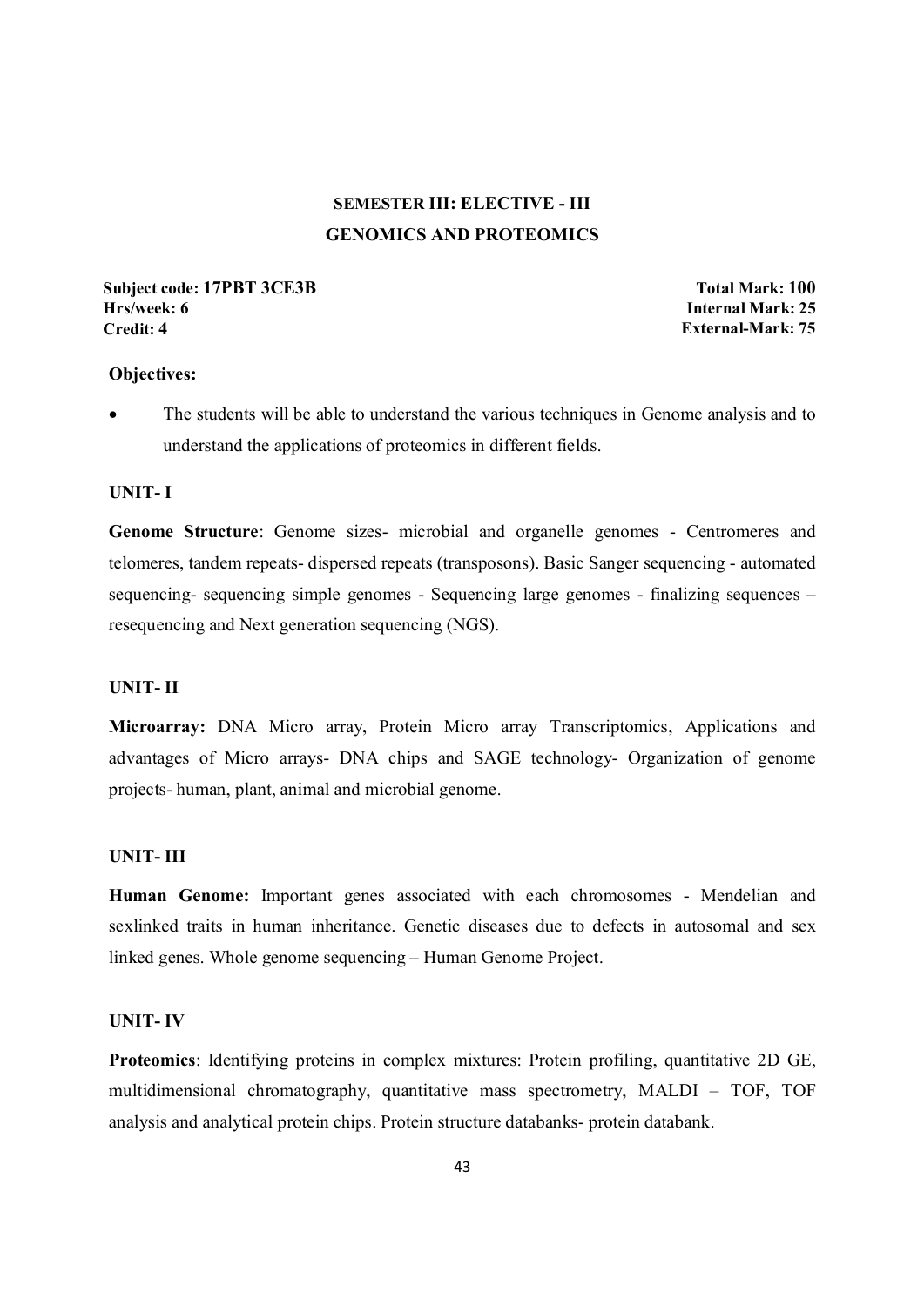## SEMESTER III: ELECTIVE - III
## GENOMICS AND PROTEOMICS

**Subject code: 17PBT 3CE3B**
**Hrs/week: 6**
**Credit: 4**

**Total Mark: 100**
**Internal Mark: 25**
**External-Mark: 75**

**Objectives:**

- The students will be able to understand the various techniques in Genome analysis and to understand the applications of proteomics in different fields.

**UNIT- I**

**Genome Structure**: Genome sizes- microbial and organelle genomes - Centromeres and telomeres, tandem repeats- dispersed repeats (transposons). Basic Sanger sequencing - automated sequencing- sequencing simple genomes - Sequencing large genomes - finalizing sequences – resequencing and Next generation sequencing (NGS).

**UNIT- II**

**Microarray:** DNA Micro array, Protein Micro array Transcriptomics, Applications and advantages of Micro arrays- DNA chips and SAGE technology- Organization of genome projects- human, plant, animal and microbial genome.

**UNIT- III**

**Human Genome:** Important genes associated with each chromosomes - Mendelian and sexlinked traits in human inheritance. Genetic diseases due to defects in autosomal and sex linked genes. Whole genome sequencing – Human Genome Project.

**UNIT- IV**

**Proteomics**: Identifying proteins in complex mixtures: Protein profiling, quantitative 2D GE, multidimensional chromatography, quantitative mass spectrometry, MALDI – TOF, TOF analysis and analytical protein chips. Protein structure databanks- protein databank.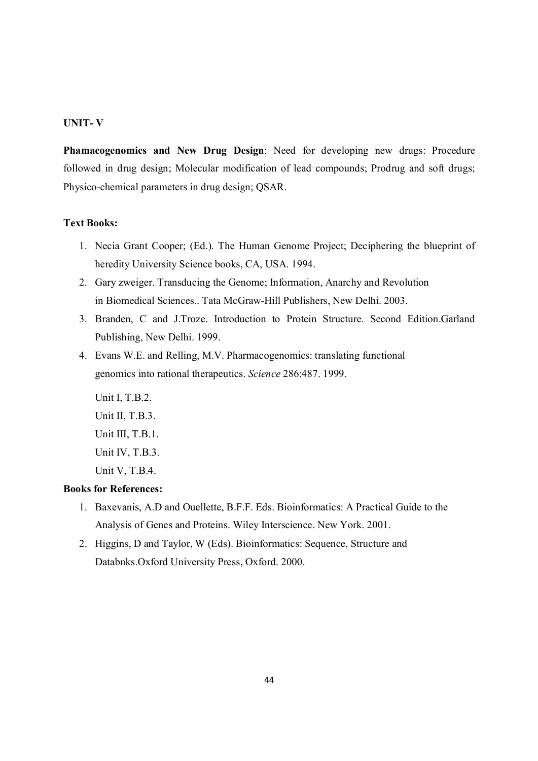**UNIT- V**

**Phamacogenomics and New Drug Design**: Need for developing new drugs: Procedure followed in drug design; Molecular modification of lead compounds; Prodrug and soft drugs; Physico-chemical parameters in drug design; QSAR.

**Text Books:**

1. Necia Grant Cooper; (Ed.). The Human Genome Project; Deciphering the blueprint of heredity University Science books, CA, USA. 1994.
2. Gary zweiger. Transducing the Genome; Information, Anarchy and Revolution in Biomedical Sciences.. Tata McGraw-Hill Publishers, New Delhi. 2003.
3. Branden, C and J.Troze. Introduction to Protein Structure. Second Edition.Garland Publishing, New Delhi. 1999.
4. Evans W.E. and Relling, M.V. Pharmacogenomics: translating functional genomics into rational therapeutics. *Science* 286:487. 1999.

   Unit I, T.B.2.
   Unit II, T.B.3.
   Unit III, T.B.1.
   Unit IV, T.B.3.
   Unit V, T.B.4.

**Books for References:**

1. Baxevanis, A.D and Ouellette, B.F.F. Eds. Bioinformatics: A Practical Guide to the Analysis of Genes and Proteins. Wiley Interscience. New York. 2001.
2. Higgins, D and Taylor, W (Eds). Bioinformatics: Sequence, Structure and Databnks.Oxford University Press, Oxford. 2000.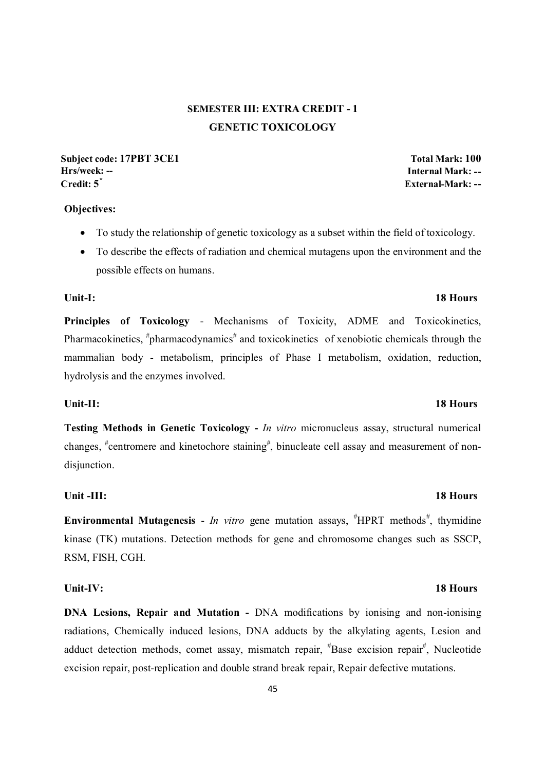## SEMESTER III: EXTRA CREDIT - 1
## GENETIC TOXICOLOGY

| | |
|---|---|
| **Subject code: 17PBT 3CE1** | **Total Mark: 100** |
| **Hrs/week: --** | **Internal Mark: --** |
| **Credit: 5*** | **External-Mark: --** |

**Objectives:**

- To study the relationship of genetic toxicology as a subset within the field of toxicology.
- To describe the effects of radiation and chemical mutagens upon the environment and the possible effects on humans.

**Unit-I: 18 Hours**

**Principles of Toxicology** - Mechanisms of Toxicity, ADME and Toxicokinetics, Pharmacokinetics, #pharmacodynamics# and toxicokinetics of xenobiotic chemicals through the mammalian body - metabolism, principles of Phase I metabolism, oxidation, reduction, hydrolysis and the enzymes involved.

**Unit-II: 18 Hours**

**Testing Methods in Genetic Toxicology -** *In vitro* micronucleus assay, structural numerical changes, #centromere and kinetochore staining#, binucleate cell assay and measurement of non-disjunction.

**Unit -III: 18 Hours**

**Environmental Mutagenesis** - *In vitro* gene mutation assays, #HPRT methods#, thymidine kinase (TK) mutations. Detection methods for gene and chromosome changes such as SSCP, RSM, FISH, CGH.

**Unit-IV: 18 Hours**

**DNA Lesions, Repair and Mutation -** DNA modifications by ionising and non-ionising radiations, Chemically induced lesions, DNA adducts by the alkylating agents, Lesion and adduct detection methods, comet assay, mismatch repair, #Base excision repair#, Nucleotide excision repair, post-replication and double strand break repair, Repair defective mutations.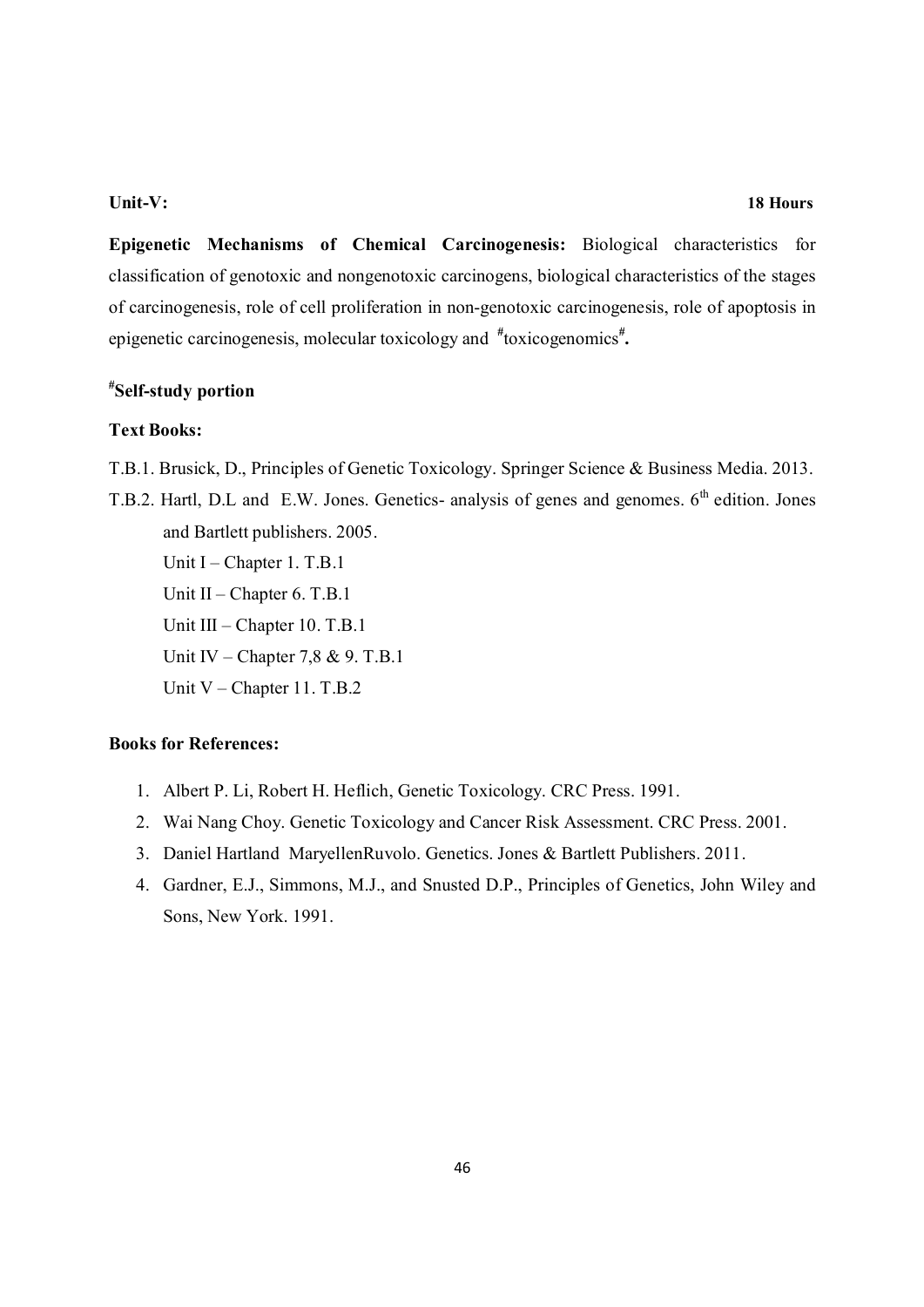**Unit-V:** **18 Hours**

**Epigenetic Mechanisms of Chemical Carcinogenesis:** Biological characteristics for classification of genotoxic and nongenotoxic carcinogens, biological characteristics of the stages of carcinogenesis, role of cell proliferation in non-genotoxic carcinogenesis, role of apoptosis in epigenetic carcinogenesis, molecular toxicology and #toxicogenomics#**.**

**#Self-study portion**

**Text Books:**

T.B.1. Brusick, D., Principles of Genetic Toxicology. Springer Science & Business Media. 2013.

T.B.2. Hartl, D.L and E.W. Jones. Genetics- analysis of genes and genomes. 6th edition. Jones and Bartlett publishers. 2005.

Unit I – Chapter 1. T.B.1

Unit II – Chapter 6. T.B.1

Unit III – Chapter 10. T.B.1

Unit IV – Chapter 7,8 & 9. T.B.1

Unit V – Chapter 11. T.B.2

**Books for References:**

1. Albert P. Li, Robert H. Heflich, Genetic Toxicology. CRC Press. 1991.
2. Wai Nang Choy. Genetic Toxicology and Cancer Risk Assessment. CRC Press. 2001.
3. Daniel Hartland MaryellenRuvolo. Genetics. Jones & Bartlett Publishers. 2011.
4. Gardner, E.J., Simmons, M.J., and Snusted D.P., Principles of Genetics, John Wiley and Sons, New York. 1991.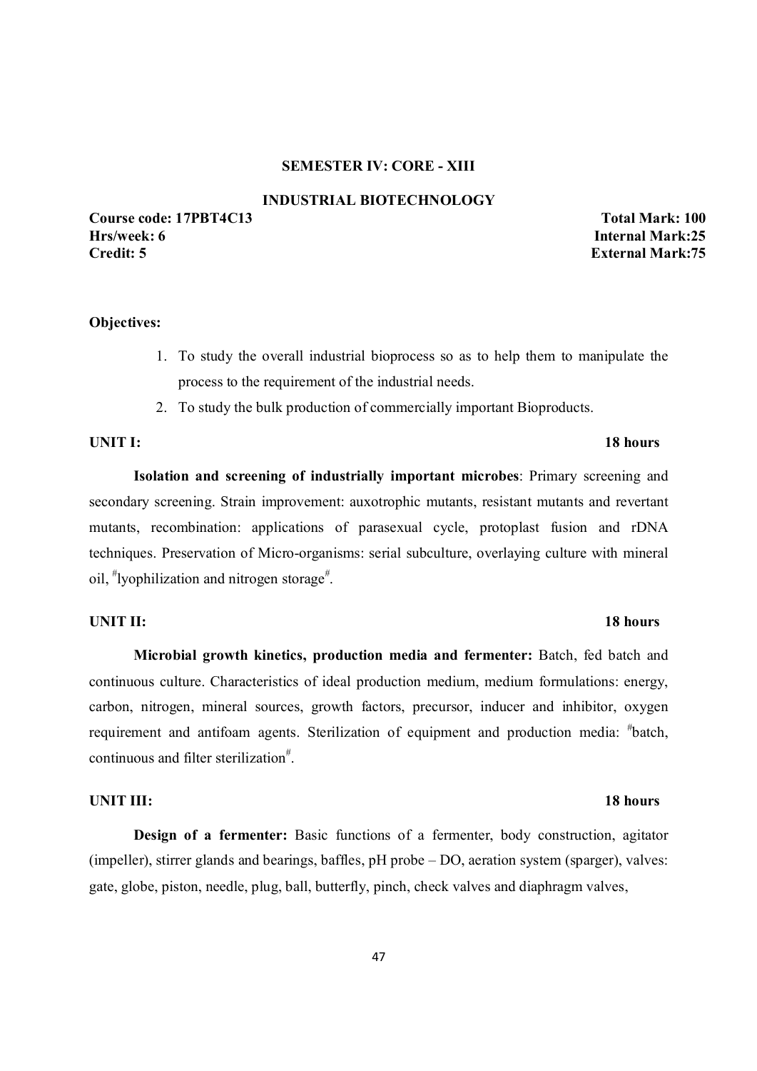**SEMESTER IV: CORE - XIII**

**INDUSTRIAL BIOTECHNOLOGY**

**Course code: 17PBT4C13** | **Total Mark: 100**
**Hrs/week: 6** | **Internal Mark:25**
**Credit: 5** | **External Mark:75**

**Objectives:**

1. To study the overall industrial bioprocess so as to help them to manipulate the process to the requirement of the industrial needs.
2. To study the bulk production of commercially important Bioproducts.

**UNIT I:** **18 hours**

**Isolation and screening of industrially important microbes**: Primary screening and secondary screening. Strain improvement: auxotrophic mutants, resistant mutants and revertant mutants, recombination: applications of parasexual cycle, protoplast fusion and rDNA techniques. Preservation of Micro-organisms: serial subculture, overlaying culture with mineral oil, #lyophilization and nitrogen storage#.

**UNIT II:** **18 hours**

**Microbial growth kinetics, production media and fermenter:** Batch, fed batch and continuous culture. Characteristics of ideal production medium, medium formulations: energy, carbon, nitrogen, mineral sources, growth factors, precursor, inducer and inhibitor, oxygen requirement and antifoam agents. Sterilization of equipment and production media: #batch, continuous and filter sterilization#.

**UNIT III:** **18 hours**

**Design of a fermenter:** Basic functions of a fermenter, body construction, agitator (impeller), stirrer glands and bearings, baffles, pH probe – DO, aeration system (sparger), valves: gate, globe, piston, needle, plug, ball, butterfly, pinch, check valves and diaphragm valves,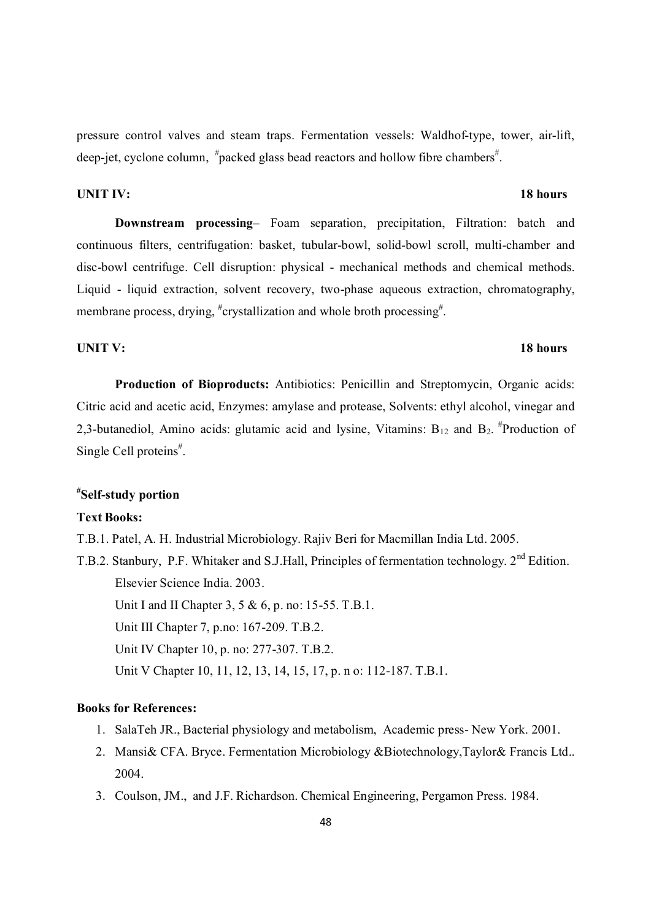pressure control valves and steam traps. Fermentation vessels: Waldhof-type, tower, air-lift, deep-jet, cyclone column, #packed glass bead reactors and hollow fibre chambers#.

**UNIT IV:** **18 hours**

**Downstream processing**– Foam separation, precipitation, Filtration: batch and continuous filters, centrifugation: basket, tubular-bowl, solid-bowl scroll, multi-chamber and disc-bowl centrifuge. Cell disruption: physical - mechanical methods and chemical methods. Liquid - liquid extraction, solvent recovery, two-phase aqueous extraction, chromatography, membrane process, drying, #crystallization and whole broth processing#.

**UNIT V:** **18 hours**

**Production of Bioproducts:** Antibiotics: Penicillin and Streptomycin, Organic acids: Citric acid and acetic acid, Enzymes: amylase and protease, Solvents: ethyl alcohol, vinegar and 2,3-butanediol, Amino acids: glutamic acid and lysine, Vitamins: $B_{12}$ and $B_2$. #Production of Single Cell proteins#.

**#Self-study portion**

**Text Books:**

T.B.1. Patel, A. H. Industrial Microbiology. Rajiv Beri for Macmillan India Ltd. 2005.

T.B.2. Stanbury, P.F. Whitaker and S.J.Hall, Principles of fermentation technology. 2nd Edition. Elsevier Science India. 2003.

Unit I and II Chapter 3, 5 & 6, p. no: 15-55. T.B.1.

Unit III Chapter 7, p.no: 167-209. T.B.2.

Unit IV Chapter 10, p. no: 277-307. T.B.2.

Unit V Chapter 10, 11, 12, 13, 14, 15, 17, p. n o: 112-187. T.B.1.

**Books for References:**

1. SalaTeh JR., Bacterial physiology and metabolism, Academic press- New York. 2001.
2. Mansi& CFA. Bryce. Fermentation Microbiology &Biotechnology,Taylor& Francis Ltd.. 2004.
3. Coulson, JM., and J.F. Richardson. Chemical Engineering, Pergamon Press. 1984.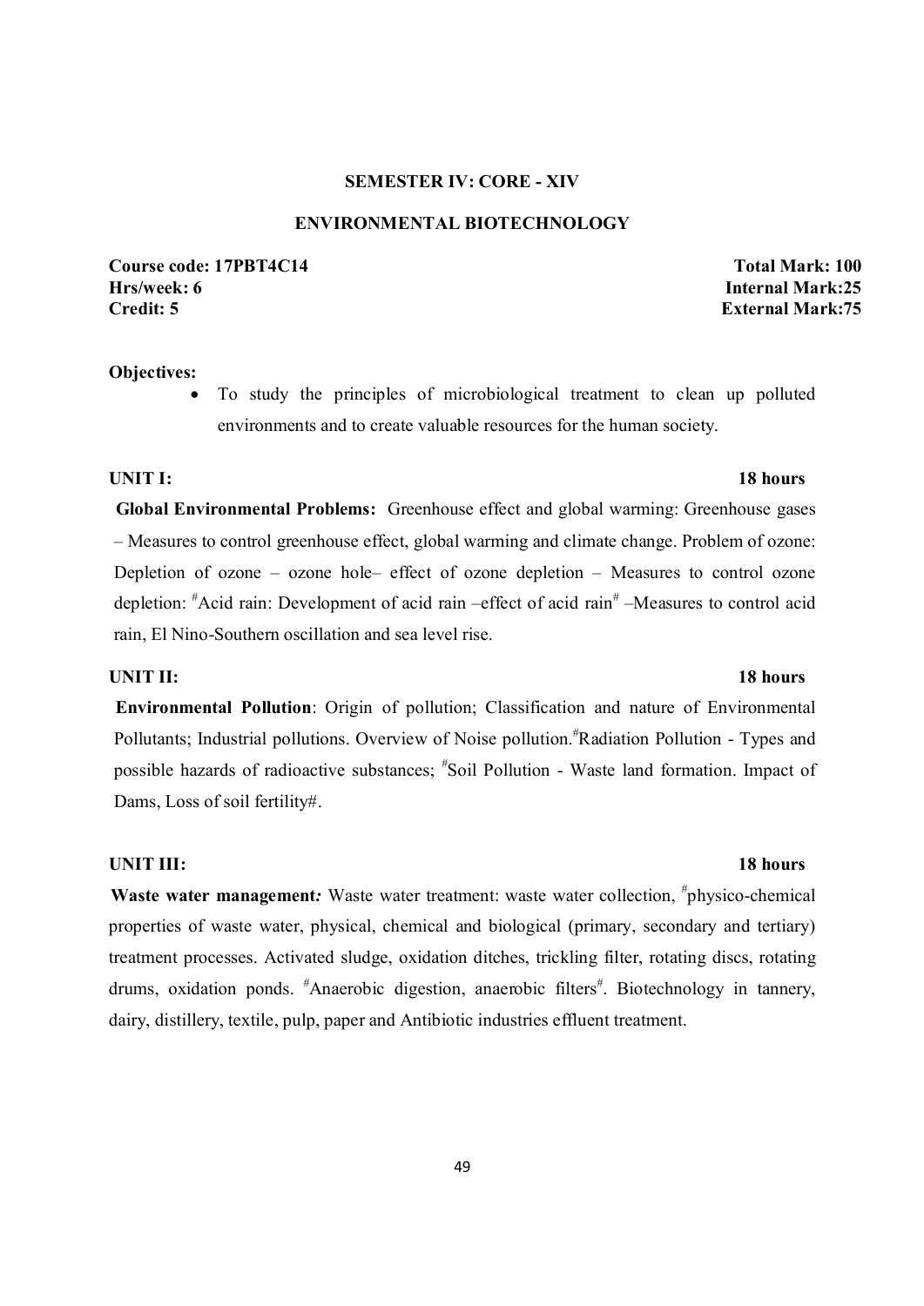## SEMESTER IV: CORE - XIV

## ENVIRONMENTAL BIOTECHNOLOGY

**Course code: 17PBT4C14** | **Total Mark: 100**
**Hrs/week: 6** | **Internal Mark:25**
**Credit: 5** | **External Mark:75**

**Objectives:**

- To study the principles of microbiological treatment to clean up polluted environments and to create valuable resources for the human society.

**UNIT I:** **18 hours**

**Global Environmental Problems:** Greenhouse effect and global warming: Greenhouse gases – Measures to control greenhouse effect, global warming and climate change. Problem of ozone: Depletion of ozone – ozone hole– effect of ozone depletion – Measures to control ozone depletion: #Acid rain: Development of acid rain –effect of acid rain# –Measures to control acid rain, El Nino-Southern oscillation and sea level rise.

**UNIT II:** **18 hours**

**Environmental Pollution**: Origin of pollution; Classification and nature of Environmental Pollutants; Industrial pollutions. Overview of Noise pollution.#Radiation Pollution - Types and possible hazards of radioactive substances; #Soil Pollution - Waste land formation. Impact of Dams, Loss of soil fertility#.

**UNIT III:** **18 hours**

**Waste water management*:*** Waste water treatment: waste water collection, #physico-chemical properties of waste water, physical, chemical and biological (primary, secondary and tertiary) treatment processes. Activated sludge, oxidation ditches, trickling filter, rotating discs, rotating drums, oxidation ponds. #Anaerobic digestion, anaerobic filters#. Biotechnology in tannery, dairy, distillery, textile, pulp, paper and Antibiotic industries effluent treatment.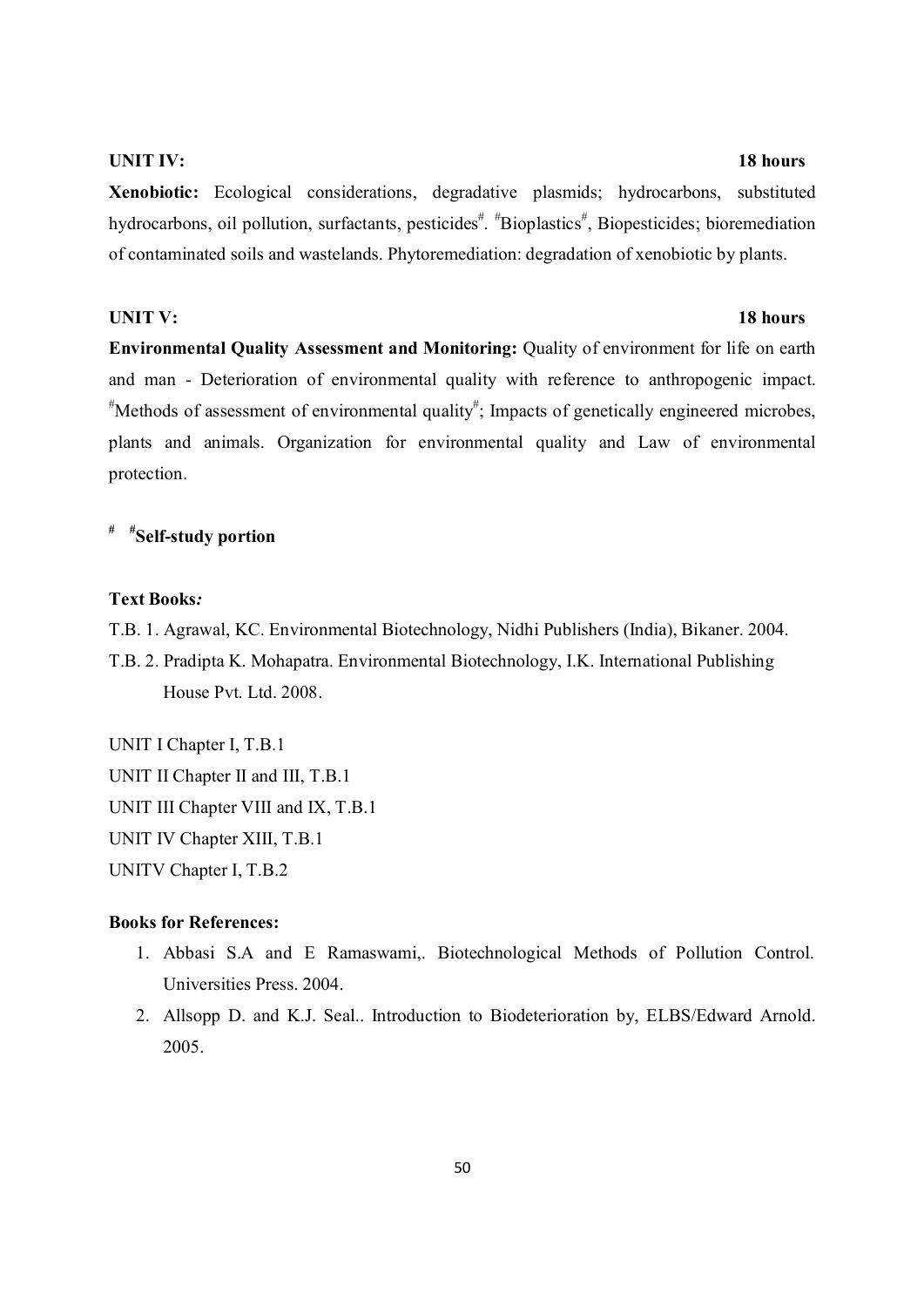**UNIT IV:** **18 hours**

**Xenobiotic:** Ecological considerations, degradative plasmids; hydrocarbons, substituted hydrocarbons, oil pollution, surfactants, pesticides#. #Bioplastics#, Biopesticides; bioremediation of contaminated soils and wastelands. Phytoremediation: degradation of xenobiotic by plants.

**UNIT V:** **18 hours**

**Environmental Quality Assessment and Monitoring:** Quality of environment for life on earth and man - Deterioration of environmental quality with reference to anthropogenic impact. #Methods of assessment of environmental quality#; Impacts of genetically engineered microbes, plants and animals. Organization for environmental quality and Law of environmental protection.

**# #Self-study portion**

**Text Books:**

T.B. 1. Agrawal, KC. Environmental Biotechnology, Nidhi Publishers (India), Bikaner. 2004.

T.B. 2. Pradipta K. Mohapatra. Environmental Biotechnology, I.K. International Publishing House Pvt. Ltd. 2008.

UNIT I Chapter I, T.B.1

UNIT II Chapter II and III, T.B.1

UNIT III Chapter VIII and IX, T.B.1

UNIT IV Chapter XIII, T.B.1

UNITV Chapter I, T.B.2

**Books for References:**

1. Abbasi S.A and E Ramaswami,. Biotechnological Methods of Pollution Control. Universities Press. 2004.
2. Allsopp D. and K.J. Seal.. Introduction to Biodeterioration by, ELBS/Edward Arnold. 2005.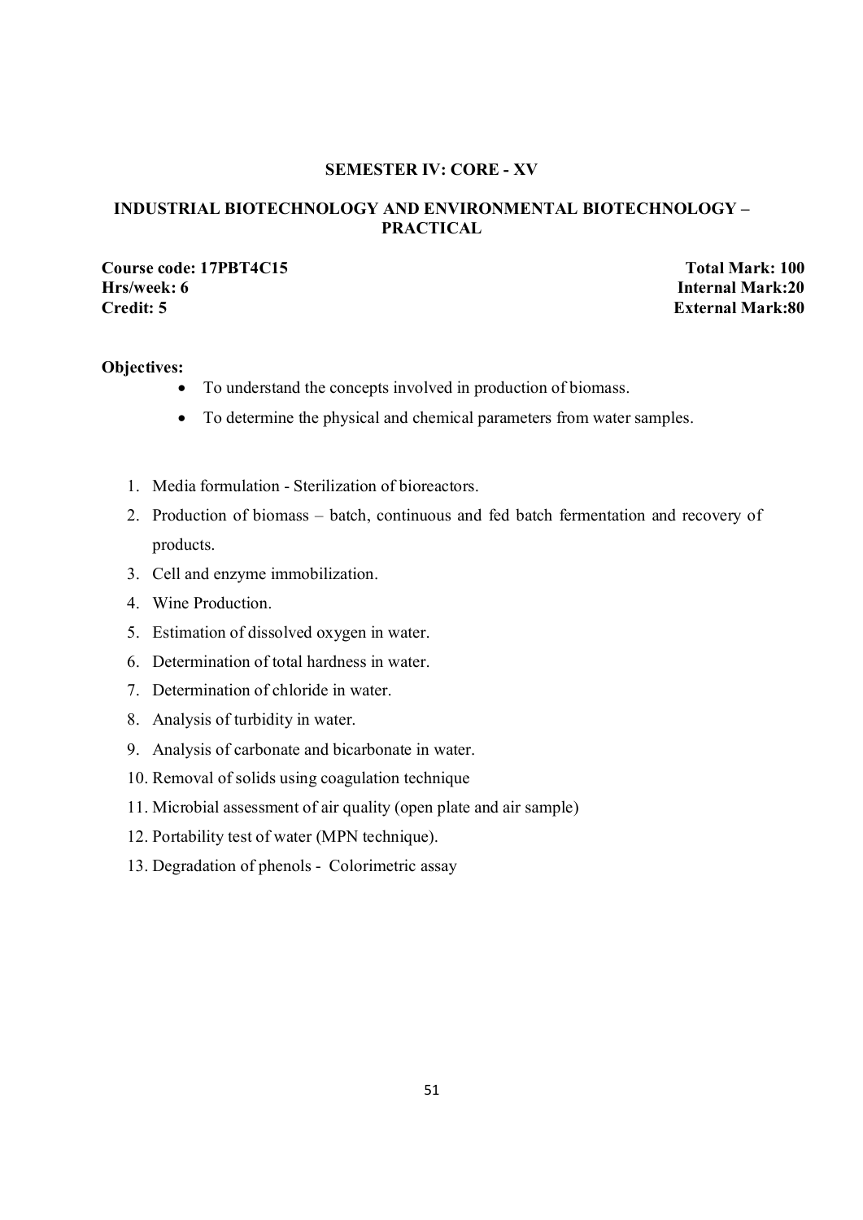## SEMESTER IV: CORE - XV

## INDUSTRIAL BIOTECHNOLOGY AND ENVIRONMENTAL BIOTECHNOLOGY – PRACTICAL

**Course code: 17PBT4C15** **Total Mark: 100**
**Hrs/week: 6** **Internal Mark:20**
**Credit: 5** **External Mark:80**

**Objectives:**

- To understand the concepts involved in production of biomass.
- To determine the physical and chemical parameters from water samples.

1. Media formulation - Sterilization of bioreactors.
2. Production of biomass – batch, continuous and fed batch fermentation and recovery of products.
3. Cell and enzyme immobilization.
4. Wine Production.
5. Estimation of dissolved oxygen in water.
6. Determination of total hardness in water.
7. Determination of chloride in water.
8. Analysis of turbidity in water.
9. Analysis of carbonate and bicarbonate in water.
10. Removal of solids using coagulation technique
11. Microbial assessment of air quality (open plate and air sample)
12. Portability test of water (MPN technique).
13. Degradation of phenols - Colorimetric assay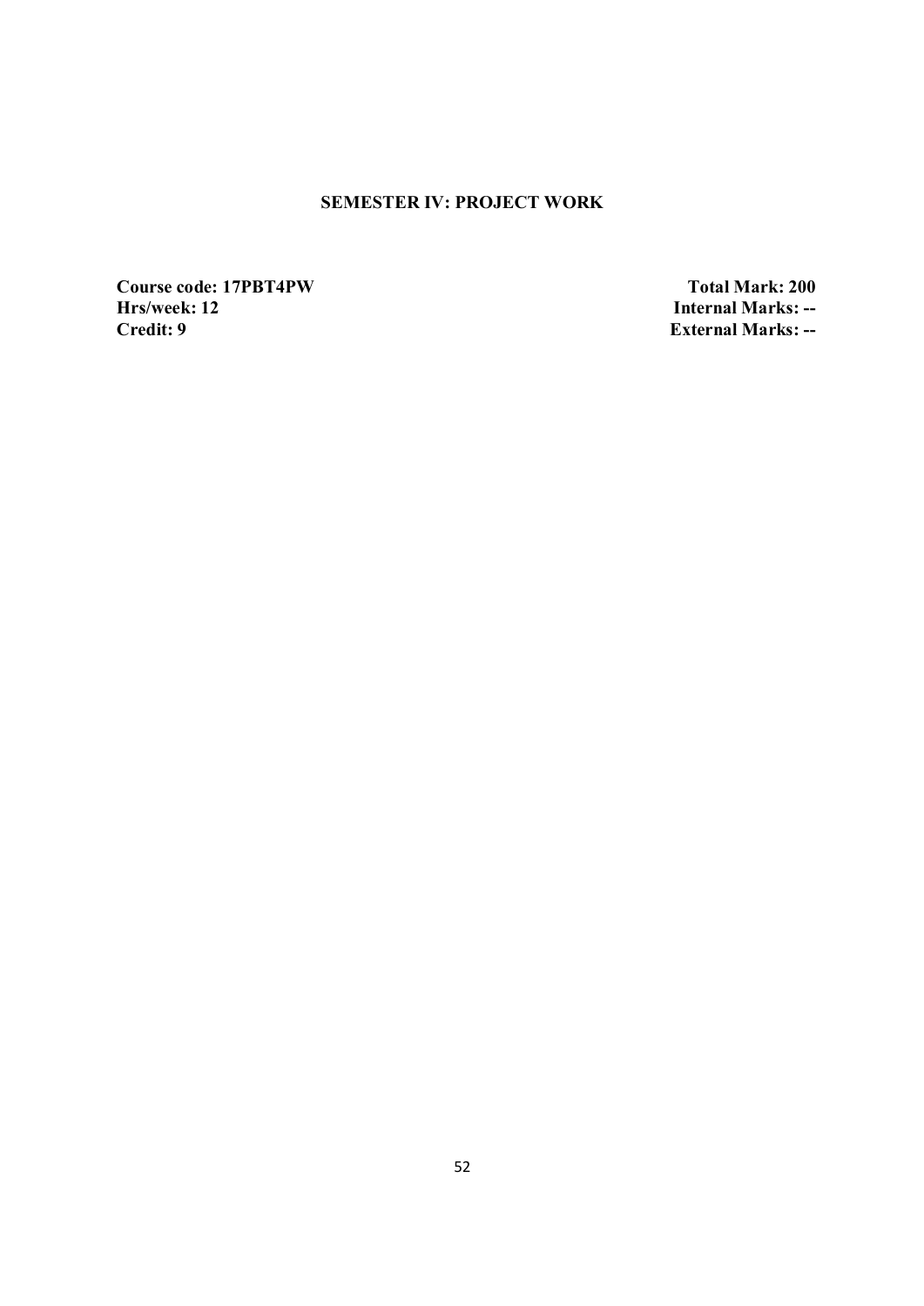## SEMESTER IV: PROJECT WORK

**Course code: 17PBT4PW** **Total Mark: 200**

**Hrs/week: 12** **Internal Marks: --**

**Credit: 9** **External Marks: --**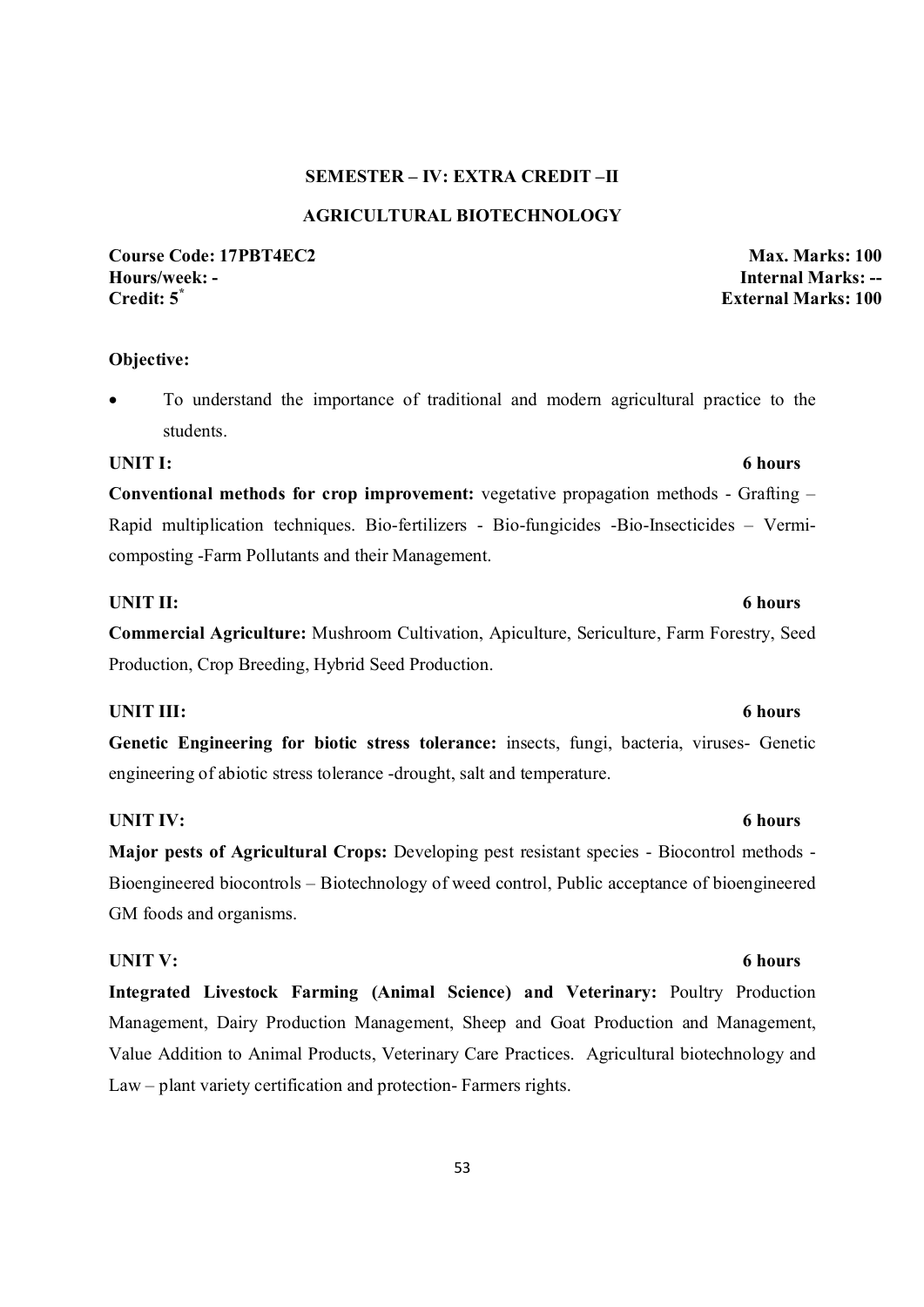**SEMESTER – IV: EXTRA CREDIT –II**

**AGRICULTURAL BIOTECHNOLOGY**

**Course Code: 17PBT4EC2** **Max. Marks: 100**
**Hours/week: -** **Internal Marks: --**
**Credit: 5*** **External Marks: 100**

**Objective:**

- To understand the importance of traditional and modern agricultural practice to the students.

**UNIT I:** **6 hours**

**Conventional methods for crop improvement:** vegetative propagation methods - Grafting – Rapid multiplication techniques. Bio-fertilizers - Bio-fungicides -Bio-Insecticides – Vermi-composting -Farm Pollutants and their Management.

**UNIT II:** **6 hours**

**Commercial Agriculture:** Mushroom Cultivation, Apiculture, Sericulture, Farm Forestry, Seed Production, Crop Breeding, Hybrid Seed Production.

**UNIT III:** **6 hours**

**Genetic Engineering for biotic stress tolerance:** insects, fungi, bacteria, viruses- Genetic engineering of abiotic stress tolerance -drought, salt and temperature.

**UNIT IV:** **6 hours**

**Major pests of Agricultural Crops:** Developing pest resistant species - Biocontrol methods - Bioengineered biocontrols – Biotechnology of weed control, Public acceptance of bioengineered GM foods and organisms.

**UNIT V:** **6 hours**

**Integrated Livestock Farming (Animal Science) and Veterinary:** Poultry Production Management, Dairy Production Management, Sheep and Goat Production and Management, Value Addition to Animal Products, Veterinary Care Practices. Agricultural biotechnology and Law – plant variety certification and protection- Farmers rights.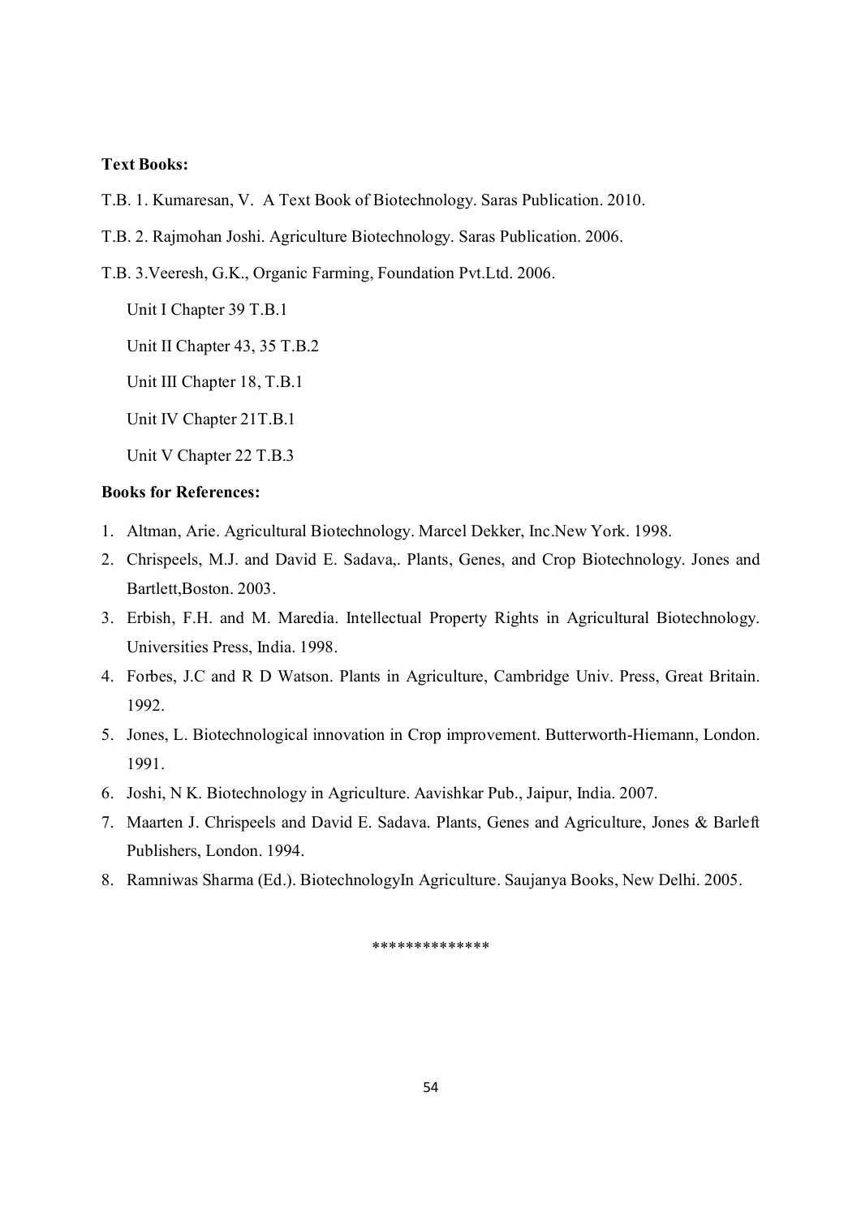**Text Books:**

T.B. 1. Kumaresan, V.  A Text Book of Biotechnology. Saras Publication. 2010.

T.B. 2. Rajmohan Joshi. Agriculture Biotechnology. Saras Publication. 2006.

T.B. 3.Veeresh, G.K., Organic Farming, Foundation Pvt.Ltd. 2006.

Unit I Chapter 39 T.B.1

Unit II Chapter 43, 35 T.B.2

Unit III Chapter 18, T.B.1

Unit IV Chapter 21T.B.1

Unit V Chapter 22 T.B.3

**Books for References:**

1. Altman, Arie. Agricultural Biotechnology. Marcel Dekker, Inc.New York. 1998.
2. Chrispeels, M.J. and David E. Sadava,. Plants, Genes, and Crop Biotechnology. Jones and Bartlett,Boston. 2003.
3. Erbish, F.H. and M. Maredia. Intellectual Property Rights in Agricultural Biotechnology. Universities Press, India. 1998.
4. Forbes, J.C and R D Watson. Plants in Agriculture, Cambridge Univ. Press, Great Britain. 1992.
5. Jones, L. Biotechnological innovation in Crop improvement. Butterworth-Hiemann, London. 1991.
6. Joshi, N K. Biotechnology in Agriculture. Aavishkar Pub., Jaipur, India. 2007.
7. Maarten J. Chrispeels and David E. Sadava. Plants, Genes and Agriculture, Jones & Barleft Publishers, London. 1994.
8. Ramniwas Sharma (Ed.). BiotechnologyIn Agriculture. Saujanya Books, New Delhi. 2005.

**************